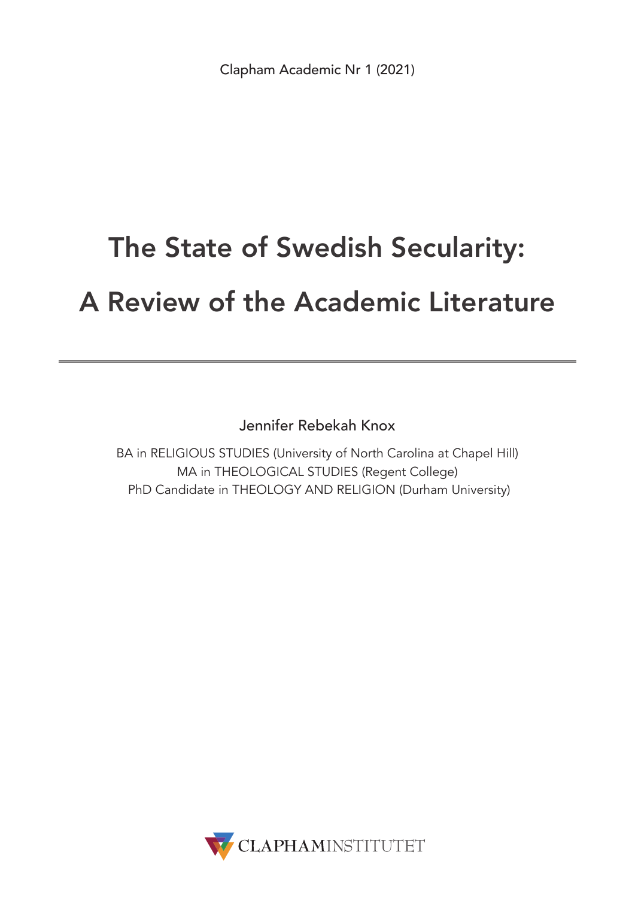Clapham Academic Nr 1 (2021)

# The State of Swedish Secularity: A Review of the Academic Literature

---

Jennifer Rebekah Knox

BA in RELIGIOUS STUDIES (University of North Carolina at Chapel Hill)
MA in THEOLOGICAL STUDIES (Regent College)
PhD Candidate in THEOLOGY AND RELIGION (Durham University)

CLAPHAMINSTITUTET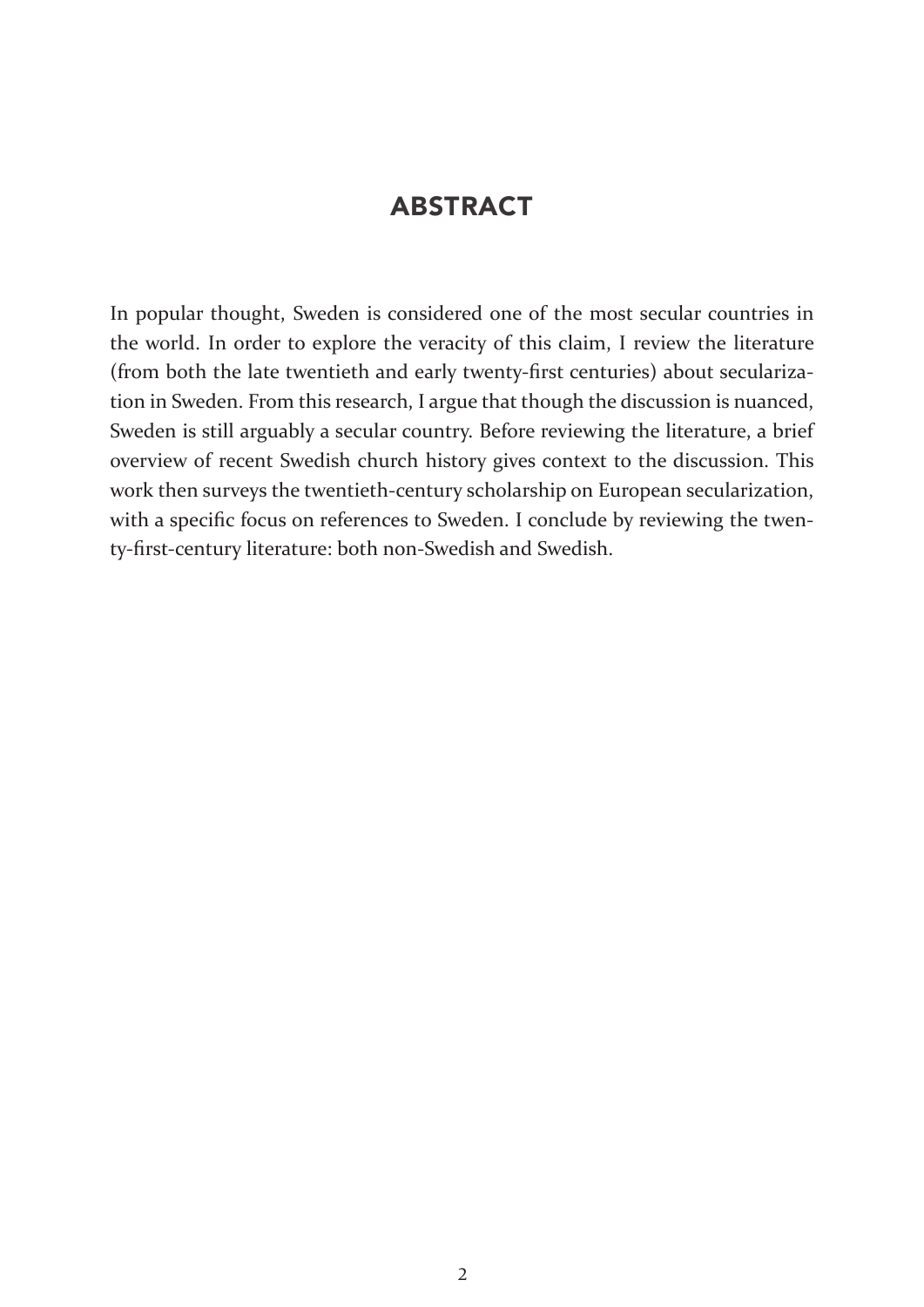## ABSTRACT

In popular thought, Sweden is considered one of the most secular countries in the world. In order to explore the veracity of this claim, I review the literature (from both the late twentieth and early twenty-first centuries) about secularization in Sweden. From this research, I argue that though the discussion is nuanced, Sweden is still arguably a secular country. Before reviewing the literature, a brief overview of recent Swedish church history gives context to the discussion. This work then surveys the twentieth-century scholarship on European secularization, with a specific focus on references to Sweden. I conclude by reviewing the twenty-first-century literature: both non-Swedish and Swedish.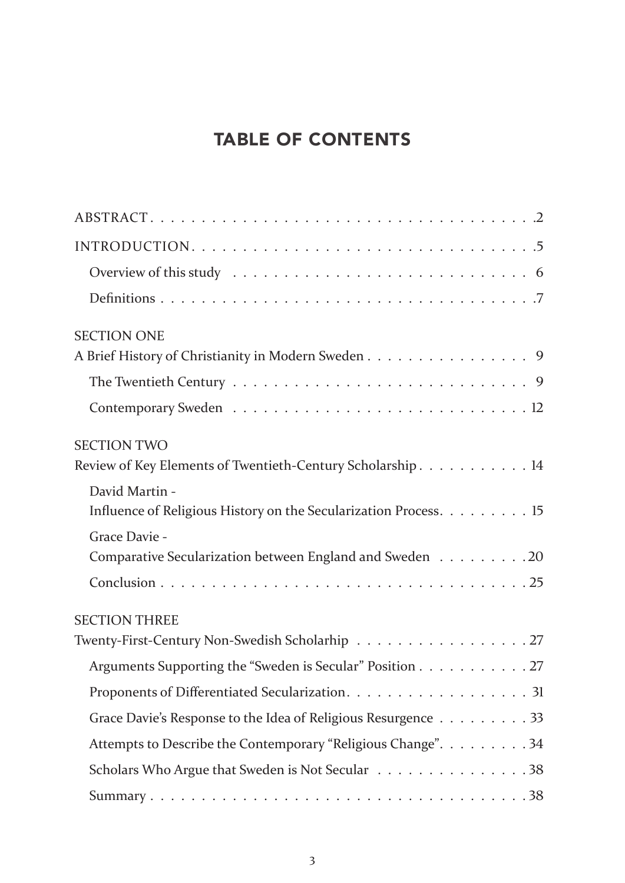# TABLE OF CONTENTS

ABSTRACT . . . . . . . . . . . . . . . . . . . . . . . . . . . . . . . . . . . . . . 2

INTRODUCTION . . . . . . . . . . . . . . . . . . . . . . . . . . . . . . . . . . . 5

- Overview of this study . . . . . . . . . . . . . . . . . . . . . . . . . . . . 6
- Definitions . . . . . . . . . . . . . . . . . . . . . . . . . . . . . . . . . . . 7

SECTION ONE
A Brief History of Christianity in Modern Sweden . . . . . . . . . . . . . . . . 9

- The Twentieth Century . . . . . . . . . . . . . . . . . . . . . . . . . . . . 9
- Contemporary Sweden . . . . . . . . . . . . . . . . . . . . . . . . . . . . 12

SECTION TWO
Review of Key Elements of Twentieth-Century Scholarship . . . . . . . . . . . 14

- David Martin - Influence of Religious History on the Secularization Process . . . . . . . . . 15
- Grace Davie - Comparative Secularization between England and Sweden . . . . . . . . . 20
- Conclusion . . . . . . . . . . . . . . . . . . . . . . . . . . . . . . . . . . 25

SECTION THREE
Twenty-First-Century Non-Swedish Scholarhip . . . . . . . . . . . . . . . . . 27

- Arguments Supporting the "Sweden is Secular" Position . . . . . . . . . . . 27
- Proponents of Differentiated Secularization . . . . . . . . . . . . . . . . . . 31
- Grace Davie's Response to the Idea of Religious Resurgence . . . . . . . . . 33
- Attempts to Describe the Contemporary "Religious Change" . . . . . . . . . 34
- Scholars Who Argue that Sweden is Not Secular . . . . . . . . . . . . . . . 38
- Summary . . . . . . . . . . . . . . . . . . . . . . . . . . . . . . . . . . . 38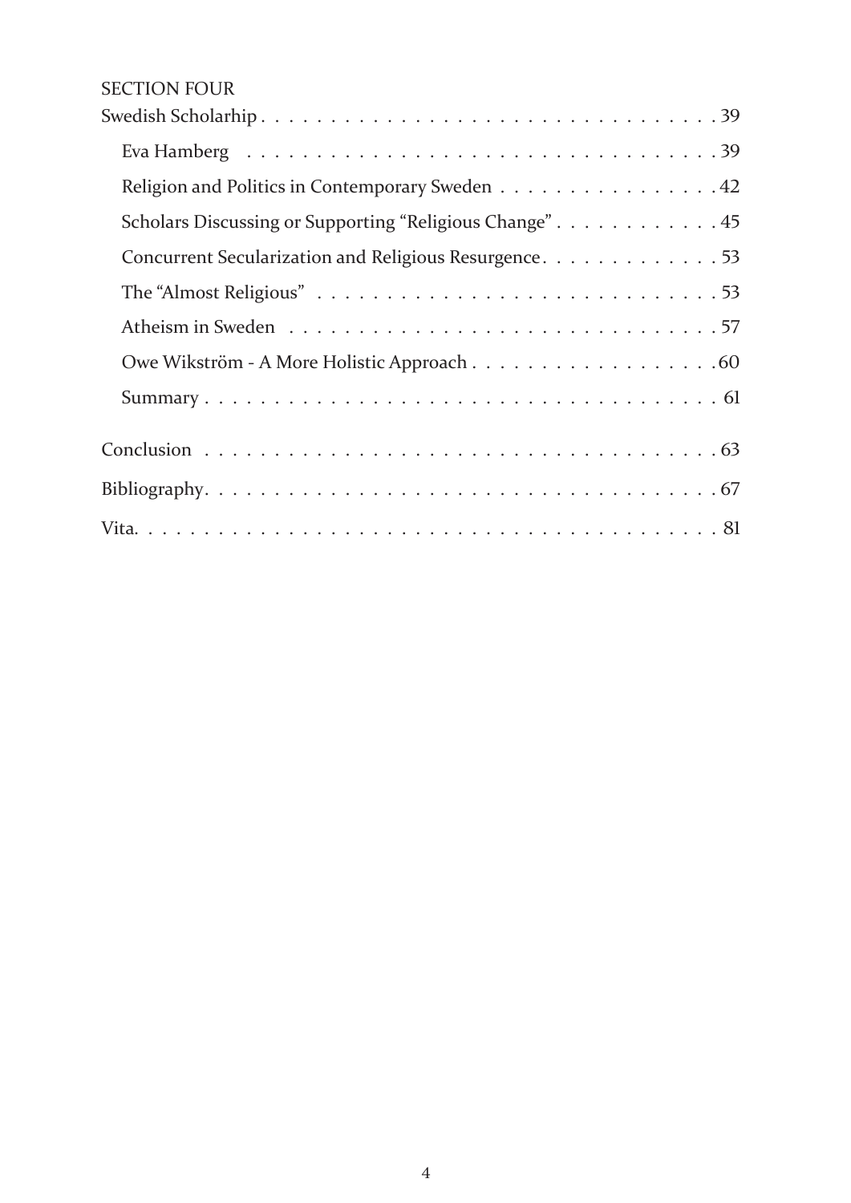SECTION FOUR

Swedish Scholarhip . . . . . . . . . . . . . . . . . . . . . . . . . . . . . . . . . . 39

- Eva Hamberg . . . . . . . . . . . . . . . . . . . . . . . . . . . . . . . . 39
- Religion and Politics in Contemporary Sweden . . . . . . . . . . . . . . . . 42
- Scholars Discussing or Supporting “Religious Change” . . . . . . . . . . . . 45
- Concurrent Secularization and Religious Resurgence . . . . . . . . . . . . . 53
- The “Almost Religious” . . . . . . . . . . . . . . . . . . . . . . . . . . . 53
- Atheism in Sweden . . . . . . . . . . . . . . . . . . . . . . . . . . . . . 57
- Owe Wikström - A More Holistic Approach . . . . . . . . . . . . . . . . . . 60
- Summary . . . . . . . . . . . . . . . . . . . . . . . . . . . . . . . . . . 61

Conclusion . . . . . . . . . . . . . . . . . . . . . . . . . . . . . . . . . . . 63

Bibliography . . . . . . . . . . . . . . . . . . . . . . . . . . . . . . . . . . 67

Vita . . . . . . . . . . . . . . . . . . . . . . . . . . . . . . . . . . . . . . 81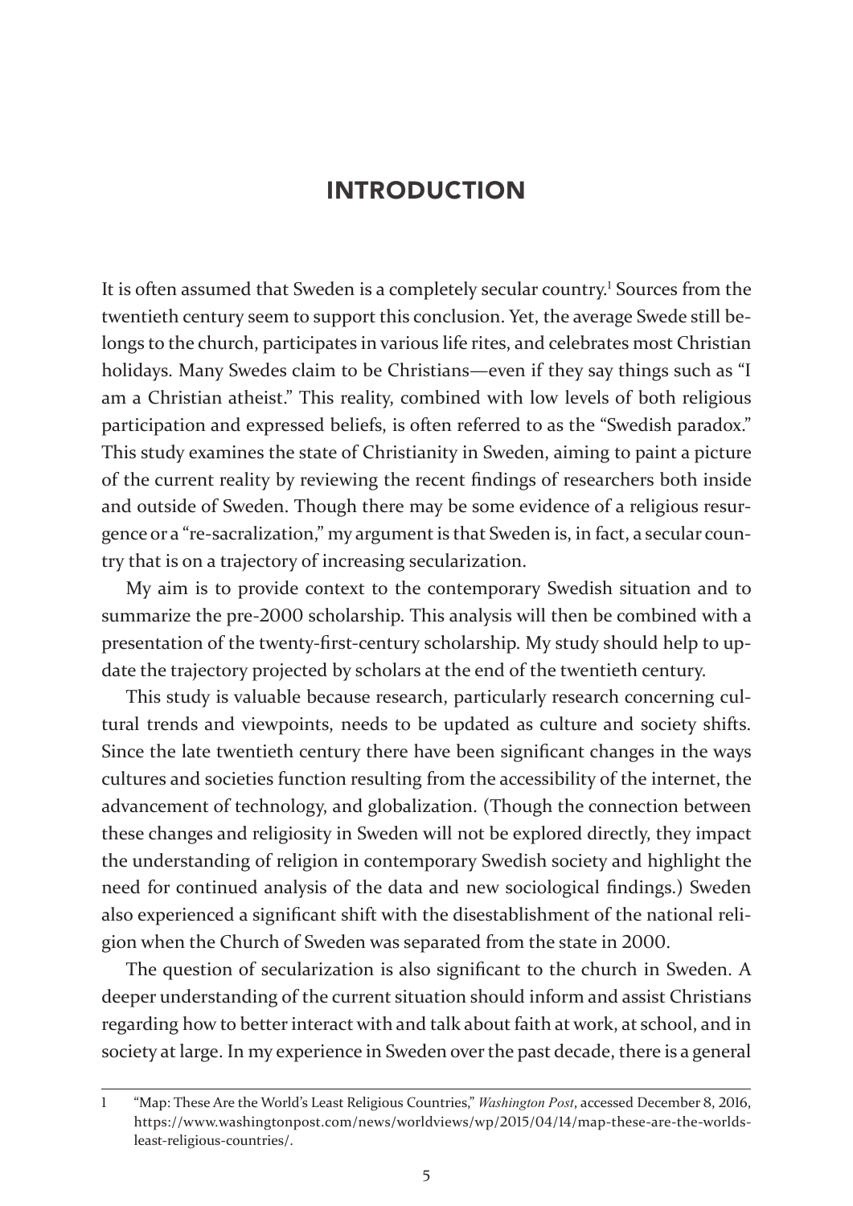# INTRODUCTION

It is often assumed that Sweden is a completely secular country.[1] Sources from the twentieth century seem to support this conclusion. Yet, the average Swede still belongs to the church, participates in various life rites, and celebrates most Christian holidays. Many Swedes claim to be Christians—even if they say things such as "I am a Christian atheist." This reality, combined with low levels of both religious participation and expressed beliefs, is often referred to as the "Swedish paradox." This study examines the state of Christianity in Sweden, aiming to paint a picture of the current reality by reviewing the recent findings of researchers both inside and outside of Sweden. Though there may be some evidence of a religious resurgence or a "re-sacralization," my argument is that Sweden is, in fact, a secular country that is on a trajectory of increasing secularization.

My aim is to provide context to the contemporary Swedish situation and to summarize the pre-2000 scholarship. This analysis will then be combined with a presentation of the twenty-first-century scholarship. My study should help to update the trajectory projected by scholars at the end of the twentieth century.

This study is valuable because research, particularly research concerning cultural trends and viewpoints, needs to be updated as culture and society shifts. Since the late twentieth century there have been significant changes in the ways cultures and societies function resulting from the accessibility of the internet, the advancement of technology, and globalization. (Though the connection between these changes and religiosity in Sweden will not be explored directly, they impact the understanding of religion in contemporary Swedish society and highlight the need for continued analysis of the data and new sociological findings.) Sweden also experienced a significant shift with the disestablishment of the national religion when the Church of Sweden was separated from the state in 2000.

The question of secularization is also significant to the church in Sweden. A deeper understanding of the current situation should inform and assist Christians regarding how to better interact with and talk about faith at work, at school, and in society at large. In my experience in Sweden over the past decade, there is a general

---

1 "Map: These Are the World's Least Religious Countries," *Washington Post*, accessed December 8, 2016, https://www.washingtonpost.com/news/worldviews/wp/2015/04/14/map-these-are-the-worlds-least-religious-countries/.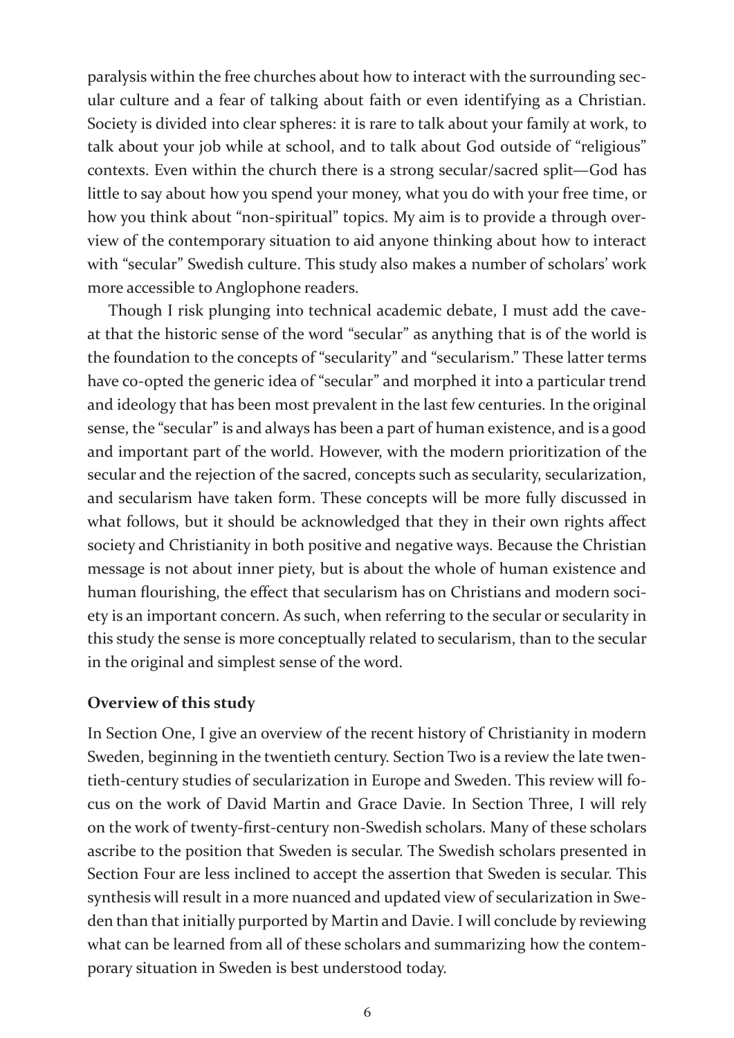paralysis within the free churches about how to interact with the surrounding secular culture and a fear of talking about faith or even identifying as a Christian. Society is divided into clear spheres: it is rare to talk about your family at work, to talk about your job while at school, and to talk about God outside of "religious" contexts. Even within the church there is a strong secular/sacred split—God has little to say about how you spend your money, what you do with your free time, or how you think about "non-spiritual" topics. My aim is to provide a through overview of the contemporary situation to aid anyone thinking about how to interact with "secular" Swedish culture. This study also makes a number of scholars' work more accessible to Anglophone readers.

Though I risk plunging into technical academic debate, I must add the caveat that the historic sense of the word "secular" as anything that is of the world is the foundation to the concepts of "secularity" and "secularism." These latter terms have co-opted the generic idea of "secular" and morphed it into a particular trend and ideology that has been most prevalent in the last few centuries. In the original sense, the "secular" is and always has been a part of human existence, and is a good and important part of the world. However, with the modern prioritization of the secular and the rejection of the sacred, concepts such as secularity, secularization, and secularism have taken form. These concepts will be more fully discussed in what follows, but it should be acknowledged that they in their own rights affect society and Christianity in both positive and negative ways. Because the Christian message is not about inner piety, but is about the whole of human existence and human flourishing, the effect that secularism has on Christians and modern society is an important concern. As such, when referring to the secular or secularity in this study the sense is more conceptually related to secularism, than to the secular in the original and simplest sense of the word.

**Overview of this study**

In Section One, I give an overview of the recent history of Christianity in modern Sweden, beginning in the twentieth century. Section Two is a review the late twentieth-century studies of secularization in Europe and Sweden. This review will focus on the work of David Martin and Grace Davie. In Section Three, I will rely on the work of twenty-first-century non-Swedish scholars. Many of these scholars ascribe to the position that Sweden is secular. The Swedish scholars presented in Section Four are less inclined to accept the assertion that Sweden is secular. This synthesis will result in a more nuanced and updated view of secularization in Sweden than that initially purported by Martin and Davie. I will conclude by reviewing what can be learned from all of these scholars and summarizing how the contemporary situation in Sweden is best understood today.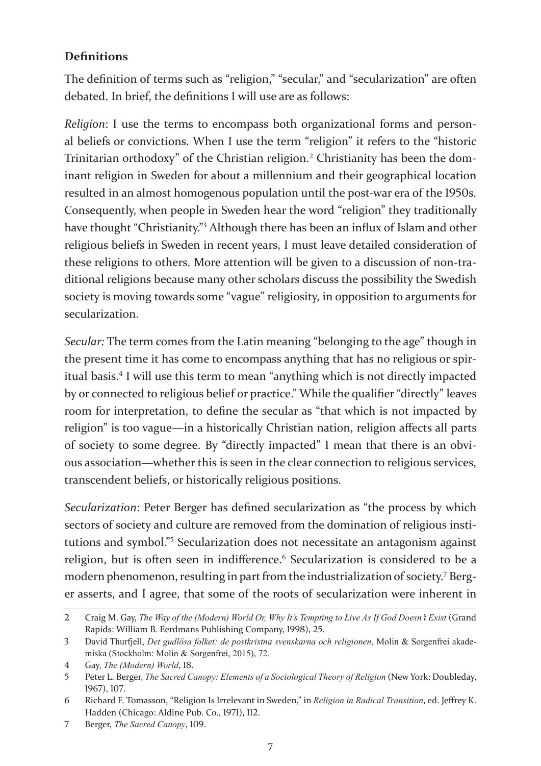**Definitions**

The definition of terms such as "religion," "secular," and "secularization" are often debated. In brief, the definitions I will use are as follows:

*Religion*: I use the terms to encompass both organizational forms and personal beliefs or convictions. When I use the term "religion" it refers to the "historic Trinitarian orthodoxy" of the Christian religion.[2] Christianity has been the dominant religion in Sweden for about a millennium and their geographical location resulted in an almost homogenous population until the post-war era of the 1950s. Consequently, when people in Sweden hear the word "religion" they traditionally have thought "Christianity."[3] Although there has been an influx of Islam and other religious beliefs in Sweden in recent years, I must leave detailed consideration of these religions to others. More attention will be given to a discussion of non-traditional religions because many other scholars discuss the possibility the Swedish society is moving towards some "vague" religiosity, in opposition to arguments for secularization.

*Secular:* The term comes from the Latin meaning "belonging to the age" though in the present time it has come to encompass anything that has no religious or spiritual basis.[4] I will use this term to mean "anything which is not directly impacted by or connected to religious belief or practice." While the qualifier "directly" leaves room for interpretation, to define the secular as "that which is not impacted by religion" is too vague—in a historically Christian nation, religion affects all parts of society to some degree. By "directly impacted" I mean that there is an obvious association—whether this is seen in the clear connection to religious services, transcendent beliefs, or historically religious positions.

*Secularization*: Peter Berger has defined secularization as "the process by which sectors of society and culture are removed from the domination of religious institutions and symbol."[5] Secularization does not necessitate an antagonism against religion, but is often seen in indifference.[6] Secularization is considered to be a modern phenomenon, resulting in part from the industrialization of society.[7] Berger asserts, and I agree, that some of the roots of secularization were inherent in

---

2 Craig M. Gay, *The Way of the (Modern) World Or, Why It's Tempting to Live As If God Doesn't Exist* (Grand Rapids: William B. Eerdmans Publishing Company, 1998), 25.

3 David Thurfjell, *Det gudlösa folket: de postkristna svenskarna och religionen*, Molin & Sorgenfrei akademiska (Stockholm: Molin & Sorgenfrei, 2015), 72.

4 Gay, *The (Modern) World*, 18.

5 Peter L. Berger, *The Sacred Canopy: Elements of a Sociological Theory of Religion* (New York: Doubleday, 1967), 107.

6 Richard F. Tomasson, "Religion Is Irrelevant in Sweden," in *Religion in Radical Transition*, ed. Jeffrey K. Hadden (Chicago: Aldine Pub. Co., 1971), 112.

7 Berger, *The Sacred Canopy*, 109.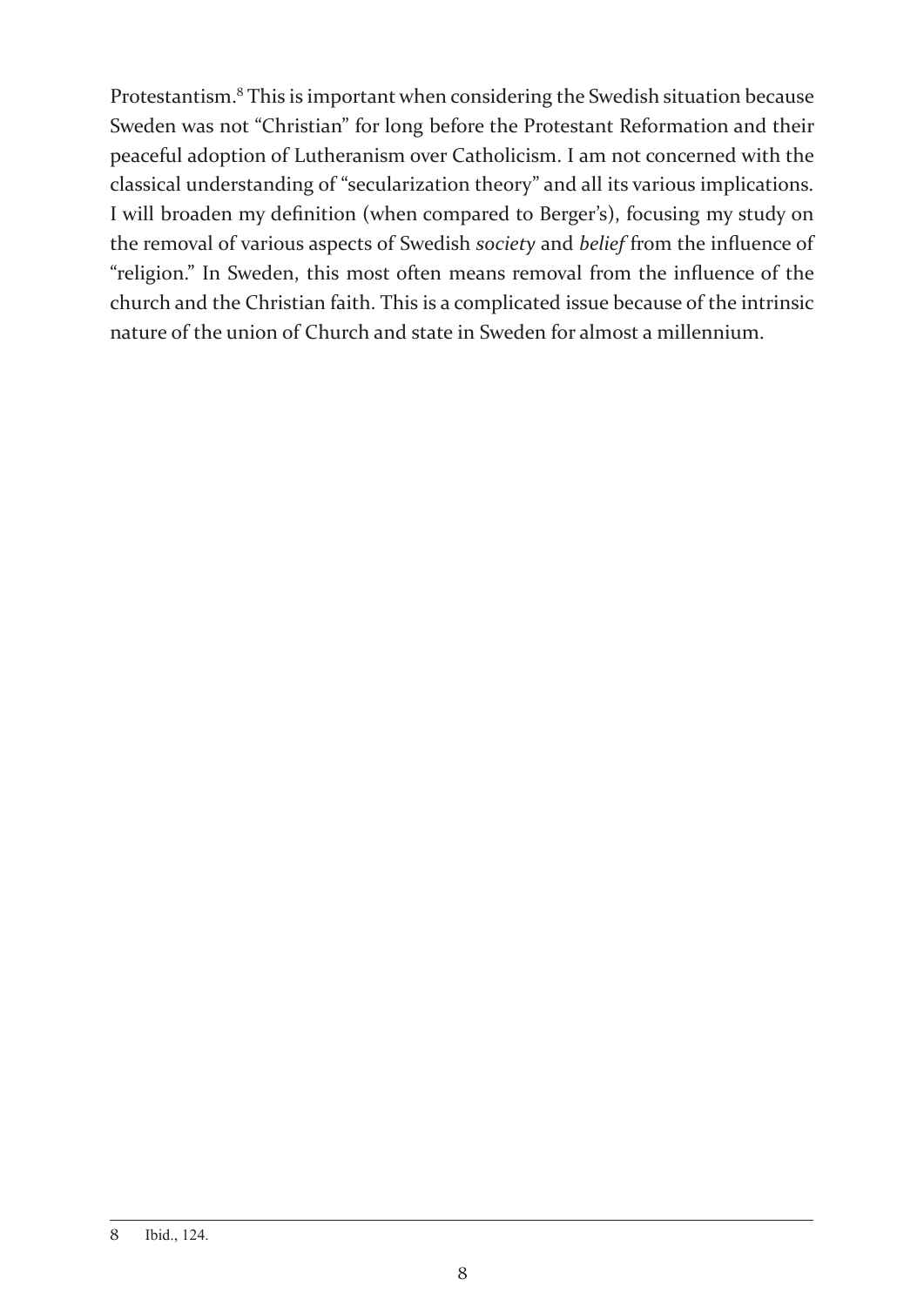Protestantism.[8] This is important when considering the Swedish situation because Sweden was not "Christian" for long before the Protestant Reformation and their peaceful adoption of Lutheranism over Catholicism. I am not concerned with the classical understanding of "secularization theory" and all its various implications. I will broaden my definition (when compared to Berger's), focusing my study on the removal of various aspects of Swedish *society* and *belief* from the influence of "religion." In Sweden, this most often means removal from the influence of the church and the Christian faith. This is a complicated issue because of the intrinsic nature of the union of Church and state in Sweden for almost a millennium.

---

8 Ibid., 124.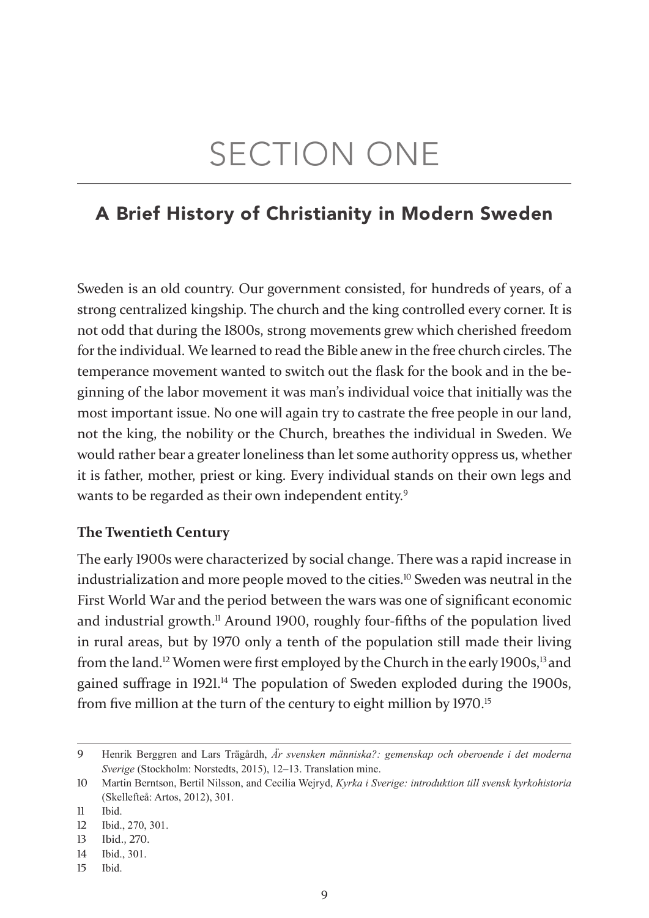# SECTION ONE

## A Brief History of Christianity in Modern Sweden

Sweden is an old country. Our government consisted, for hundreds of years, of a strong centralized kingship. The church and the king controlled every corner. It is not odd that during the 1800s, strong movements grew which cherished freedom for the individual. We learned to read the Bible anew in the free church circles. The temperance movement wanted to switch out the flask for the book and in the beginning of the labor movement it was man's individual voice that initially was the most important issue. No one will again try to castrate the free people in our land, not the king, the nobility or the Church, breathes the individual in Sweden. We would rather bear a greater loneliness than let some authority oppress us, whether it is father, mother, priest or king. Every individual stands on their own legs and wants to be regarded as their own independent entity.[9]

### The Twentieth Century

The early 1900s were characterized by social change. There was a rapid increase in industrialization and more people moved to the cities.[10] Sweden was neutral in the First World War and the period between the wars was one of significant economic and industrial growth.[11] Around 1900, roughly four-fifths of the population lived in rural areas, but by 1970 only a tenth of the population still made their living from the land.[12] Women were first employed by the Church in the early 1900s,[13] and gained suffrage in 1921.[14] The population of Sweden exploded during the 1900s, from five million at the turn of the century to eight million by 1970.[15]

---

9 Henrik Berggren and Lars Trägårdh, *Är svensken människa?: gemenskap och oberoende i det moderna Sverige* (Stockholm: Norstedts, 2015), 12–13. Translation mine.

10 Martin Berntson, Bertil Nilsson, and Cecilia Wejryd, *Kyrka i Sverige: introduktion till svensk kyrkohistoria* (Skellefteå: Artos, 2012), 301.

11 Ibid.

12 Ibid., 270, 301.

13 Ibid., 270.

14 Ibid., 301.

15 Ibid.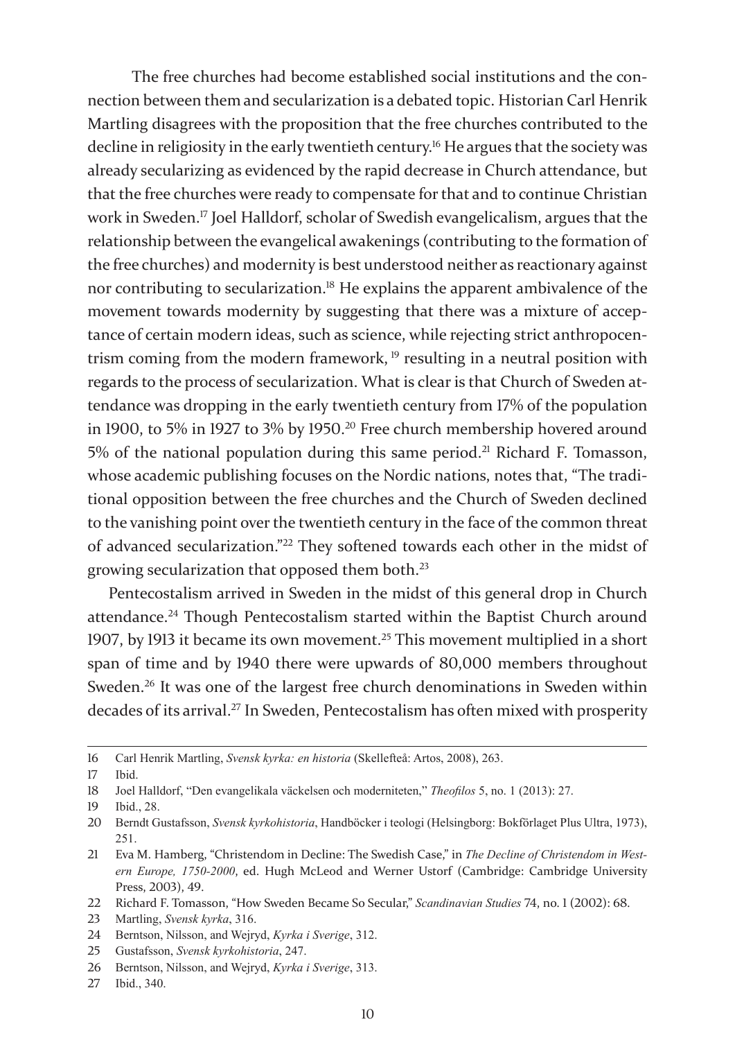The free churches had become established social institutions and the connection between them and secularization is a debated topic. Historian Carl Henrik Martling disagrees with the proposition that the free churches contributed to the decline in religiosity in the early twentieth century.[16] He argues that the society was already secularizing as evidenced by the rapid decrease in Church attendance, but that the free churches were ready to compensate for that and to continue Christian work in Sweden.[17] Joel Halldorf, scholar of Swedish evangelicalism, argues that the relationship between the evangelical awakenings (contributing to the formation of the free churches) and modernity is best understood neither as reactionary against nor contributing to secularization.[18] He explains the apparent ambivalence of the movement towards modernity by suggesting that there was a mixture of acceptance of certain modern ideas, such as science, while rejecting strict anthropocentrism coming from the modern framework, [19] resulting in a neutral position with regards to the process of secularization. What is clear is that Church of Sweden attendance was dropping in the early twentieth century from 17% of the population in 1900, to 5% in 1927 to 3% by 1950.[20] Free church membership hovered around 5% of the national population during this same period.[21] Richard F. Tomasson, whose academic publishing focuses on the Nordic nations, notes that, "The traditional opposition between the free churches and the Church of Sweden declined to the vanishing point over the twentieth century in the face of the common threat of advanced secularization."[22] They softened towards each other in the midst of growing secularization that opposed them both.[23]

Pentecostalism arrived in Sweden in the midst of this general drop in Church attendance.[24] Though Pentecostalism started within the Baptist Church around 1907, by 1913 it became its own movement.[25] This movement multiplied in a short span of time and by 1940 there were upwards of 80,000 members throughout Sweden.[26] It was one of the largest free church denominations in Sweden within decades of its arrival.[27] In Sweden, Pentecostalism has often mixed with prosperity

---

16 Carl Henrik Martling, *Svensk kyrka: en historia* (Skellefteå: Artos, 2008), 263.

17 Ibid.

18 Joel Halldorf, "Den evangelikala väckelsen och moderniteten," *Theofilos* 5, no. 1 (2013): 27.

19 Ibid., 28.

20 Berndt Gustafsson, *Svensk kyrkohistoria*, Handböcker i teologi (Helsingborg: Bokförlaget Plus Ultra, 1973), 251.

21 Eva M. Hamberg, "Christendom in Decline: The Swedish Case," in *The Decline of Christendom in Western Europe, 1750-2000*, ed. Hugh McLeod and Werner Ustorf (Cambridge: Cambridge University Press, 2003), 49.

22 Richard F. Tomasson, "How Sweden Became So Secular," *Scandinavian Studies* 74, no. 1 (2002): 68.

23 Martling, *Svensk kyrka*, 316.

24 Berntson, Nilsson, and Wejryd, *Kyrka i Sverige*, 312.

25 Gustafsson, *Svensk kyrkohistoria*, 247.

26 Berntson, Nilsson, and Wejryd, *Kyrka i Sverige*, 313.

27 Ibid., 340.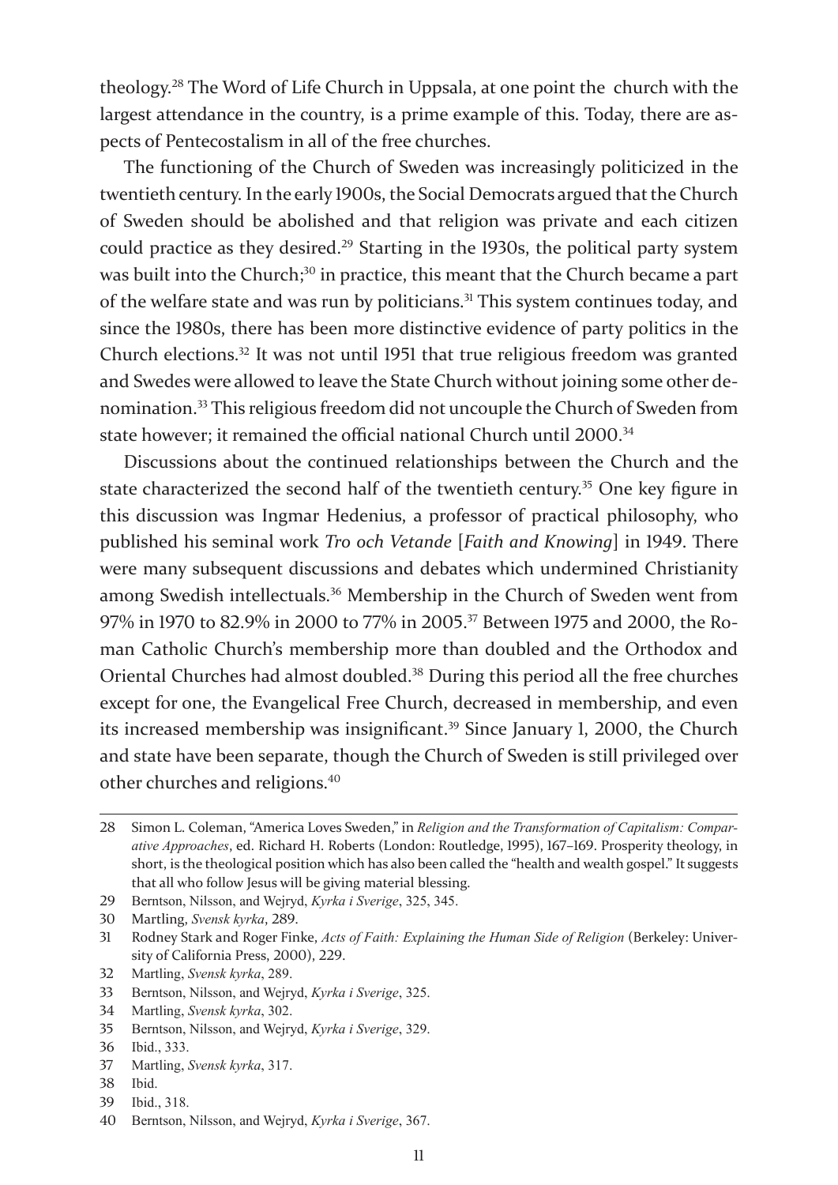theology.[28] The Word of Life Church in Uppsala, at one point the church with the largest attendance in the country, is a prime example of this. Today, there are aspects of Pentecostalism in all of the free churches.

The functioning of the Church of Sweden was increasingly politicized in the twentieth century. In the early 1900s, the Social Democrats argued that the Church of Sweden should be abolished and that religion was private and each citizen could practice as they desired.[29] Starting in the 1930s, the political party system was built into the Church;[30] in practice, this meant that the Church became a part of the welfare state and was run by politicians.[31] This system continues today, and since the 1980s, there has been more distinctive evidence of party politics in the Church elections.[32] It was not until 1951 that true religious freedom was granted and Swedes were allowed to leave the State Church without joining some other denomination.[33] This religious freedom did not uncouple the Church of Sweden from state however; it remained the official national Church until 2000.[34]

Discussions about the continued relationships between the Church and the state characterized the second half of the twentieth century.[35] One key figure in this discussion was Ingmar Hedenius, a professor of practical philosophy, who published his seminal work *Tro och Vetande* [*Faith and Knowing*] in 1949. There were many subsequent discussions and debates which undermined Christianity among Swedish intellectuals.[36] Membership in the Church of Sweden went from 97% in 1970 to 82.9% in 2000 to 77% in 2005.[37] Between 1975 and 2000, the Roman Catholic Church's membership more than doubled and the Orthodox and Oriental Churches had almost doubled.[38] During this period all the free churches except for one, the Evangelical Free Church, decreased in membership, and even its increased membership was insignificant.[39] Since January 1, 2000, the Church and state have been separate, though the Church of Sweden is still privileged over other churches and religions.[40]

---

28 Simon L. Coleman, "America Loves Sweden," in *Religion and the Transformation of Capitalism: Comparative Approaches*, ed. Richard H. Roberts (London: Routledge, 1995), 167–169. Prosperity theology, in short, is the theological position which has also been called the "health and wealth gospel." It suggests that all who follow Jesus will be giving material blessing.

29 Berntson, Nilsson, and Wejryd, *Kyrka i Sverige*, 325, 345.

30 Martling, *Svensk kyrka*, 289.

31 Rodney Stark and Roger Finke, *Acts of Faith: Explaining the Human Side of Religion* (Berkeley: University of California Press, 2000), 229.

32 Martling, *Svensk kyrka*, 289.

33 Berntson, Nilsson, and Wejryd, *Kyrka i Sverige*, 325.

34 Martling, *Svensk kyrka*, 302.

35 Berntson, Nilsson, and Wejryd, *Kyrka i Sverige*, 329.

36 Ibid., 333.

37 Martling, *Svensk kyrka*, 317.

38 Ibid.

39 Ibid., 318.

40 Berntson, Nilsson, and Wejryd, *Kyrka i Sverige*, 367.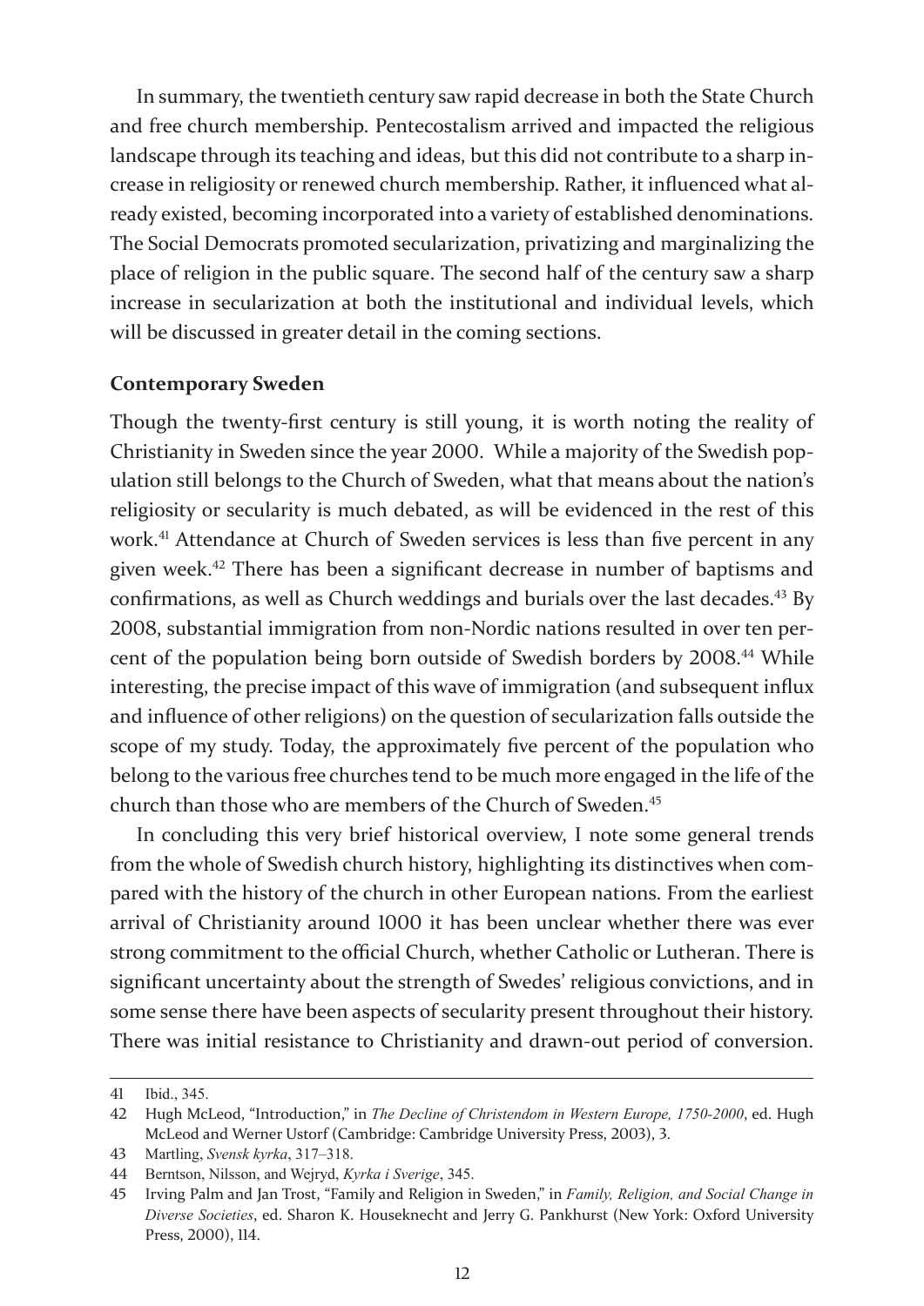In summary, the twentieth century saw rapid decrease in both the State Church and free church membership. Pentecostalism arrived and impacted the religious landscape through its teaching and ideas, but this did not contribute to a sharp increase in religiosity or renewed church membership. Rather, it influenced what already existed, becoming incorporated into a variety of established denominations. The Social Democrats promoted secularization, privatizing and marginalizing the place of religion in the public square. The second half of the century saw a sharp increase in secularization at both the institutional and individual levels, which will be discussed in greater detail in the coming sections.

**Contemporary Sweden**

Though the twenty-first century is still young, it is worth noting the reality of Christianity in Sweden since the year 2000. While a majority of the Swedish population still belongs to the Church of Sweden, what that means about the nation's religiosity or secularity is much debated, as will be evidenced in the rest of this work.[41] Attendance at Church of Sweden services is less than five percent in any given week.[42] There has been a significant decrease in number of baptisms and confirmations, as well as Church weddings and burials over the last decades.[43] By 2008, substantial immigration from non-Nordic nations resulted in over ten percent of the population being born outside of Swedish borders by 2008.[44] While interesting, the precise impact of this wave of immigration (and subsequent influx and influence of other religions) on the question of secularization falls outside the scope of my study. Today, the approximately five percent of the population who belong to the various free churches tend to be much more engaged in the life of the church than those who are members of the Church of Sweden.[45]

In concluding this very brief historical overview, I note some general trends from the whole of Swedish church history, highlighting its distinctives when compared with the history of the church in other European nations. From the earliest arrival of Christianity around 1000 it has been unclear whether there was ever strong commitment to the official Church, whether Catholic or Lutheran. There is significant uncertainty about the strength of Swedes' religious convictions, and in some sense there have been aspects of secularity present throughout their history. There was initial resistance to Christianity and drawn-out period of conversion.

---

41 Ibid., 345.

42 Hugh McLeod, "Introduction," in *The Decline of Christendom in Western Europe, 1750-2000*, ed. Hugh McLeod and Werner Ustorf (Cambridge: Cambridge University Press, 2003), 3.

43 Martling, *Svensk kyrka*, 317–318.

44 Berntson, Nilsson, and Wejryd, *Kyrka i Sverige*, 345.

45 Irving Palm and Jan Trost, "Family and Religion in Sweden," in *Family, Religion, and Social Change in Diverse Societies*, ed. Sharon K. Houseknecht and Jerry G. Pankhurst (New York: Oxford University Press, 2000), 114.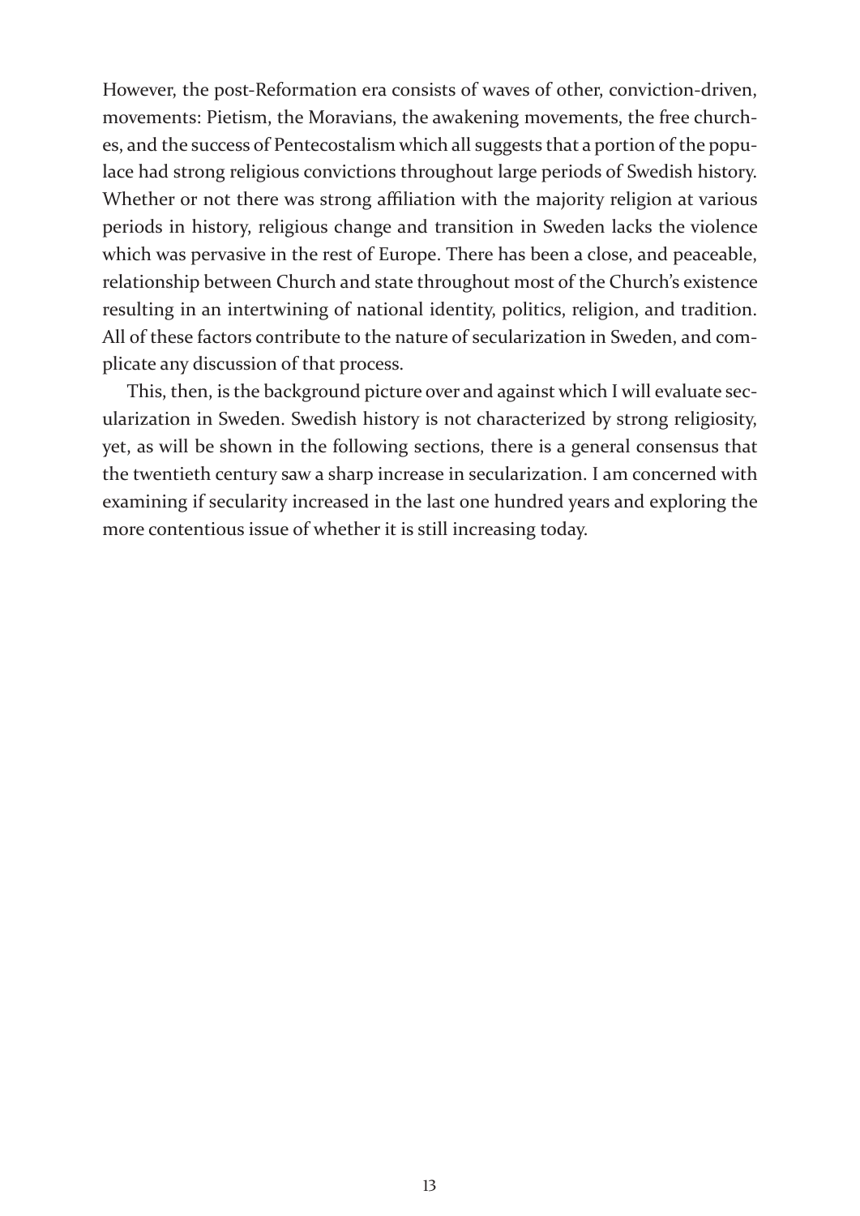However, the post-Reformation era consists of waves of other, conviction-driven, movements: Pietism, the Moravians, the awakening movements, the free churches, and the success of Pentecostalism which all suggests that a portion of the populace had strong religious convictions throughout large periods of Swedish history. Whether or not there was strong affiliation with the majority religion at various periods in history, religious change and transition in Sweden lacks the violence which was pervasive in the rest of Europe. There has been a close, and peaceable, relationship between Church and state throughout most of the Church's existence resulting in an intertwining of national identity, politics, religion, and tradition. All of these factors contribute to the nature of secularization in Sweden, and complicate any discussion of that process.

This, then, is the background picture over and against which I will evaluate secularization in Sweden. Swedish history is not characterized by strong religiosity, yet, as will be shown in the following sections, there is a general consensus that the twentieth century saw a sharp increase in secularization. I am concerned with examining if secularity increased in the last one hundred years and exploring the more contentious issue of whether it is still increasing today.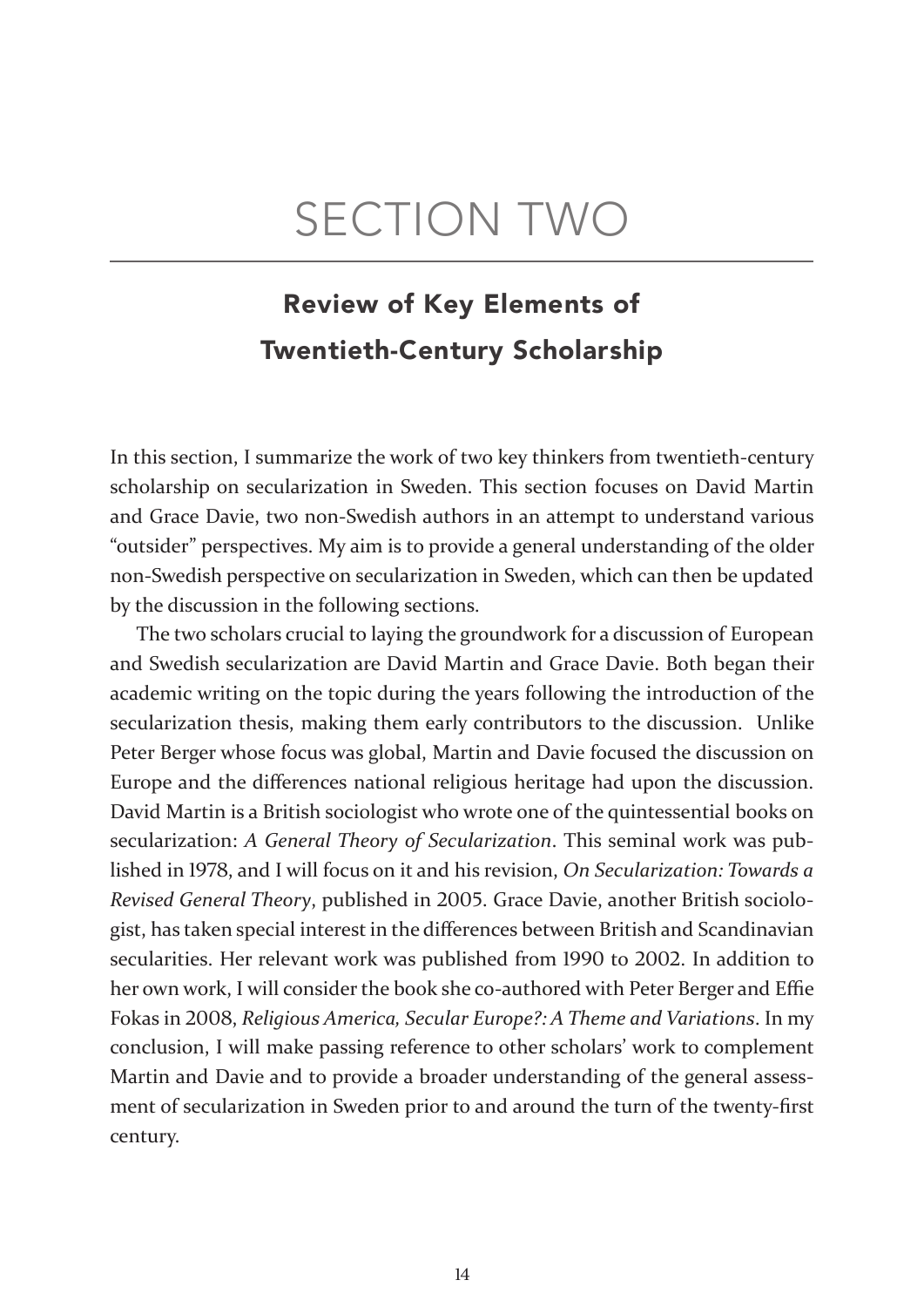# SECTION TWO

## Review of Key Elements of Twentieth-Century Scholarship

In this section, I summarize the work of two key thinkers from twentieth-century scholarship on secularization in Sweden. This section focuses on David Martin and Grace Davie, two non-Swedish authors in an attempt to understand various "outsider" perspectives. My aim is to provide a general understanding of the older non-Swedish perspective on secularization in Sweden, which can then be updated by the discussion in the following sections.

The two scholars crucial to laying the groundwork for a discussion of European and Swedish secularization are David Martin and Grace Davie. Both began their academic writing on the topic during the years following the introduction of the secularization thesis, making them early contributors to the discussion. Unlike Peter Berger whose focus was global, Martin and Davie focused the discussion on Europe and the differences national religious heritage had upon the discussion. David Martin is a British sociologist who wrote one of the quintessential books on secularization: *A General Theory of Secularization*. This seminal work was published in 1978, and I will focus on it and his revision, *On Secularization: Towards a Revised General Theory*, published in 2005. Grace Davie, another British sociologist, has taken special interest in the differences between British and Scandinavian secularities. Her relevant work was published from 1990 to 2002. In addition to her own work, I will consider the book she co-authored with Peter Berger and Effie Fokas in 2008, *Religious America, Secular Europe?: A Theme and Variations*. In my conclusion, I will make passing reference to other scholars' work to complement Martin and Davie and to provide a broader understanding of the general assessment of secularization in Sweden prior to and around the turn of the twenty-first century.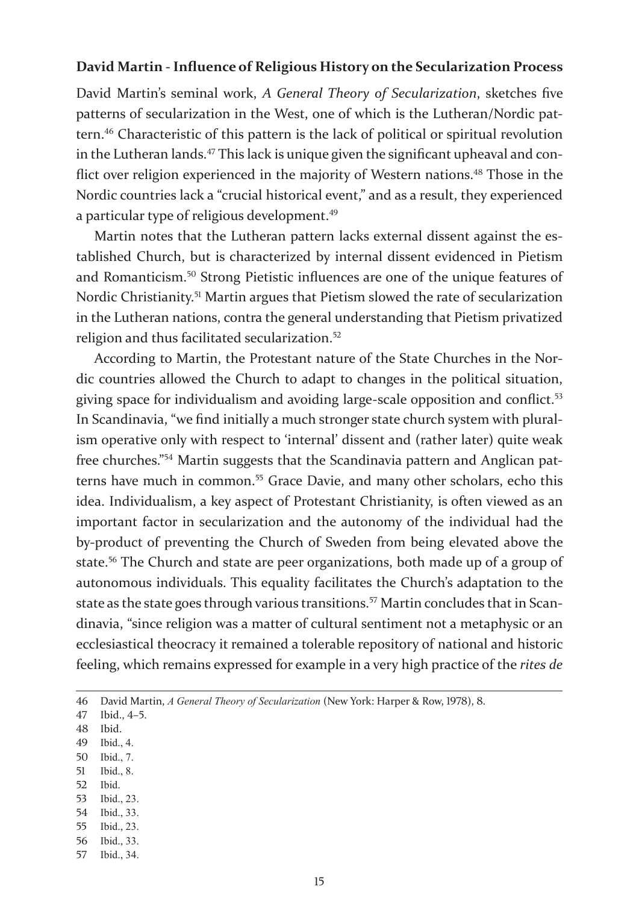**David Martin - Influence of Religious History on the Secularization Process**

David Martin's seminal work, *A General Theory of Secularization*, sketches five patterns of secularization in the West, one of which is the Lutheran/Nordic pattern.[46] Characteristic of this pattern is the lack of political or spiritual revolution in the Lutheran lands.[47] This lack is unique given the significant upheaval and conflict over religion experienced in the majority of Western nations.[48] Those in the Nordic countries lack a "crucial historical event," and as a result, they experienced a particular type of religious development.[49]

Martin notes that the Lutheran pattern lacks external dissent against the established Church, but is characterized by internal dissent evidenced in Pietism and Romanticism.[50] Strong Pietistic influences are one of the unique features of Nordic Christianity.[51] Martin argues that Pietism slowed the rate of secularization in the Lutheran nations, contra the general understanding that Pietism privatized religion and thus facilitated secularization.[52]

According to Martin, the Protestant nature of the State Churches in the Nordic countries allowed the Church to adapt to changes in the political situation, giving space for individualism and avoiding large-scale opposition and conflict.[53] In Scandinavia, "we find initially a much stronger state church system with pluralism operative only with respect to 'internal' dissent and (rather later) quite weak free churches."[54] Martin suggests that the Scandinavia pattern and Anglican patterns have much in common.[55] Grace Davie, and many other scholars, echo this idea. Individualism, a key aspect of Protestant Christianity, is often viewed as an important factor in secularization and the autonomy of the individual had the by-product of preventing the Church of Sweden from being elevated above the state.[56] The Church and state are peer organizations, both made up of a group of autonomous individuals. This equality facilitates the Church's adaptation to the state as the state goes through various transitions.[57] Martin concludes that in Scandinavia, "since religion was a matter of cultural sentiment not a metaphysic or an ecclesiastical theocracy it remained a tolerable repository of national and historic feeling, which remains expressed for example in a very high practice of the *rites de*

---

46 David Martin, *A General Theory of Secularization* (New York: Harper & Row, 1978), 8.

47 Ibid., 4–5.

48 Ibid.

49 Ibid., 4.

50 Ibid., 7.

51 Ibid., 8.

52 Ibid.

53 Ibid., 23.

54 Ibid., 33.

55 Ibid., 23.

56 Ibid., 33.

57 Ibid., 34.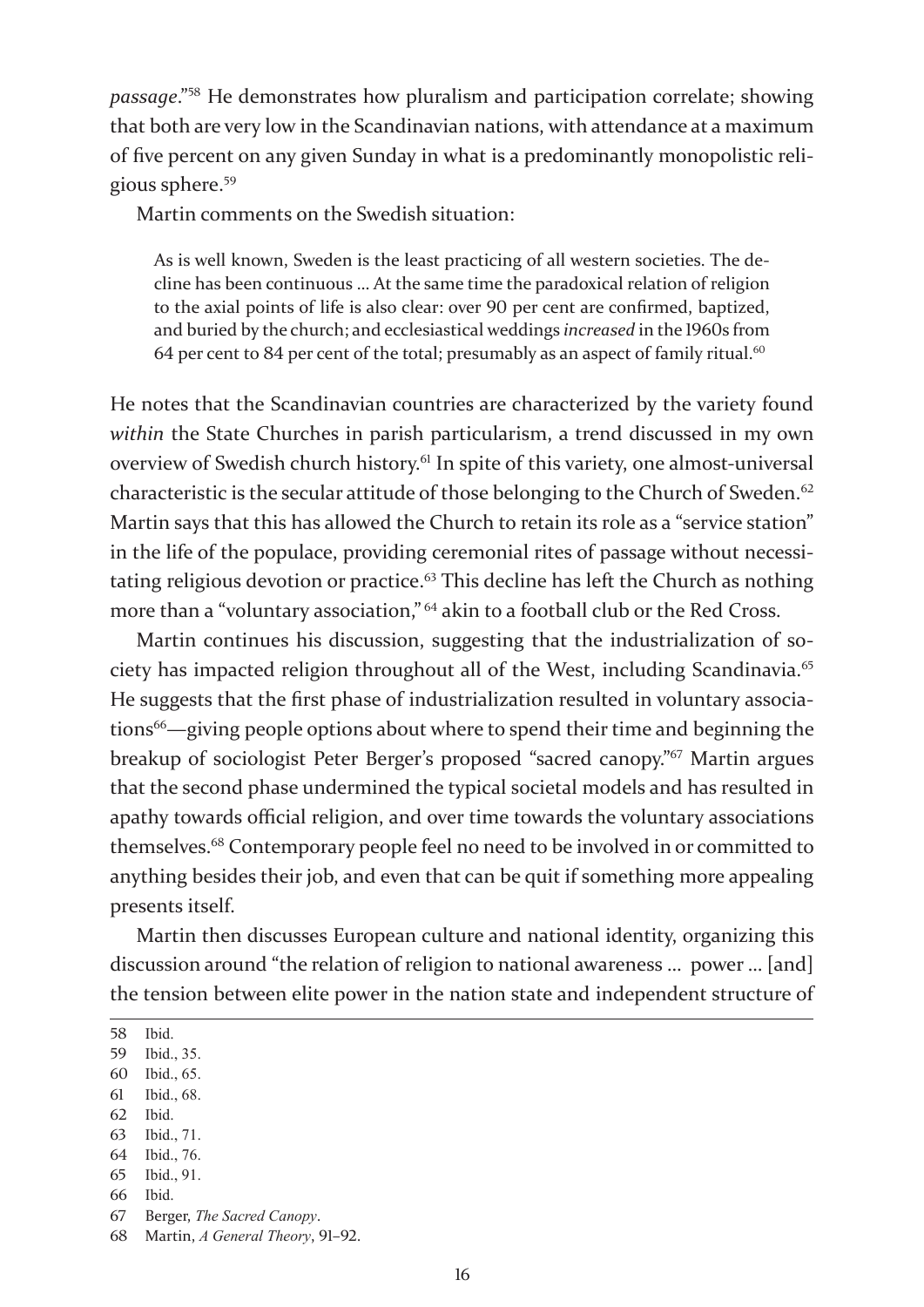*passage*."[58] He demonstrates how pluralism and participation correlate; showing that both are very low in the Scandinavian nations, with attendance at a maximum of five percent on any given Sunday in what is a predominantly monopolistic religious sphere.[59]

Martin comments on the Swedish situation:

> As is well known, Sweden is the least practicing of all western societies. The decline has been continuous ... At the same time the paradoxical relation of religion to the axial points of life is also clear: over 90 per cent are confirmed, baptized, and buried by the church; and ecclesiastical weddings *increased* in the 1960s from 64 per cent to 84 per cent of the total; presumably as an aspect of family ritual.[60]

He notes that the Scandinavian countries are characterized by the variety found *within* the State Churches in parish particularism, a trend discussed in my own overview of Swedish church history.[61] In spite of this variety, one almost-universal characteristic is the secular attitude of those belonging to the Church of Sweden.[62] Martin says that this has allowed the Church to retain its role as a "service station" in the life of the populace, providing ceremonial rites of passage without necessitating religious devotion or practice.[63] This decline has left the Church as nothing more than a "voluntary association,"[64] akin to a football club or the Red Cross.

Martin continues his discussion, suggesting that the industrialization of society has impacted religion throughout all of the West, including Scandinavia.[65] He suggests that the first phase of industrialization resulted in voluntary associations[66]—giving people options about where to spend their time and beginning the breakup of sociologist Peter Berger's proposed "sacred canopy."[67] Martin argues that the second phase undermined the typical societal models and has resulted in apathy towards official religion, and over time towards the voluntary associations themselves.[68] Contemporary people feel no need to be involved in or committed to anything besides their job, and even that can be quit if something more appealing presents itself.

Martin then discusses European culture and national identity, organizing this discussion around "the relation of religion to national awareness ... power ... [and] the tension between elite power in the nation state and independent structure of

---

58 Ibid.

59 Ibid., 35.

60 Ibid., 65.

61 Ibid., 68.

62 Ibid.

63 Ibid., 71.

64 Ibid., 76.

65 Ibid., 91.

66 Ibid.

67 Berger, *The Sacred Canopy*.

68 Martin, *A General Theory*, 91–92.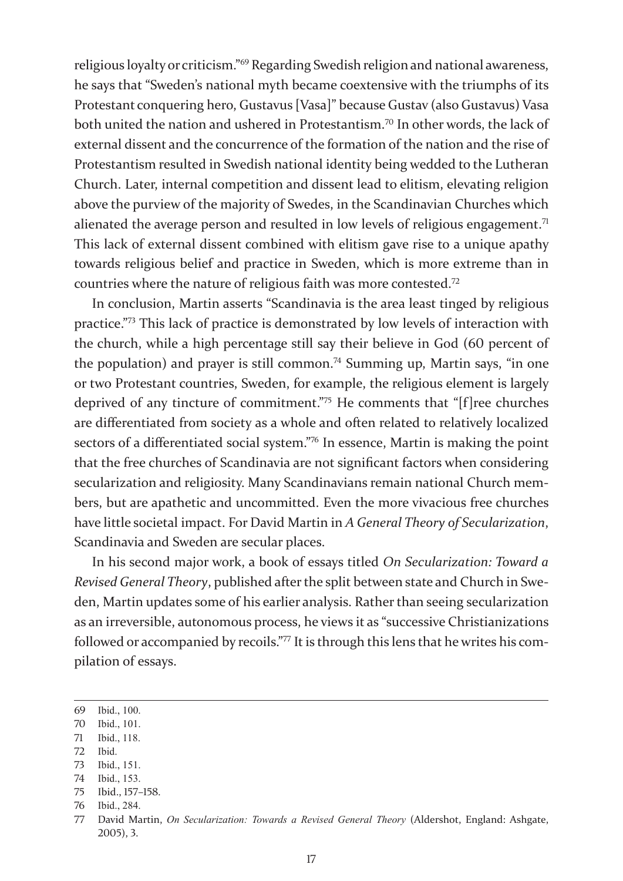religious loyalty or criticism."[69] Regarding Swedish religion and national awareness, he says that "Sweden's national myth became coextensive with the triumphs of its Protestant conquering hero, Gustavus [Vasa]" because Gustav (also Gustavus) Vasa both united the nation and ushered in Protestantism.[70] In other words, the lack of external dissent and the concurrence of the formation of the nation and the rise of Protestantism resulted in Swedish national identity being wedded to the Lutheran Church. Later, internal competition and dissent lead to elitism, elevating religion above the purview of the majority of Swedes, in the Scandinavian Churches which alienated the average person and resulted in low levels of religious engagement.[71] This lack of external dissent combined with elitism gave rise to a unique apathy towards religious belief and practice in Sweden, which is more extreme than in countries where the nature of religious faith was more contested.[72]

In conclusion, Martin asserts "Scandinavia is the area least tinged by religious practice."[73] This lack of practice is demonstrated by low levels of interaction with the church, while a high percentage still say their believe in God (60 percent of the population) and prayer is still common.[74] Summing up, Martin says, "in one or two Protestant countries, Sweden, for example, the religious element is largely deprived of any tincture of commitment."[75] He comments that "[f]ree churches are differentiated from society as a whole and often related to relatively localized sectors of a differentiated social system."[76] In essence, Martin is making the point that the free churches of Scandinavia are not significant factors when considering secularization and religiosity. Many Scandinavians remain national Church members, but are apathetic and uncommitted. Even the more vivacious free churches have little societal impact. For David Martin in *A General Theory of Secularization*, Scandinavia and Sweden are secular places.

In his second major work, a book of essays titled *On Secularization: Toward a Revised General Theory*, published after the split between state and Church in Sweden, Martin updates some of his earlier analysis. Rather than seeing secularization as an irreversible, autonomous process, he views it as "successive Christianizations followed or accompanied by recoils."[77] It is through this lens that he writes his compilation of essays.

---

69 Ibid., 100.

70 Ibid., 101.

71 Ibid., 118.

72 Ibid.

73 Ibid., 151.

74 Ibid., 153.

75 Ibid., 157–158.

76 Ibid., 284.

77 David Martin, *On Secularization: Towards a Revised General Theory* (Aldershot, England: Ashgate, 2005), 3.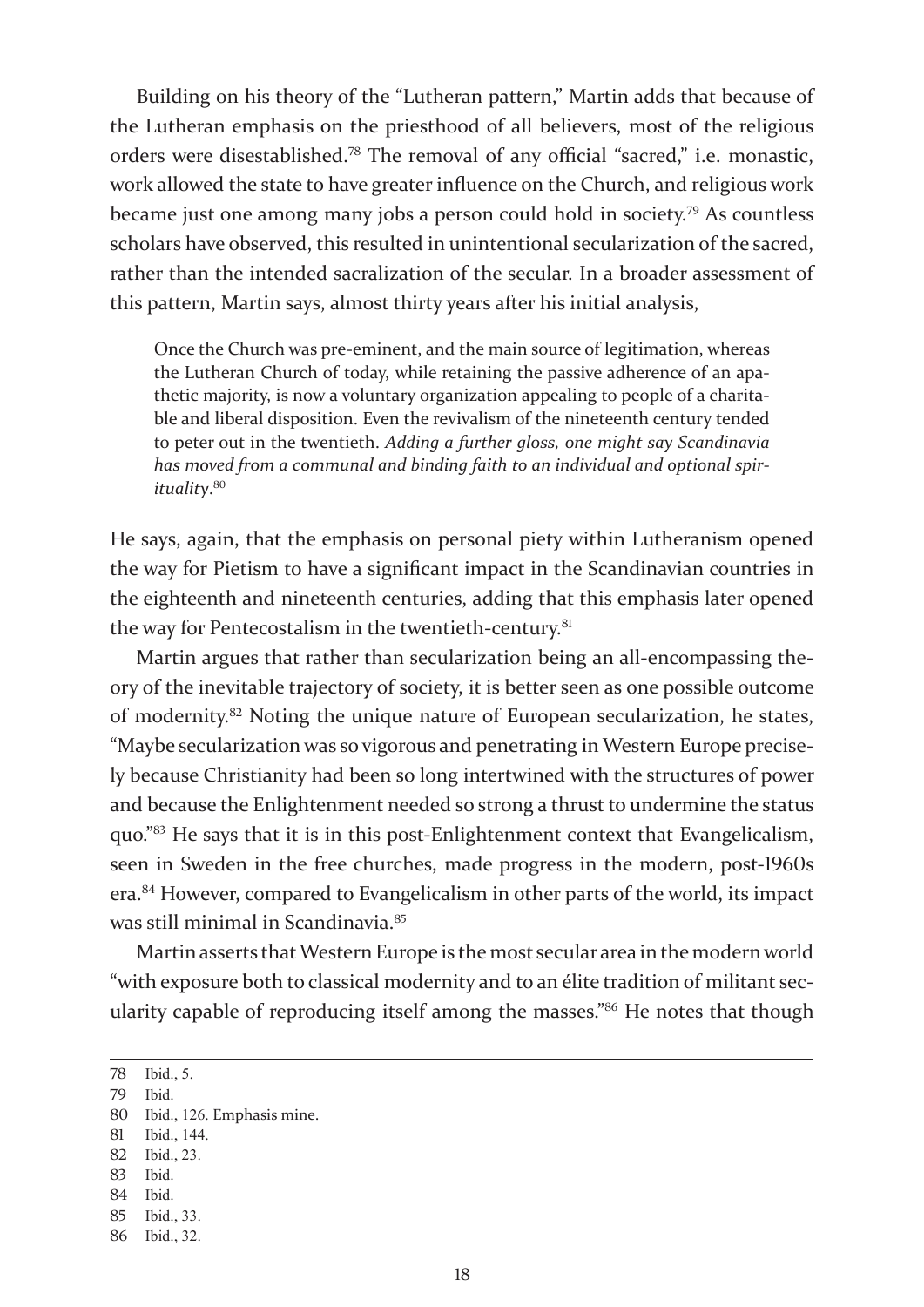Building on his theory of the "Lutheran pattern," Martin adds that because of the Lutheran emphasis on the priesthood of all believers, most of the religious orders were disestablished.[78] The removal of any official "sacred," i.e. monastic, work allowed the state to have greater influence on the Church, and religious work became just one among many jobs a person could hold in society.[79] As countless scholars have observed, this resulted in unintentional secularization of the sacred, rather than the intended sacralization of the secular. In a broader assessment of this pattern, Martin says, almost thirty years after his initial analysis,

> Once the Church was pre-eminent, and the main source of legitimation, whereas the Lutheran Church of today, while retaining the passive adherence of an apathetic majority, is now a voluntary organization appealing to people of a charitable and liberal disposition. Even the revivalism of the nineteenth century tended to peter out in the twentieth. *Adding a further gloss, one might say Scandinavia has moved from a communal and binding faith to an individual and optional spirituality*.[80]

He says, again, that the emphasis on personal piety within Lutheranism opened the way for Pietism to have a significant impact in the Scandinavian countries in the eighteenth and nineteenth centuries, adding that this emphasis later opened the way for Pentecostalism in the twentieth-century.[81]

Martin argues that rather than secularization being an all-encompassing theory of the inevitable trajectory of society, it is better seen as one possible outcome of modernity.[82] Noting the unique nature of European secularization, he states, "Maybe secularization was so vigorous and penetrating in Western Europe precisely because Christianity had been so long intertwined with the structures of power and because the Enlightenment needed so strong a thrust to undermine the status quo."[83] He says that it is in this post-Enlightenment context that Evangelicalism, seen in Sweden in the free churches, made progress in the modern, post-1960s era.[84] However, compared to Evangelicalism in other parts of the world, its impact was still minimal in Scandinavia.[85]

Martin asserts that Western Europe is the most secular area in the modern world "with exposure both to classical modernity and to an élite tradition of militant secularity capable of reproducing itself among the masses."[86] He notes that though

78 Ibid., 5.
79 Ibid.
80 Ibid., 126. Emphasis mine.
81 Ibid., 144.
82 Ibid., 23.
83 Ibid.
84 Ibid.
85 Ibid., 33.
86 Ibid., 32.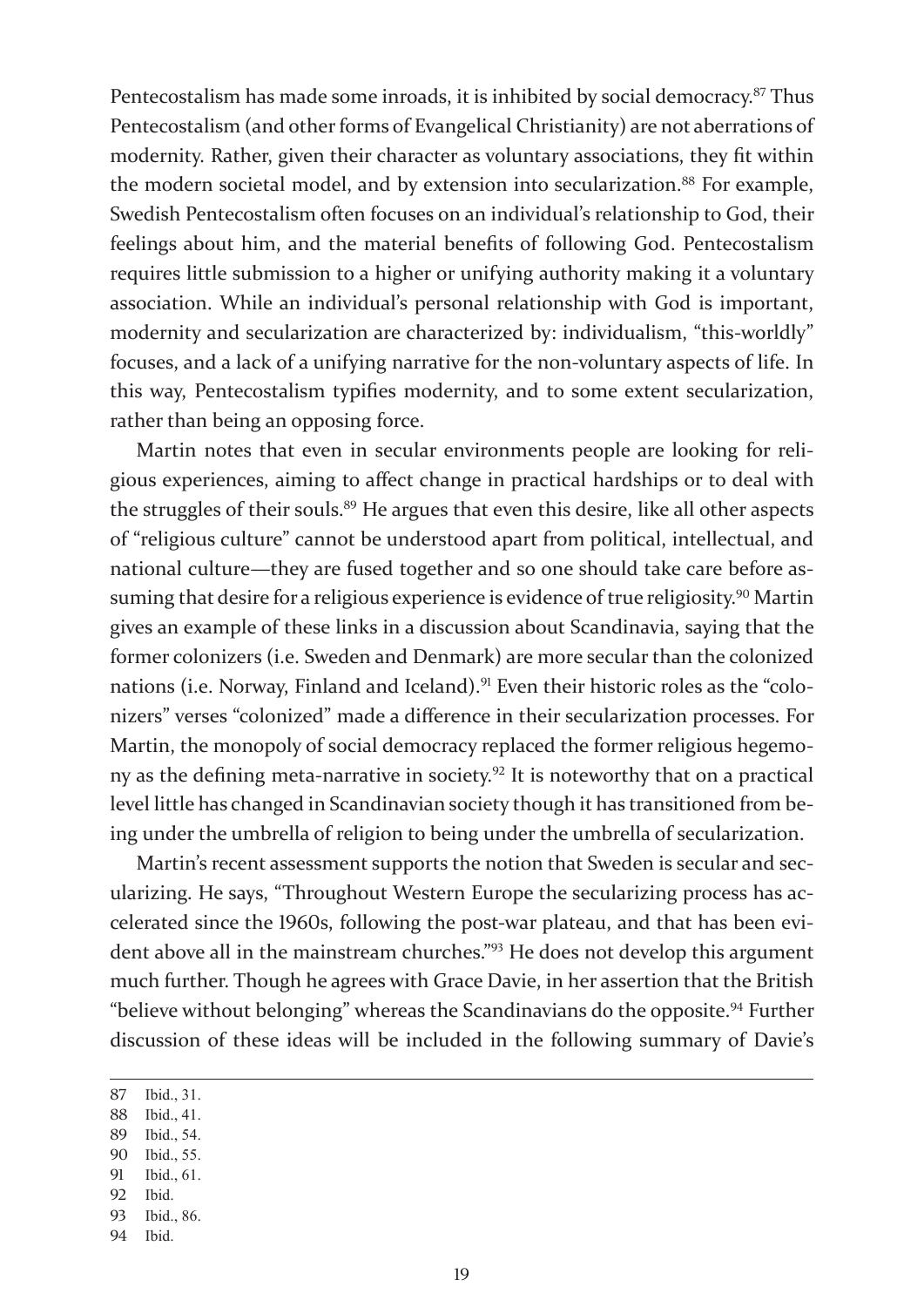Pentecostalism has made some inroads, it is inhibited by social democracy.[87] Thus Pentecostalism (and other forms of Evangelical Christianity) are not aberrations of modernity. Rather, given their character as voluntary associations, they fit within the modern societal model, and by extension into secularization.[88] For example, Swedish Pentecostalism often focuses on an individual's relationship to God, their feelings about him, and the material benefits of following God. Pentecostalism requires little submission to a higher or unifying authority making it a voluntary association. While an individual's personal relationship with God is important, modernity and secularization are characterized by: individualism, "this-worldly" focuses, and a lack of a unifying narrative for the non-voluntary aspects of life. In this way, Pentecostalism typifies modernity, and to some extent secularization, rather than being an opposing force.

Martin notes that even in secular environments people are looking for religious experiences, aiming to affect change in practical hardships or to deal with the struggles of their souls.[89] He argues that even this desire, like all other aspects of "religious culture" cannot be understood apart from political, intellectual, and national culture—they are fused together and so one should take care before assuming that desire for a religious experience is evidence of true religiosity.[90] Martin gives an example of these links in a discussion about Scandinavia, saying that the former colonizers (i.e. Sweden and Denmark) are more secular than the colonized nations (i.e. Norway, Finland and Iceland).[91] Even their historic roles as the "colonizers" verses "colonized" made a difference in their secularization processes. For Martin, the monopoly of social democracy replaced the former religious hegemony as the defining meta-narrative in society.[92] It is noteworthy that on a practical level little has changed in Scandinavian society though it has transitioned from being under the umbrella of religion to being under the umbrella of secularization.

Martin's recent assessment supports the notion that Sweden is secular and secularizing. He says, "Throughout Western Europe the secularizing process has accelerated since the 1960s, following the post-war plateau, and that has been evident above all in the mainstream churches."[93] He does not develop this argument much further. Though he agrees with Grace Davie, in her assertion that the British "believe without belonging" whereas the Scandinavians do the opposite.[94] Further discussion of these ideas will be included in the following summary of Davie's

87 Ibid., 31.
88 Ibid., 41.
89 Ibid., 54.
90 Ibid., 55.
91 Ibid., 61.
92 Ibid.
93 Ibid., 86.
94 Ibid.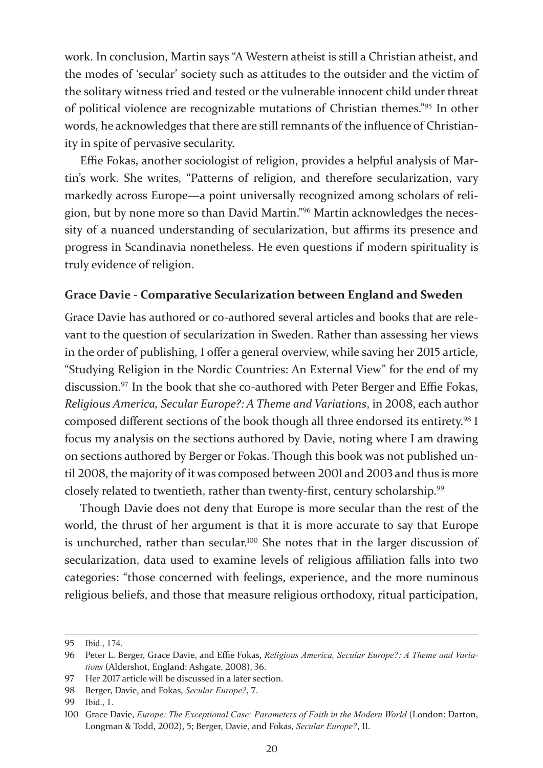work. In conclusion, Martin says "A Western atheist is still a Christian atheist, and the modes of 'secular' society such as attitudes to the outsider and the victim of the solitary witness tried and tested or the vulnerable innocent child under threat of political violence are recognizable mutations of Christian themes."[95] In other words, he acknowledges that there are still remnants of the influence of Christianity in spite of pervasive secularity.

Effie Fokas, another sociologist of religion, provides a helpful analysis of Martin's work. She writes, "Patterns of religion, and therefore secularization, vary markedly across Europe—a point universally recognized among scholars of religion, but by none more so than David Martin."[96] Martin acknowledges the necessity of a nuanced understanding of secularization, but affirms its presence and progress in Scandinavia nonetheless. He even questions if modern spirituality is truly evidence of religion.

**Grace Davie - Comparative Secularization between England and Sweden**

Grace Davie has authored or co-authored several articles and books that are relevant to the question of secularization in Sweden. Rather than assessing her views in the order of publishing, I offer a general overview, while saving her 2015 article, "Studying Religion in the Nordic Countries: An External View" for the end of my discussion.[97] In the book that she co-authored with Peter Berger and Effie Fokas, *Religious America, Secular Europe?: A Theme and Variations*, in 2008, each author composed different sections of the book though all three endorsed its entirety.[98] I focus my analysis on the sections authored by Davie, noting where I am drawing on sections authored by Berger or Fokas. Though this book was not published until 2008, the majority of it was composed between 2001 and 2003 and thus is more closely related to twentieth, rather than twenty-first, century scholarship.[99]

Though Davie does not deny that Europe is more secular than the rest of the world, the thrust of her argument is that it is more accurate to say that Europe is unchurched, rather than secular.[100] She notes that in the larger discussion of secularization, data used to examine levels of religious affiliation falls into two categories: "those concerned with feelings, experience, and the more numinous religious beliefs, and those that measure religious orthodoxy, ritual participation,

---

95 Ibid., 174.

96 Peter L. Berger, Grace Davie, and Effie Fokas, *Religious America, Secular Europe?: A Theme and Variations* (Aldershot, England: Ashgate, 2008), 36.

97 Her 2017 article will be discussed in a later section.

98 Berger, Davie, and Fokas, *Secular Europe?*, 7.

99 Ibid., 1.

100 Grace Davie, *Europe: The Exceptional Case: Parameters of Faith in the Modern World* (London: Darton, Longman & Todd, 2002), 5; Berger, Davie, and Fokas, *Secular Europe?*, 11.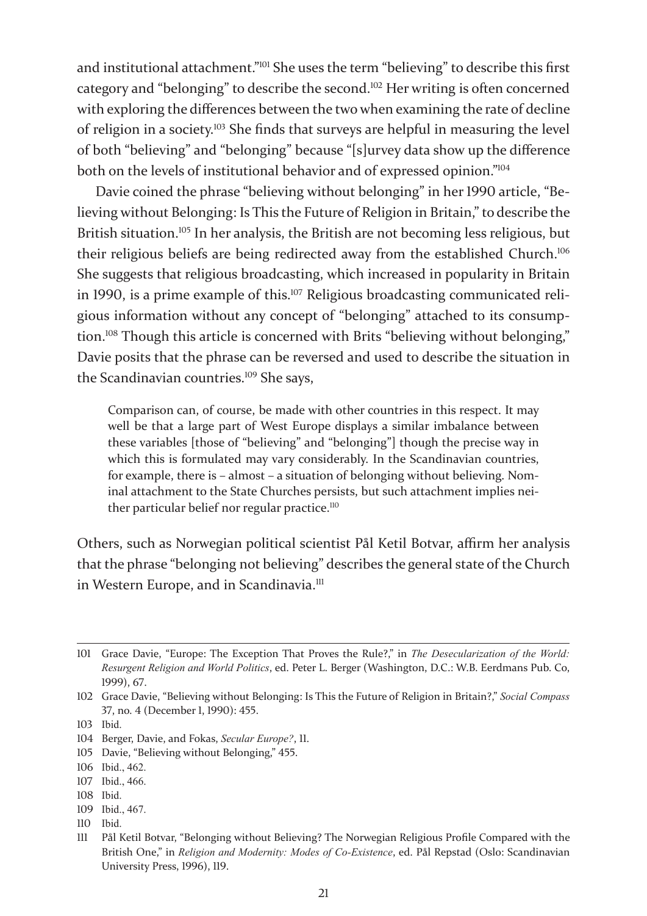and institutional attachment."[101] She uses the term "believing" to describe this first category and "belonging" to describe the second.[102] Her writing is often concerned with exploring the differences between the two when examining the rate of decline of religion in a society.[103] She finds that surveys are helpful in measuring the level of both "believing" and "belonging" because "[s]urvey data show up the difference both on the levels of institutional behavior and of expressed opinion."[104]

Davie coined the phrase "believing without belonging" in her 1990 article, "Believing without Belonging: Is This the Future of Religion in Britain," to describe the British situation.[105] In her analysis, the British are not becoming less religious, but their religious beliefs are being redirected away from the established Church.[106] She suggests that religious broadcasting, which increased in popularity in Britain in 1990, is a prime example of this.[107] Religious broadcasting communicated religious information without any concept of "belonging" attached to its consumption.[108] Though this article is concerned with Brits "believing without belonging," Davie posits that the phrase can be reversed and used to describe the situation in the Scandinavian countries.[109] She says,

> Comparison can, of course, be made with other countries in this respect. It may well be that a large part of West Europe displays a similar imbalance between these variables [those of "believing" and "belonging"] though the precise way in which this is formulated may vary considerably. In the Scandinavian countries, for example, there is – almost – a situation of belonging without believing. Nominal attachment to the State Churches persists, but such attachment implies neither particular belief nor regular practice.[110]

Others, such as Norwegian political scientist Pål Ketil Botvar, affirm her analysis that the phrase "belonging not believing" describes the general state of the Church in Western Europe, and in Scandinavia.[111]

---

101 Grace Davie, "Europe: The Exception That Proves the Rule?," in *The Desecularization of the World: Resurgent Religion and World Politics*, ed. Peter L. Berger (Washington, D.C.: W.B. Eerdmans Pub. Co, 1999), 67.

102 Grace Davie, "Believing without Belonging: Is This the Future of Religion in Britain?," *Social Compass* 37, no. 4 (December 1, 1990): 455.

103 Ibid.

104 Berger, Davie, and Fokas, *Secular Europe?*, 11.

105 Davie, "Believing without Belonging," 455.

106 Ibid., 462.

107 Ibid., 466.

108 Ibid.

109 Ibid., 467.

110 Ibid.

111 Pål Ketil Botvar, "Belonging without Believing? The Norwegian Religious Profile Compared with the British One," in *Religion and Modernity: Modes of Co-Existence*, ed. Pål Repstad (Oslo: Scandinavian University Press, 1996), 119.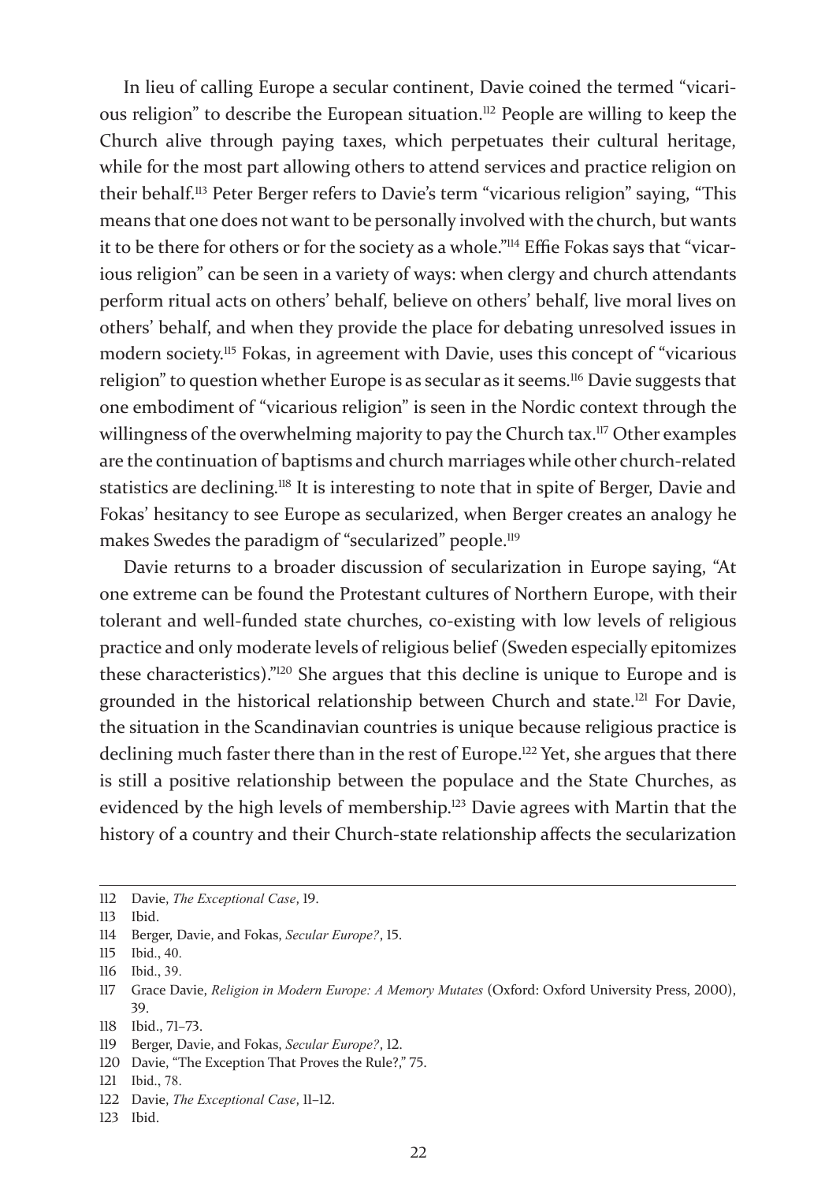In lieu of calling Europe a secular continent, Davie coined the termed "vicarious religion" to describe the European situation.[112] People are willing to keep the Church alive through paying taxes, which perpetuates their cultural heritage, while for the most part allowing others to attend services and practice religion on their behalf.[113] Peter Berger refers to Davie's term "vicarious religion" saying, "This means that one does not want to be personally involved with the church, but wants it to be there for others or for the society as a whole."[114] Effie Fokas says that "vicarious religion" can be seen in a variety of ways: when clergy and church attendants perform ritual acts on others' behalf, believe on others' behalf, live moral lives on others' behalf, and when they provide the place for debating unresolved issues in modern society.[115] Fokas, in agreement with Davie, uses this concept of "vicarious religion" to question whether Europe is as secular as it seems.[116] Davie suggests that one embodiment of "vicarious religion" is seen in the Nordic context through the willingness of the overwhelming majority to pay the Church tax.[117] Other examples are the continuation of baptisms and church marriages while other church-related statistics are declining.[118] It is interesting to note that in spite of Berger, Davie and Fokas' hesitancy to see Europe as secularized, when Berger creates an analogy he makes Swedes the paradigm of "secularized" people.[119]

Davie returns to a broader discussion of secularization in Europe saying, "At one extreme can be found the Protestant cultures of Northern Europe, with their tolerant and well-funded state churches, co-existing with low levels of religious practice and only moderate levels of religious belief (Sweden especially epitomizes these characteristics)."[120] She argues that this decline is unique to Europe and is grounded in the historical relationship between Church and state.[121] For Davie, the situation in the Scandinavian countries is unique because religious practice is declining much faster there than in the rest of Europe.[122] Yet, she argues that there is still a positive relationship between the populace and the State Churches, as evidenced by the high levels of membership.[123] Davie agrees with Martin that the history of a country and their Church-state relationship affects the secularization

---

112 Davie, *The Exceptional Case*, 19.

113 Ibid.

114 Berger, Davie, and Fokas, *Secular Europe?*, 15.

115 Ibid., 40.

116 Ibid., 39.

117 Grace Davie, *Religion in Modern Europe: A Memory Mutates* (Oxford: Oxford University Press, 2000), 39.

118 Ibid., 71–73.

119 Berger, Davie, and Fokas, *Secular Europe?*, 12.

120 Davie, "The Exception That Proves the Rule?," 75.

121 Ibid., 78.

122 Davie, *The Exceptional Case*, 11–12.

123 Ibid.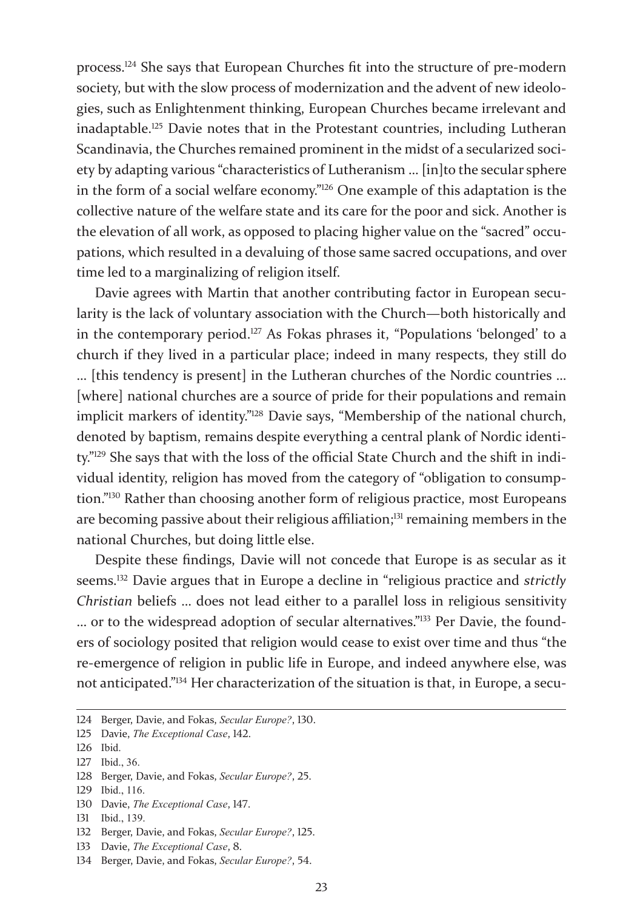process.[124] She says that European Churches fit into the structure of pre-modern society, but with the slow process of modernization and the advent of new ideologies, such as Enlightenment thinking, European Churches became irrelevant and inadaptable.[125] Davie notes that in the Protestant countries, including Lutheran Scandinavia, the Churches remained prominent in the midst of a secularized society by adapting various "characteristics of Lutheranism … [in]to the secular sphere in the form of a social welfare economy."[126] One example of this adaptation is the collective nature of the welfare state and its care for the poor and sick. Another is the elevation of all work, as opposed to placing higher value on the "sacred" occupations, which resulted in a devaluing of those same sacred occupations, and over time led to a marginalizing of religion itself.

Davie agrees with Martin that another contributing factor in European secularity is the lack of voluntary association with the Church—both historically and in the contemporary period.[127] As Fokas phrases it, "Populations 'belonged' to a church if they lived in a particular place; indeed in many respects, they still do … [this tendency is present] in the Lutheran churches of the Nordic countries … [where] national churches are a source of pride for their populations and remain implicit markers of identity."[128] Davie says, "Membership of the national church, denoted by baptism, remains despite everything a central plank of Nordic identity."[129] She says that with the loss of the official State Church and the shift in individual identity, religion has moved from the category of "obligation to consumption."[130] Rather than choosing another form of religious practice, most Europeans are becoming passive about their religious affiliation;[131] remaining members in the national Churches, but doing little else.

Despite these findings, Davie will not concede that Europe is as secular as it seems.[132] Davie argues that in Europe a decline in "religious practice and *strictly Christian* beliefs … does not lead either to a parallel loss in religious sensitivity … or to the widespread adoption of secular alternatives."[133] Per Davie, the founders of sociology posited that religion would cease to exist over time and thus "the re-emergence of religion in public life in Europe, and indeed anywhere else, was not anticipated."[134] Her characterization of the situation is that, in Europe, a secu-

---

124 Berger, Davie, and Fokas, *Secular Europe?*, 130.

125 Davie, *The Exceptional Case*, 142.

126 Ibid.

127 Ibid., 36.

128 Berger, Davie, and Fokas, *Secular Europe?*, 25.

129 Ibid., 116.

130 Davie, *The Exceptional Case*, 147.

131 Ibid., 139.

132 Berger, Davie, and Fokas, *Secular Europe?*, 125.

133 Davie, *The Exceptional Case*, 8.

134 Berger, Davie, and Fokas, *Secular Europe?*, 54.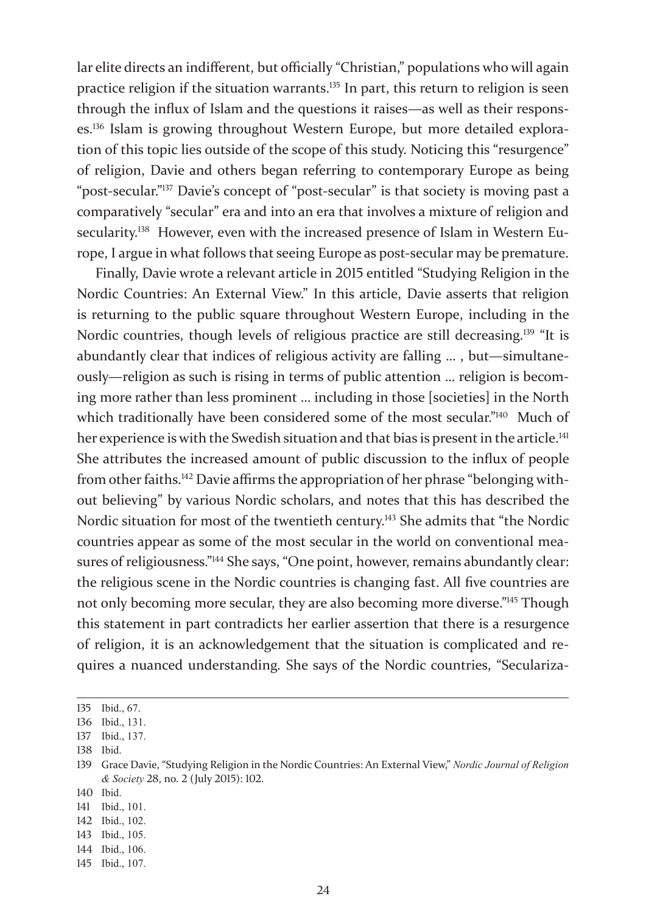lar elite directs an indifferent, but officially "Christian," populations who will again practice religion if the situation warrants.[135] In part, this return to religion is seen through the influx of Islam and the questions it raises—as well as their responses.[136] Islam is growing throughout Western Europe, but more detailed exploration of this topic lies outside of the scope of this study. Noticing this "resurgence" of religion, Davie and others began referring to contemporary Europe as being "post-secular."[137] Davie's concept of "post-secular" is that society is moving past a comparatively "secular" era and into an era that involves a mixture of religion and secularity.[138] However, even with the increased presence of Islam in Western Europe, I argue in what follows that seeing Europe as post-secular may be premature.

Finally, Davie wrote a relevant article in 2015 entitled "Studying Religion in the Nordic Countries: An External View." In this article, Davie asserts that religion is returning to the public square throughout Western Europe, including in the Nordic countries, though levels of religious practice are still decreasing.[139] "It is abundantly clear that indices of religious activity are falling ... , but—simultaneously—religion as such is rising in terms of public attention ... religion is becoming more rather than less prominent ... including in those [societies] in the North which traditionally have been considered some of the most secular."[140] Much of her experience is with the Swedish situation and that bias is present in the article.[141] She attributes the increased amount of public discussion to the influx of people from other faiths.[142] Davie affirms the appropriation of her phrase "belonging without believing" by various Nordic scholars, and notes that this has described the Nordic situation for most of the twentieth century.[143] She admits that "the Nordic countries appear as some of the most secular in the world on conventional measures of religiousness."[144] She says, "One point, however, remains abundantly clear: the religious scene in the Nordic countries is changing fast. All five countries are not only becoming more secular, they are also becoming more diverse."[145] Though this statement in part contradicts her earlier assertion that there is a resurgence of religion, it is an acknowledgement that the situation is complicated and requires a nuanced understanding. She says of the Nordic countries, "Seculariza-

---

135 Ibid., 67.

136 Ibid., 131.

137 Ibid., 137.

138 Ibid.

139 Grace Davie, "Studying Religion in the Nordic Countries: An External View," *Nordic Journal of Religion & Society* 28, no. 2 (July 2015): 102.

140 Ibid.

141 Ibid., 101.

142 Ibid., 102.

143 Ibid., 105.

144 Ibid., 106.

145 Ibid., 107.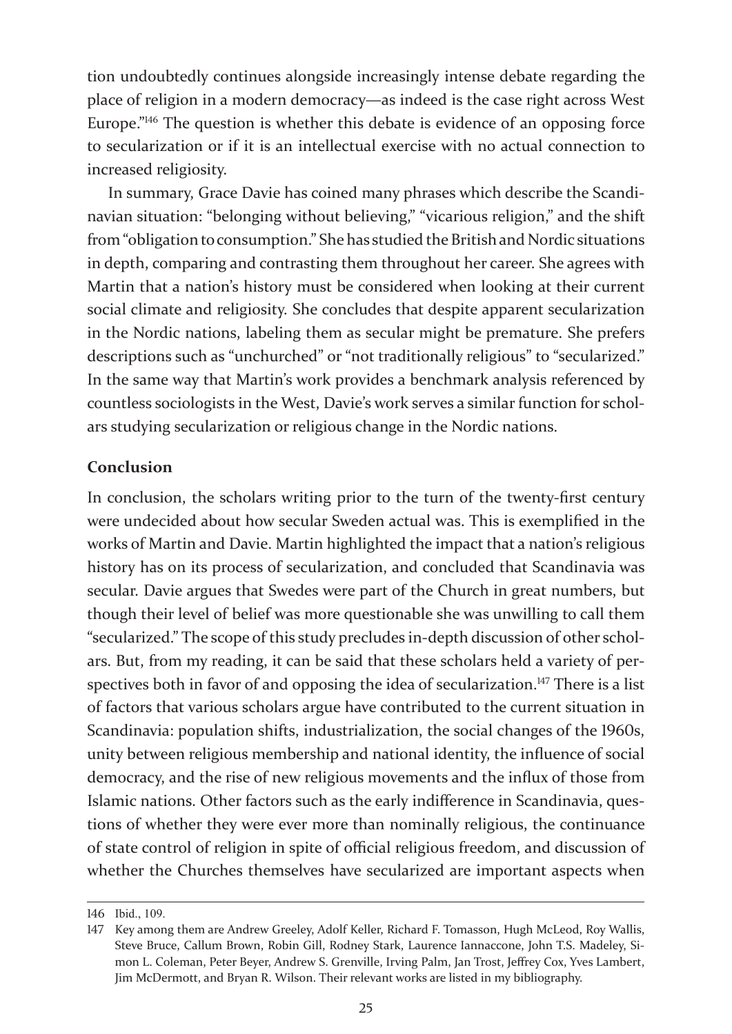tion undoubtedly continues alongside increasingly intense debate regarding the place of religion in a modern democracy—as indeed is the case right across West Europe."[146] The question is whether this debate is evidence of an opposing force to secularization or if it is an intellectual exercise with no actual connection to increased religiosity.

In summary, Grace Davie has coined many phrases which describe the Scandinavian situation: "belonging without believing," "vicarious religion," and the shift from "obligation to consumption." She has studied the British and Nordic situations in depth, comparing and contrasting them throughout her career. She agrees with Martin that a nation's history must be considered when looking at their current social climate and religiosity. She concludes that despite apparent secularization in the Nordic nations, labeling them as secular might be premature. She prefers descriptions such as "unchurched" or "not traditionally religious" to "secularized." In the same way that Martin's work provides a benchmark analysis referenced by countless sociologists in the West, Davie's work serves a similar function for scholars studying secularization or religious change in the Nordic nations.

**Conclusion**

In conclusion, the scholars writing prior to the turn of the twenty-first century were undecided about how secular Sweden actual was. This is exemplified in the works of Martin and Davie. Martin highlighted the impact that a nation's religious history has on its process of secularization, and concluded that Scandinavia was secular. Davie argues that Swedes were part of the Church in great numbers, but though their level of belief was more questionable she was unwilling to call them "secularized." The scope of this study precludes in-depth discussion of other scholars. But, from my reading, it can be said that these scholars held a variety of perspectives both in favor of and opposing the idea of secularization.[147] There is a list of factors that various scholars argue have contributed to the current situation in Scandinavia: population shifts, industrialization, the social changes of the 1960s, unity between religious membership and national identity, the influence of social democracy, and the rise of new religious movements and the influx of those from Islamic nations. Other factors such as the early indifference in Scandinavia, questions of whether they were ever more than nominally religious, the continuance of state control of religion in spite of official religious freedom, and discussion of whether the Churches themselves have secularized are important aspects when

---

146 Ibid., 109.

147 Key among them are Andrew Greeley, Adolf Keller, Richard F. Tomasson, Hugh McLeod, Roy Wallis, Steve Bruce, Callum Brown, Robin Gill, Rodney Stark, Laurence Iannaccone, John T.S. Madeley, Simon L. Coleman, Peter Beyer, Andrew S. Grenville, Irving Palm, Jan Trost, Jeffrey Cox, Yves Lambert, Jim McDermott, and Bryan R. Wilson. Their relevant works are listed in my bibliography.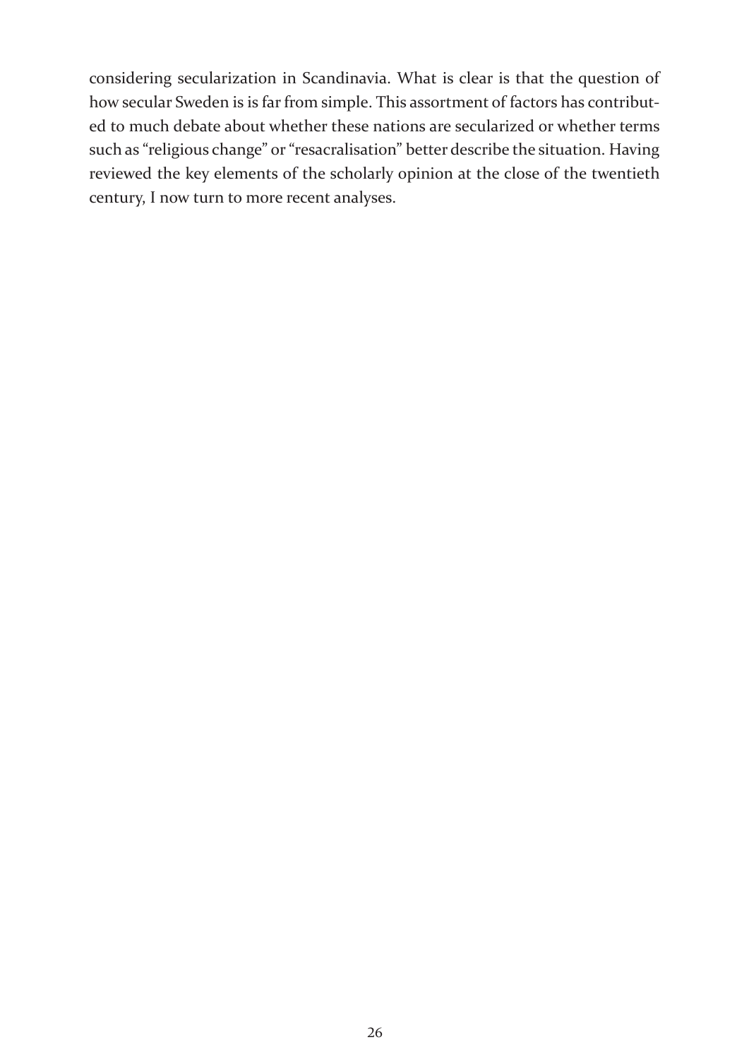considering secularization in Scandinavia. What is clear is that the question of how secular Sweden is is far from simple. This assortment of factors has contributed to much debate about whether these nations are secularized or whether terms such as "religious change" or "resacralisation" better describe the situation. Having reviewed the key elements of the scholarly opinion at the close of the twentieth century, I now turn to more recent analyses.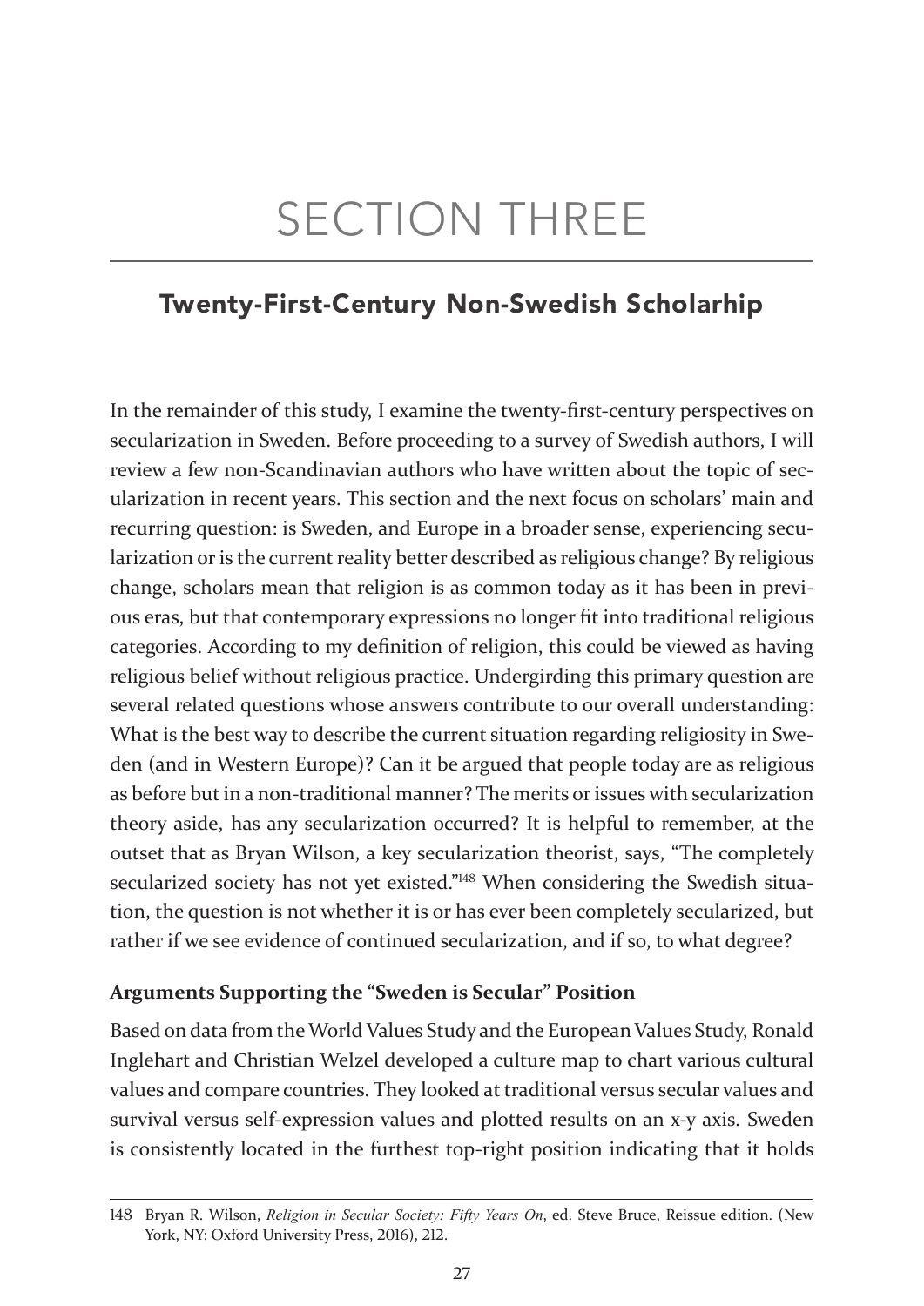# SECTION THREE

## Twenty-First-Century Non-Swedish Scholarhip

In the remainder of this study, I examine the twenty-first-century perspectives on secularization in Sweden. Before proceeding to a survey of Swedish authors, I will review a few non-Scandinavian authors who have written about the topic of secularization in recent years. This section and the next focus on scholars' main and recurring question: is Sweden, and Europe in a broader sense, experiencing secularization or is the current reality better described as religious change? By religious change, scholars mean that religion is as common today as it has been in previous eras, but that contemporary expressions no longer fit into traditional religious categories. According to my definition of religion, this could be viewed as having religious belief without religious practice. Undergirding this primary question are several related questions whose answers contribute to our overall understanding: What is the best way to describe the current situation regarding religiosity in Sweden (and in Western Europe)? Can it be argued that people today are as religious as before but in a non-traditional manner? The merits or issues with secularization theory aside, has any secularization occurred? It is helpful to remember, at the outset that as Bryan Wilson, a key secularization theorist, says, "The completely secularized society has not yet existed."[148] When considering the Swedish situation, the question is not whether it is or has ever been completely secularized, but rather if we see evidence of continued secularization, and if so, to what degree?

### Arguments Supporting the "Sweden is Secular" Position

Based on data from the World Values Study and the European Values Study, Ronald Inglehart and Christian Welzel developed a culture map to chart various cultural values and compare countries. They looked at traditional versus secular values and survival versus self-expression values and plotted results on an x-y axis. Sweden is consistently located in the furthest top-right position indicating that it holds

148 Bryan R. Wilson, *Religion in Secular Society: Fifty Years On*, ed. Steve Bruce, Reissue edition. (New York, NY: Oxford University Press, 2016), 212.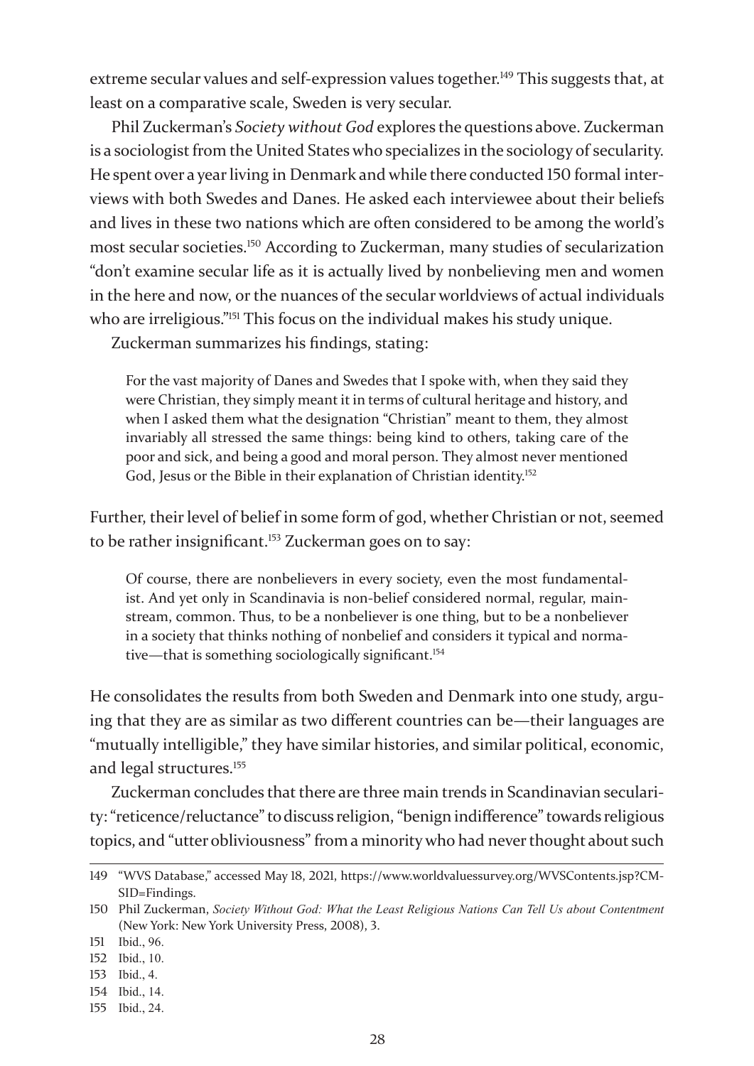extreme secular values and self-expression values together.[149] This suggests that, at least on a comparative scale, Sweden is very secular.

Phil Zuckerman's *Society without God* explores the questions above. Zuckerman is a sociologist from the United States who specializes in the sociology of secularity. He spent over a year living in Denmark and while there conducted 150 formal interviews with both Swedes and Danes. He asked each interviewee about their beliefs and lives in these two nations which are often considered to be among the world's most secular societies.[150] According to Zuckerman, many studies of secularization "don't examine secular life as it is actually lived by nonbelieving men and women in the here and now, or the nuances of the secular worldviews of actual individuals who are irreligious."[151] This focus on the individual makes his study unique.

Zuckerman summarizes his findings, stating:

> For the vast majority of Danes and Swedes that I spoke with, when they said they were Christian, they simply meant it in terms of cultural heritage and history, and when I asked them what the designation "Christian" meant to them, they almost invariably all stressed the same things: being kind to others, taking care of the poor and sick, and being a good and moral person. They almost never mentioned God, Jesus or the Bible in their explanation of Christian identity.[152]

Further, their level of belief in some form of god, whether Christian or not, seemed to be rather insignificant.[153] Zuckerman goes on to say:

> Of course, there are nonbelievers in every society, even the most fundamentalist. And yet only in Scandinavia is non-belief considered normal, regular, mainstream, common. Thus, to be a nonbeliever is one thing, but to be a nonbeliever in a society that thinks nothing of nonbelief and considers it typical and normative—that is something sociologically significant.[154]

He consolidates the results from both Sweden and Denmark into one study, arguing that they are as similar as two different countries can be—their languages are "mutually intelligible," they have similar histories, and similar political, economic, and legal structures.[155]

Zuckerman concludes that there are three main trends in Scandinavian secularity: "reticence/reluctance" to discuss religion, "benign indifference" towards religious topics, and "utter obliviousness" from a minority who had never thought about such

---

149 "WVS Database," accessed May 18, 2021, https://www.worldvaluessurvey.org/WVSContents.jsp?CMSID=Findings.

150 Phil Zuckerman, *Society Without God: What the Least Religious Nations Can Tell Us about Contentment* (New York: New York University Press, 2008), 3.

151 Ibid., 96.

152 Ibid., 10.

153 Ibid., 4.

154 Ibid., 14.

155 Ibid., 24.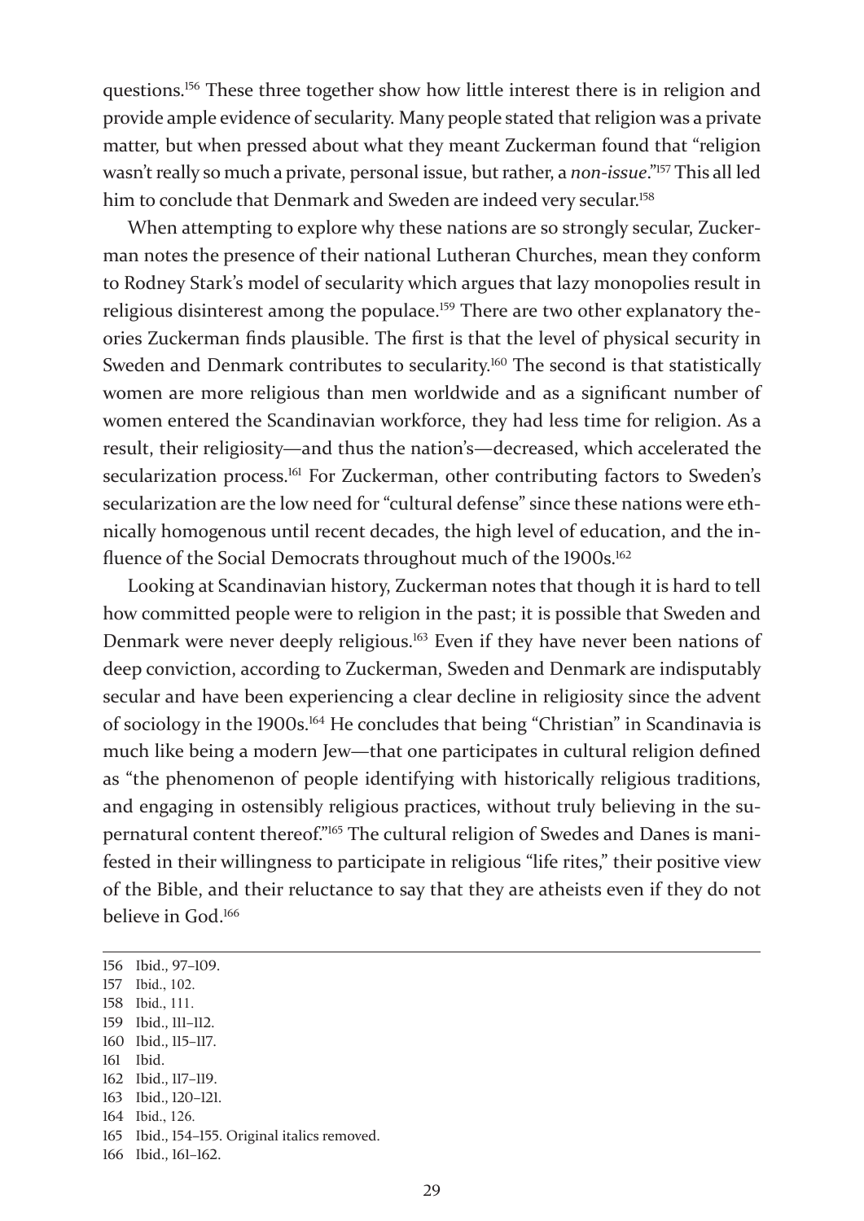questions.[156] These three together show how little interest there is in religion and provide ample evidence of secularity. Many people stated that religion was a private matter, but when pressed about what they meant Zuckerman found that "religion wasn't really so much a private, personal issue, but rather, a *non-issue*."[157] This all led him to conclude that Denmark and Sweden are indeed very secular.[158]

When attempting to explore why these nations are so strongly secular, Zuckerman notes the presence of their national Lutheran Churches, mean they conform to Rodney Stark's model of secularity which argues that lazy monopolies result in religious disinterest among the populace.[159] There are two other explanatory theories Zuckerman finds plausible. The first is that the level of physical security in Sweden and Denmark contributes to secularity.[160] The second is that statistically women are more religious than men worldwide and as a significant number of women entered the Scandinavian workforce, they had less time for religion. As a result, their religiosity—and thus the nation's—decreased, which accelerated the secularization process.[161] For Zuckerman, other contributing factors to Sweden's secularization are the low need for "cultural defense" since these nations were ethnically homogenous until recent decades, the high level of education, and the influence of the Social Democrats throughout much of the 1900s.[162]

Looking at Scandinavian history, Zuckerman notes that though it is hard to tell how committed people were to religion in the past; it is possible that Sweden and Denmark were never deeply religious.[163] Even if they have never been nations of deep conviction, according to Zuckerman, Sweden and Denmark are indisputably secular and have been experiencing a clear decline in religiosity since the advent of sociology in the 1900s.[164] He concludes that being "Christian" in Scandinavia is much like being a modern Jew—that one participates in cultural religion defined as "the phenomenon of people identifying with historically religious traditions, and engaging in ostensibly religious practices, without truly believing in the supernatural content thereof."[165] The cultural religion of Swedes and Danes is manifested in their willingness to participate in religious "life rites," their positive view of the Bible, and their reluctance to say that they are atheists even if they do not believe in God.[166]

---

156 Ibid., 97–109.
157 Ibid., 102.
158 Ibid., 111.
159 Ibid., 111–112.
160 Ibid., 115–117.
161 Ibid.
162 Ibid., 117–119.
163 Ibid., 120–121.
164 Ibid., 126.
165 Ibid., 154–155. Original italics removed.
166 Ibid., 161–162.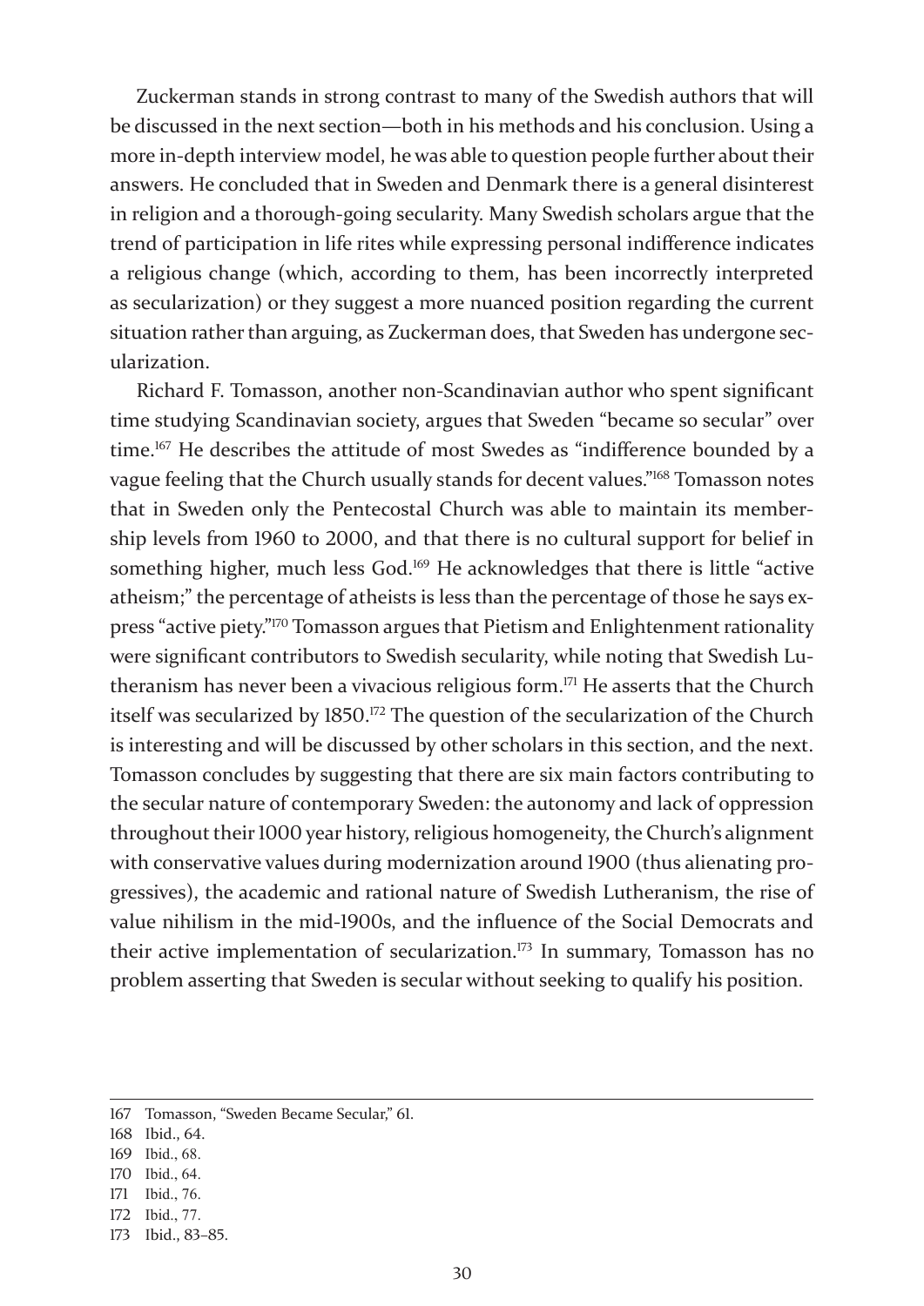Zuckerman stands in strong contrast to many of the Swedish authors that will be discussed in the next section—both in his methods and his conclusion. Using a more in-depth interview model, he was able to question people further about their answers. He concluded that in Sweden and Denmark there is a general disinterest in religion and a thorough-going secularity. Many Swedish scholars argue that the trend of participation in life rites while expressing personal indifference indicates a religious change (which, according to them, has been incorrectly interpreted as secularization) or they suggest a more nuanced position regarding the current situation rather than arguing, as Zuckerman does, that Sweden has undergone secularization.

Richard F. Tomasson, another non-Scandinavian author who spent significant time studying Scandinavian society, argues that Sweden "became so secular" over time.[167] He describes the attitude of most Swedes as "indifference bounded by a vague feeling that the Church usually stands for decent values."[168] Tomasson notes that in Sweden only the Pentecostal Church was able to maintain its membership levels from 1960 to 2000, and that there is no cultural support for belief in something higher, much less God.[169] He acknowledges that there is little "active atheism;" the percentage of atheists is less than the percentage of those he says express "active piety."[170] Tomasson argues that Pietism and Enlightenment rationality were significant contributors to Swedish secularity, while noting that Swedish Lutheranism has never been a vivacious religious form.[171] He asserts that the Church itself was secularized by 1850.[172] The question of the secularization of the Church is interesting and will be discussed by other scholars in this section, and the next. Tomasson concludes by suggesting that there are six main factors contributing to the secular nature of contemporary Sweden: the autonomy and lack of oppression throughout their 1000 year history, religious homogeneity, the Church's alignment with conservative values during modernization around 1900 (thus alienating progressives), the academic and rational nature of Swedish Lutheranism, the rise of value nihilism in the mid-1900s, and the influence of the Social Democrats and their active implementation of secularization.[173] In summary, Tomasson has no problem asserting that Sweden is secular without seeking to qualify his position.

---

167 Tomasson, "Sweden Became Secular," 61.

168 Ibid., 64.

169 Ibid., 68.

170 Ibid., 64.

171 Ibid., 76.

172 Ibid., 77.

173 Ibid., 83–85.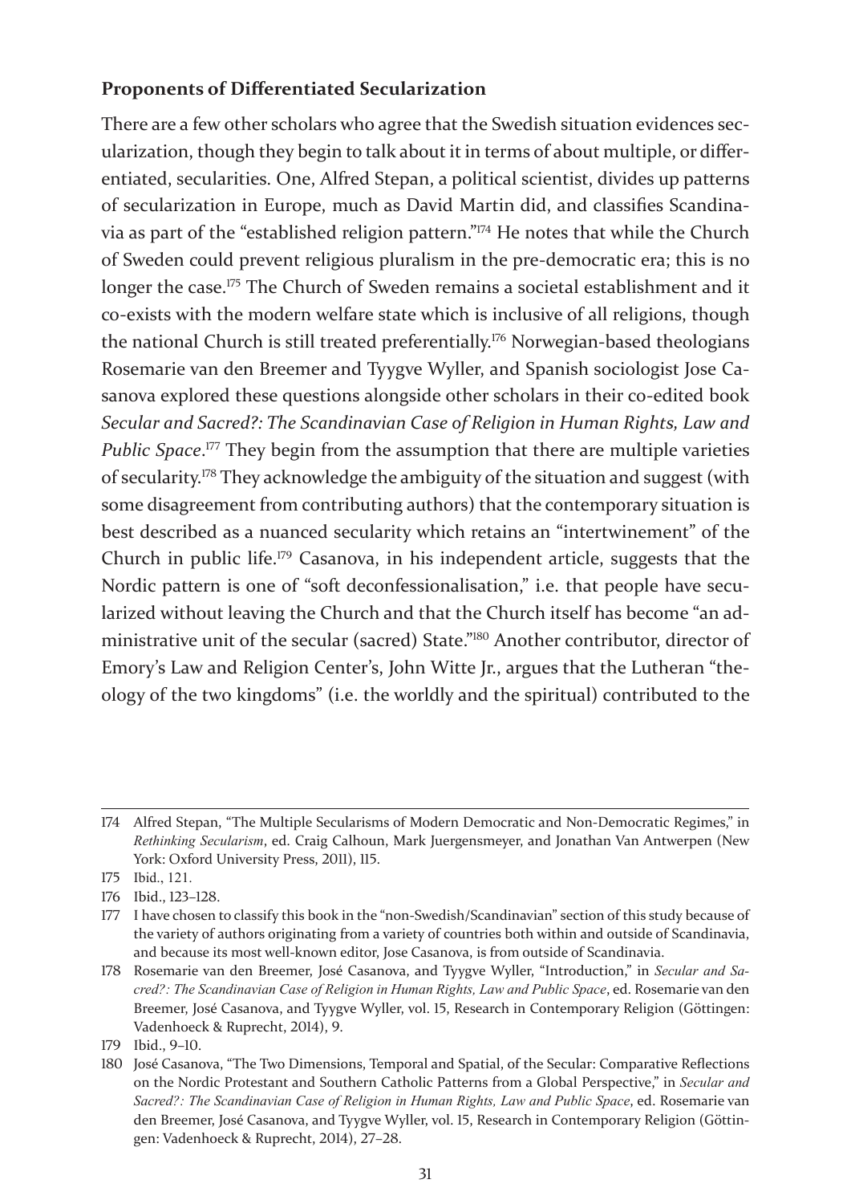**Proponents of Differentiated Secularization**

There are a few other scholars who agree that the Swedish situation evidences secularization, though they begin to talk about it in terms of about multiple, or differentiated, secularities. One, Alfred Stepan, a political scientist, divides up patterns of secularization in Europe, much as David Martin did, and classifies Scandinavia as part of the "established religion pattern."[174] He notes that while the Church of Sweden could prevent religious pluralism in the pre-democratic era; this is no longer the case.[175] The Church of Sweden remains a societal establishment and it co-exists with the modern welfare state which is inclusive of all religions, though the national Church is still treated preferentially.[176] Norwegian-based theologians Rosemarie van den Breemer and Tyygve Wyller, and Spanish sociologist Jose Casanova explored these questions alongside other scholars in their co-edited book *Secular and Sacred?: The Scandinavian Case of Religion in Human Rights, Law and Public Space*.[177] They begin from the assumption that there are multiple varieties of secularity.[178] They acknowledge the ambiguity of the situation and suggest (with some disagreement from contributing authors) that the contemporary situation is best described as a nuanced secularity which retains an "intertwinement" of the Church in public life.[179] Casanova, in his independent article, suggests that the Nordic pattern is one of "soft deconfessionalisation," i.e. that people have secularized without leaving the Church and that the Church itself has become "an administrative unit of the secular (sacred) State."[180] Another contributor, director of Emory's Law and Religion Center's, John Witte Jr., argues that the Lutheran "theology of the two kingdoms" (i.e. the worldly and the spiritual) contributed to the

---

174 Alfred Stepan, "The Multiple Secularisms of Modern Democratic and Non-Democratic Regimes," in *Rethinking Secularism*, ed. Craig Calhoun, Mark Juergensmeyer, and Jonathan Van Antwerpen (New York: Oxford University Press, 2011), 115.

175 Ibid., 121.

176 Ibid., 123–128.

177 I have chosen to classify this book in the "non-Swedish/Scandinavian" section of this study because of the variety of authors originating from a variety of countries both within and outside of Scandinavia, and because its most well-known editor, Jose Casanova, is from outside of Scandinavia.

178 Rosemarie van den Breemer, José Casanova, and Tyygve Wyller, "Introduction," in *Secular and Sacred?: The Scandinavian Case of Religion in Human Rights, Law and Public Space*, ed. Rosemarie van den Breemer, José Casanova, and Tyygve Wyller, vol. 15, Research in Contemporary Religion (Göttingen: Vadenhoeck & Ruprecht, 2014), 9.

179 Ibid., 9–10.

180 José Casanova, "The Two Dimensions, Temporal and Spatial, of the Secular: Comparative Reflections on the Nordic Protestant and Southern Catholic Patterns from a Global Perspective," in *Secular and Sacred?: The Scandinavian Case of Religion in Human Rights, Law and Public Space*, ed. Rosemarie van den Breemer, José Casanova, and Tyygve Wyller, vol. 15, Research in Contemporary Religion (Göttingen: Vadenhoeck & Ruprecht, 2014), 27–28.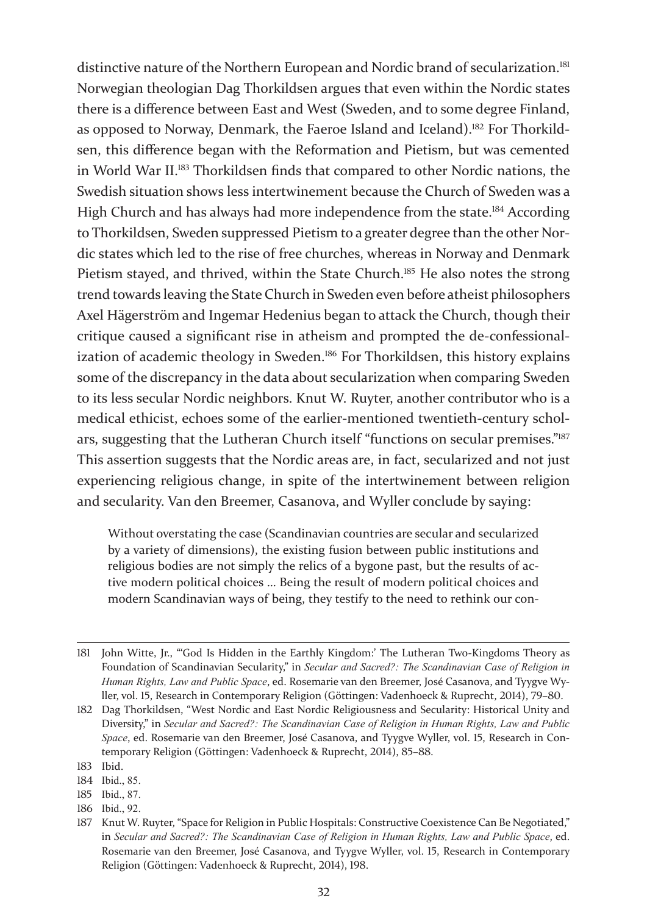distinctive nature of the Northern European and Nordic brand of secularization.[181] Norwegian theologian Dag Thorkildsen argues that even within the Nordic states there is a difference between East and West (Sweden, and to some degree Finland, as opposed to Norway, Denmark, the Faeroe Island and Iceland).[182] For Thorkildsen, this difference began with the Reformation and Pietism, but was cemented in World War II.[183] Thorkildsen finds that compared to other Nordic nations, the Swedish situation shows less intertwinement because the Church of Sweden was a High Church and has always had more independence from the state.[184] According to Thorkildsen, Sweden suppressed Pietism to a greater degree than the other Nordic states which led to the rise of free churches, whereas in Norway and Denmark Pietism stayed, and thrived, within the State Church.[185] He also notes the strong trend towards leaving the State Church in Sweden even before atheist philosophers Axel Hägerström and Ingemar Hedenius began to attack the Church, though their critique caused a significant rise in atheism and prompted the de-confessionalization of academic theology in Sweden.[186] For Thorkildsen, this history explains some of the discrepancy in the data about secularization when comparing Sweden to its less secular Nordic neighbors. Knut W. Ruyter, another contributor who is a medical ethicist, echoes some of the earlier-mentioned twentieth-century scholars, suggesting that the Lutheran Church itself "functions on secular premises."[187] This assertion suggests that the Nordic areas are, in fact, secularized and not just experiencing religious change, in spite of the intertwinement between religion and secularity. Van den Breemer, Casanova, and Wyller conclude by saying:

> Without overstating the case (Scandinavian countries are secular and secularized by a variety of dimensions), the existing fusion between public institutions and religious bodies are not simply the relics of a bygone past, but the results of active modern political choices … Being the result of modern political choices and modern Scandinavian ways of being, they testify to the need to rethink our con-

---

181 John Witte, Jr., "'God Is Hidden in the Earthly Kingdom:' The Lutheran Two-Kingdoms Theory as Foundation of Scandinavian Secularity," in *Secular and Sacred?: The Scandinavian Case of Religion in Human Rights, Law and Public Space*, ed. Rosemarie van den Breemer, José Casanova, and Tyygve Wyller, vol. 15, Research in Contemporary Religion (Göttingen: Vadenhoeck & Ruprecht, 2014), 79–80.

182 Dag Thorkildsen, "West Nordic and East Nordic Religiousness and Secularity: Historical Unity and Diversity," in *Secular and Sacred?: The Scandinavian Case of Religion in Human Rights, Law and Public Space*, ed. Rosemarie van den Breemer, José Casanova, and Tyygve Wyller, vol. 15, Research in Contemporary Religion (Göttingen: Vadenhoeck & Ruprecht, 2014), 85–88.

183 Ibid.

184 Ibid., 85.

185 Ibid., 87.

186 Ibid., 92.

187 Knut W. Ruyter, "Space for Religion in Public Hospitals: Constructive Coexistence Can Be Negotiated," in *Secular and Sacred?: The Scandinavian Case of Religion in Human Rights, Law and Public Space*, ed. Rosemarie van den Breemer, José Casanova, and Tyygve Wyller, vol. 15, Research in Contemporary Religion (Göttingen: Vadenhoeck & Ruprecht, 2014), 198.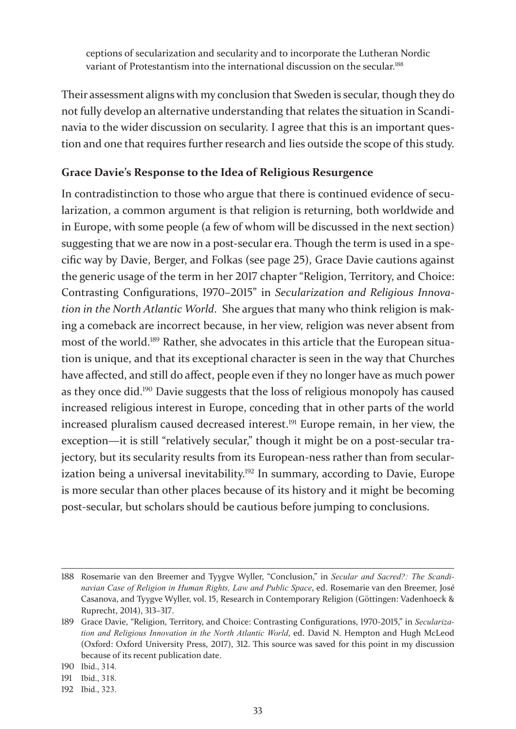ceptions of secularization and secularity and to incorporate the Lutheran Nordic variant of Protestantism into the international discussion on the secular.[188]

Their assessment aligns with my conclusion that Sweden is secular, though they do not fully develop an alternative understanding that relates the situation in Scandinavia to the wider discussion on secularity. I agree that this is an important question and one that requires further research and lies outside the scope of this study.

### Grace Davie's Response to the Idea of Religious Resurgence

In contradistinction to those who argue that there is continued evidence of secularization, a common argument is that religion is returning, both worldwide and in Europe, with some people (a few of whom will be discussed in the next section) suggesting that we are now in a post-secular era. Though the term is used in a specific way by Davie, Berger, and Folkas (see page 25), Grace Davie cautions against the generic usage of the term in her 2017 chapter "Religion, Territory, and Choice: Contrasting Configurations, 1970–2015" in *Secularization and Religious Innovation in the North Atlantic World*. She argues that many who think religion is making a comeback are incorrect because, in her view, religion was never absent from most of the world.[189] Rather, she advocates in this article that the European situation is unique, and that its exceptional character is seen in the way that Churches have affected, and still do affect, people even if they no longer have as much power as they once did.[190] Davie suggests that the loss of religious monopoly has caused increased religious interest in Europe, conceding that in other parts of the world increased pluralism caused decreased interest.[191] Europe remain, in her view, the exception—it is still "relatively secular," though it might be on a post-secular trajectory, but its secularity results from its European-ness rather than from secularization being a universal inevitability.[192] In summary, according to Davie, Europe is more secular than other places because of its history and it might be becoming post-secular, but scholars should be cautious before jumping to conclusions.

---

188 Rosemarie van den Breemer and Tyygve Wyller, "Conclusion," in *Secular and Sacred?: The Scandinavian Case of Religion in Human Rights, Law and Public Space*, ed. Rosemarie van den Breemer, José Casanova, and Tyygve Wyller, vol. 15, Research in Contemporary Religion (Göttingen: Vadenhoeck & Ruprecht, 2014), 313–317.

189 Grace Davie, "Religion, Territory, and Choice: Contrasting Configurations, 1970-2015," in *Secularization and Religious Innovation in the North Atlantic World*, ed. David N. Hempton and Hugh McLeod (Oxford: Oxford University Press, 2017), 312. This source was saved for this point in my discussion because of its recent publication date.

190 Ibid., 314.

191 Ibid., 318.

192 Ibid., 323.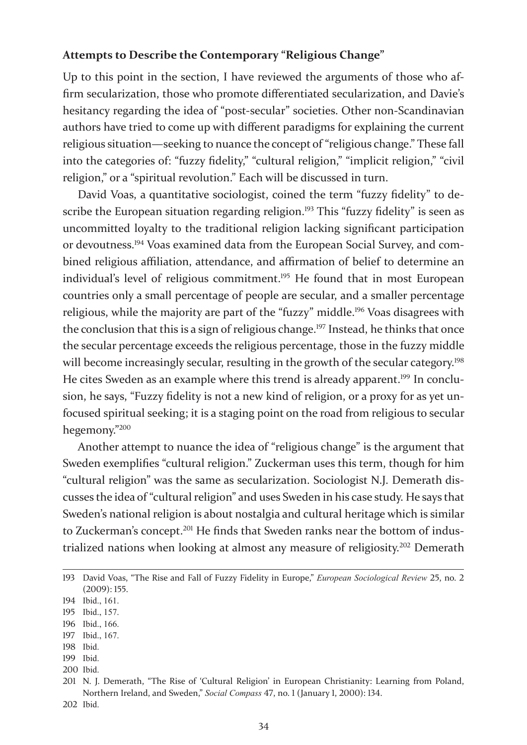### Attempts to Describe the Contemporary "Religious Change"

Up to this point in the section, I have reviewed the arguments of those who affirm secularization, those who promote differentiated secularization, and Davie's hesitancy regarding the idea of "post-secular" societies. Other non-Scandinavian authors have tried to come up with different paradigms for explaining the current religious situation—seeking to nuance the concept of "religious change." These fall into the categories of: "fuzzy fidelity," "cultural religion," "implicit religion," "civil religion," or a "spiritual revolution." Each will be discussed in turn.

David Voas, a quantitative sociologist, coined the term "fuzzy fidelity" to describe the European situation regarding religion.[193] This "fuzzy fidelity" is seen as uncommitted loyalty to the traditional religion lacking significant participation or devoutness.[194] Voas examined data from the European Social Survey, and combined religious affiliation, attendance, and affirmation of belief to determine an individual's level of religious commitment.[195] He found that in most European countries only a small percentage of people are secular, and a smaller percentage religious, while the majority are part of the "fuzzy" middle.[196] Voas disagrees with the conclusion that this is a sign of religious change.[197] Instead, he thinks that once the secular percentage exceeds the religious percentage, those in the fuzzy middle will become increasingly secular, resulting in the growth of the secular category.[198] He cites Sweden as an example where this trend is already apparent.[199] In conclusion, he says, "Fuzzy fidelity is not a new kind of religion, or a proxy for as yet unfocused spiritual seeking; it is a staging point on the road from religious to secular hegemony."[200]

Another attempt to nuance the idea of "religious change" is the argument that Sweden exemplifies "cultural religion." Zuckerman uses this term, though for him "cultural religion" was the same as secularization. Sociologist N.J. Demerath discusses the idea of "cultural religion" and uses Sweden in his case study. He says that Sweden's national religion is about nostalgia and cultural heritage which is similar to Zuckerman's concept.[201] He finds that Sweden ranks near the bottom of industrialized nations when looking at almost any measure of religiosity.[202] Demerath

---

193 David Voas, "The Rise and Fall of Fuzzy Fidelity in Europe," *European Sociological Review* 25, no. 2 (2009): 155.

194 Ibid., 161.

195 Ibid., 157.

196 Ibid., 166.

197 Ibid., 167.

198 Ibid.

199 Ibid.

200 Ibid.

201 N. J. Demerath, "The Rise of 'Cultural Religion' in European Christianity: Learning from Poland, Northern Ireland, and Sweden," *Social Compass* 47, no. 1 (January 1, 2000): 134.

202 Ibid.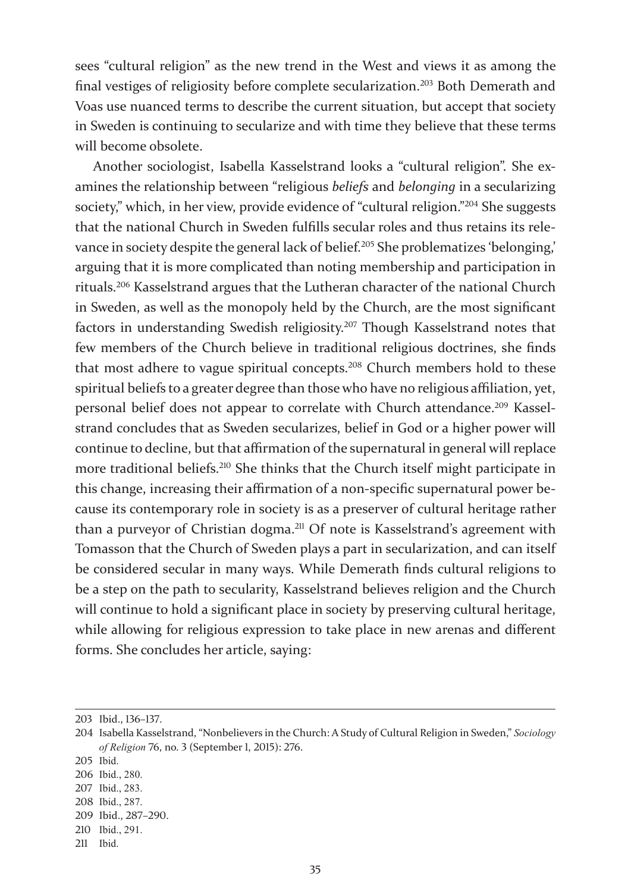sees "cultural religion" as the new trend in the West and views it as among the final vestiges of religiosity before complete secularization.[203] Both Demerath and Voas use nuanced terms to describe the current situation, but accept that society in Sweden is continuing to secularize and with time they believe that these terms will become obsolete.

Another sociologist, Isabella Kasselstrand looks a "cultural religion". She examines the relationship between "religious *beliefs* and *belonging* in a secularizing society," which, in her view, provide evidence of "cultural religion."[204] She suggests that the national Church in Sweden fulfills secular roles and thus retains its relevance in society despite the general lack of belief.[205] She problematizes 'belonging,' arguing that it is more complicated than noting membership and participation in rituals.[206] Kasselstrand argues that the Lutheran character of the national Church in Sweden, as well as the monopoly held by the Church, are the most significant factors in understanding Swedish religiosity.[207] Though Kasselstrand notes that few members of the Church believe in traditional religious doctrines, she finds that most adhere to vague spiritual concepts.[208] Church members hold to these spiritual beliefs to a greater degree than those who have no religious affiliation, yet, personal belief does not appear to correlate with Church attendance.[209] Kasselstrand concludes that as Sweden secularizes, belief in God or a higher power will continue to decline, but that affirmation of the supernatural in general will replace more traditional beliefs.[210] She thinks that the Church itself might participate in this change, increasing their affirmation of a non-specific supernatural power because its contemporary role in society is as a preserver of cultural heritage rather than a purveyor of Christian dogma.[211] Of note is Kasselstrand's agreement with Tomasson that the Church of Sweden plays a part in secularization, and can itself be considered secular in many ways. While Demerath finds cultural religions to be a step on the path to secularity, Kasselstrand believes religion and the Church will continue to hold a significant place in society by preserving cultural heritage, while allowing for religious expression to take place in new arenas and different forms. She concludes her article, saying:

---

203 Ibid., 136–137.

204 Isabella Kasselstrand, "Nonbelievers in the Church: A Study of Cultural Religion in Sweden," *Sociology of Religion* 76, no. 3 (September 1, 2015): 276.

205 Ibid.

206 Ibid., 280.

207 Ibid., 283.

208 Ibid., 287.

209 Ibid., 287–290.

210 Ibid., 291.

211 Ibid.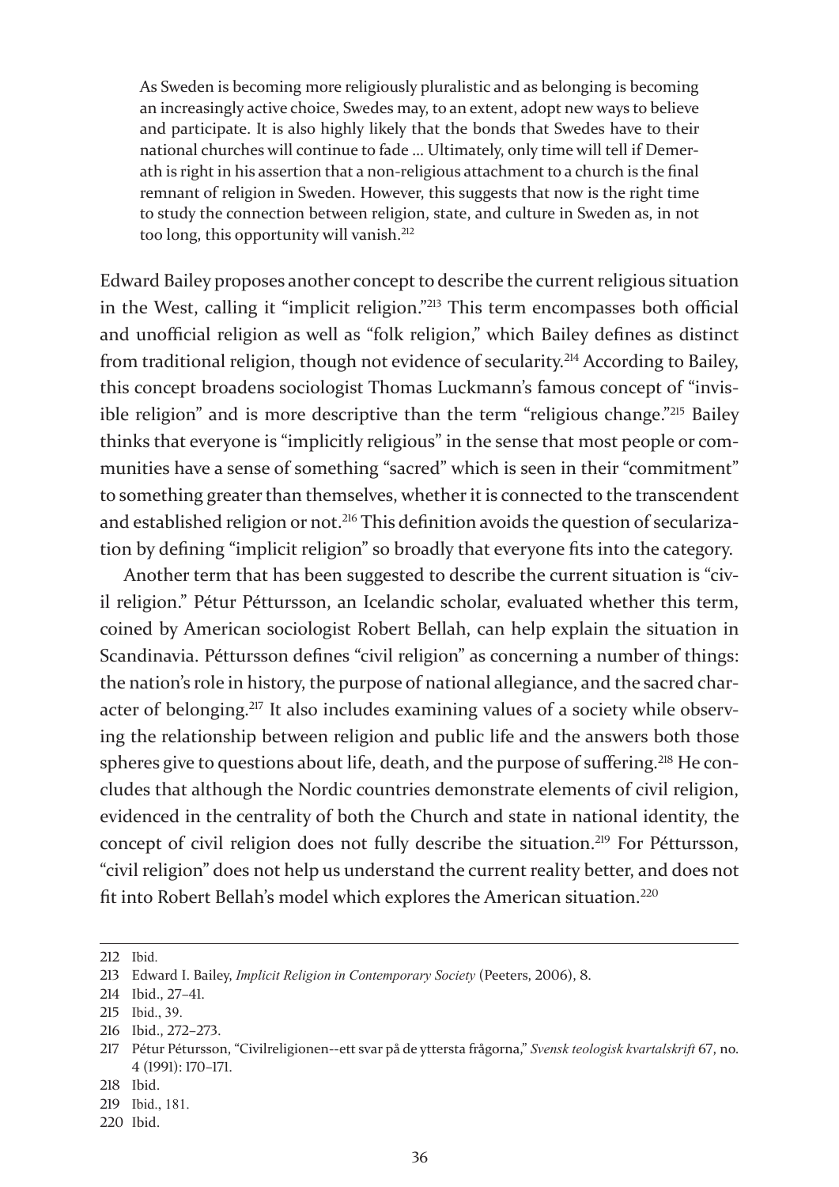> As Sweden is becoming more religiously pluralistic and as belonging is becoming an increasingly active choice, Swedes may, to an extent, adopt new ways to believe and participate. It is also highly likely that the bonds that Swedes have to their national churches will continue to fade ... Ultimately, only time will tell if Demerath is right in his assertion that a non-religious attachment to a church is the final remnant of religion in Sweden. However, this suggests that now is the right time to study the connection between religion, state, and culture in Sweden as, in not too long, this opportunity will vanish.[212]

Edward Bailey proposes another concept to describe the current religious situation in the West, calling it "implicit religion."[213] This term encompasses both official and unofficial religion as well as "folk religion," which Bailey defines as distinct from traditional religion, though not evidence of secularity.[214] According to Bailey, this concept broadens sociologist Thomas Luckmann's famous concept of "invisible religion" and is more descriptive than the term "religious change."[215] Bailey thinks that everyone is "implicitly religious" in the sense that most people or communities have a sense of something "sacred" which is seen in their "commitment" to something greater than themselves, whether it is connected to the transcendent and established religion or not.[216] This definition avoids the question of secularization by defining "implicit religion" so broadly that everyone fits into the category.

Another term that has been suggested to describe the current situation is "civil religion." Pétur Péttursson, an Icelandic scholar, evaluated whether this term, coined by American sociologist Robert Bellah, can help explain the situation in Scandinavia. Péttursson defines "civil religion" as concerning a number of things: the nation's role in history, the purpose of national allegiance, and the sacred character of belonging.[217] It also includes examining values of a society while observing the relationship between religion and public life and the answers both those spheres give to questions about life, death, and the purpose of suffering.[218] He concludes that although the Nordic countries demonstrate elements of civil religion, evidenced in the centrality of both the Church and state in national identity, the concept of civil religion does not fully describe the situation.[219] For Péttursson, "civil religion" does not help us understand the current reality better, and does not fit into Robert Bellah's model which explores the American situation.[220]

---

212 Ibid.

213 Edward I. Bailey, *Implicit Religion in Contemporary Society* (Peeters, 2006), 8.

214 Ibid., 27–41.

215 Ibid., 39.

216 Ibid., 272–273.

217 Pétur Pétursson, "Civilreligionen--ett svar på de yttersta frågorna," *Svensk teologisk kvartalskrift* 67, no. 4 (1991): 170–171.

218 Ibid.

219 Ibid., 181.

220 Ibid.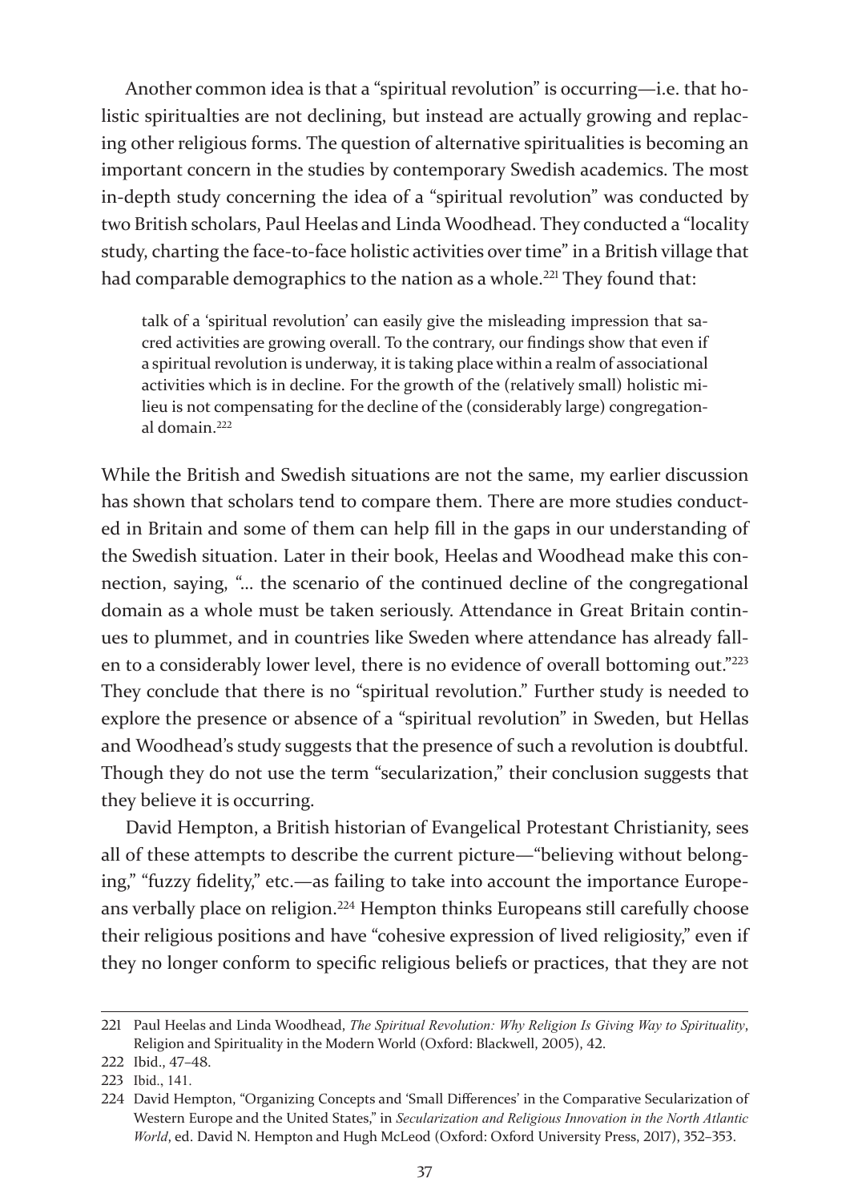Another common idea is that a "spiritual revolution" is occurring—i.e. that holistic spiritualties are not declining, but instead are actually growing and replacing other religious forms. The question of alternative spiritualities is becoming an important concern in the studies by contemporary Swedish academics. The most in-depth study concerning the idea of a "spiritual revolution" was conducted by two British scholars, Paul Heelas and Linda Woodhead. They conducted a "locality study, charting the face-to-face holistic activities over time" in a British village that had comparable demographics to the nation as a whole.[221] They found that:

> talk of a 'spiritual revolution' can easily give the misleading impression that sacred activities are growing overall. To the contrary, our findings show that even if a spiritual revolution is underway, it is taking place within a realm of associational activities which is in decline. For the growth of the (relatively small) holistic milieu is not compensating for the decline of the (considerably large) congregational domain.[222]

While the British and Swedish situations are not the same, my earlier discussion has shown that scholars tend to compare them. There are more studies conducted in Britain and some of them can help fill in the gaps in our understanding of the Swedish situation. Later in their book, Heelas and Woodhead make this connection, saying, "… the scenario of the continued decline of the congregational domain as a whole must be taken seriously. Attendance in Great Britain continues to plummet, and in countries like Sweden where attendance has already fallen to a considerably lower level, there is no evidence of overall bottoming out."[223] They conclude that there is no "spiritual revolution." Further study is needed to explore the presence or absence of a "spiritual revolution" in Sweden, but Hellas and Woodhead's study suggests that the presence of such a revolution is doubtful. Though they do not use the term "secularization," their conclusion suggests that they believe it is occurring.

David Hempton, a British historian of Evangelical Protestant Christianity, sees all of these attempts to describe the current picture—"believing without belonging," "fuzzy fidelity," etc.—as failing to take into account the importance Europeans verbally place on religion.[224] Hempton thinks Europeans still carefully choose their religious positions and have "cohesive expression of lived religiosity," even if they no longer conform to specific religious beliefs or practices, that they are not

---

221 Paul Heelas and Linda Woodhead, *The Spiritual Revolution: Why Religion Is Giving Way to Spirituality*, Religion and Spirituality in the Modern World (Oxford: Blackwell, 2005), 42.

222 Ibid., 47–48.

223 Ibid., 141.

224 David Hempton, "Organizing Concepts and 'Small Differences' in the Comparative Secularization of Western Europe and the United States," in *Secularization and Religious Innovation in the North Atlantic World*, ed. David N. Hempton and Hugh McLeod (Oxford: Oxford University Press, 2017), 352–353.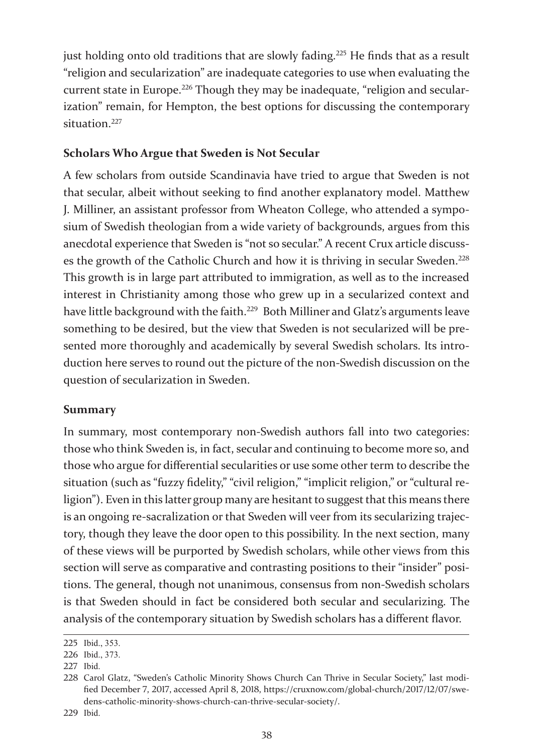just holding onto old traditions that are slowly fading.[225] He finds that as a result "religion and secularization" are inadequate categories to use when evaluating the current state in Europe.[226] Though they may be inadequate, "religion and secularization" remain, for Hempton, the best options for discussing the contemporary situation.[227]

### Scholars Who Argue that Sweden is Not Secular

A few scholars from outside Scandinavia have tried to argue that Sweden is not that secular, albeit without seeking to find another explanatory model. Matthew J. Milliner, an assistant professor from Wheaton College, who attended a symposium of Swedish theologian from a wide variety of backgrounds, argues from this anecdotal experience that Sweden is "not so secular." A recent Crux article discusses the growth of the Catholic Church and how it is thriving in secular Sweden.[228] This growth is in large part attributed to immigration, as well as to the increased interest in Christianity among those who grew up in a secularized context and have little background with the faith.[229] Both Milliner and Glatz's arguments leave something to be desired, but the view that Sweden is not secularized will be presented more thoroughly and academically by several Swedish scholars. Its introduction here serves to round out the picture of the non-Swedish discussion on the question of secularization in Sweden.

### Summary

In summary, most contemporary non-Swedish authors fall into two categories: those who think Sweden is, in fact, secular and continuing to become more so, and those who argue for differential secularities or use some other term to describe the situation (such as "fuzzy fidelity," "civil religion," "implicit religion," or "cultural religion"). Even in this latter group many are hesitant to suggest that this means there is an ongoing re-sacralization or that Sweden will veer from its secularizing trajectory, though they leave the door open to this possibility. In the next section, many of these views will be purported by Swedish scholars, while other views from this section will serve as comparative and contrasting positions to their "insider" positions. The general, though not unanimous, consensus from non-Swedish scholars is that Sweden should in fact be considered both secular and secularizing. The analysis of the contemporary situation by Swedish scholars has a different flavor.

---

225 Ibid., 353.

226 Ibid., 373.

227 Ibid.

228 Carol Glatz, "Sweden's Catholic Minority Shows Church Can Thrive in Secular Society," last modified December 7, 2017, accessed April 8, 2018, https://cruxnow.com/global-church/2017/12/07/swedens-catholic-minority-shows-church-can-thrive-secular-society/.

229 Ibid.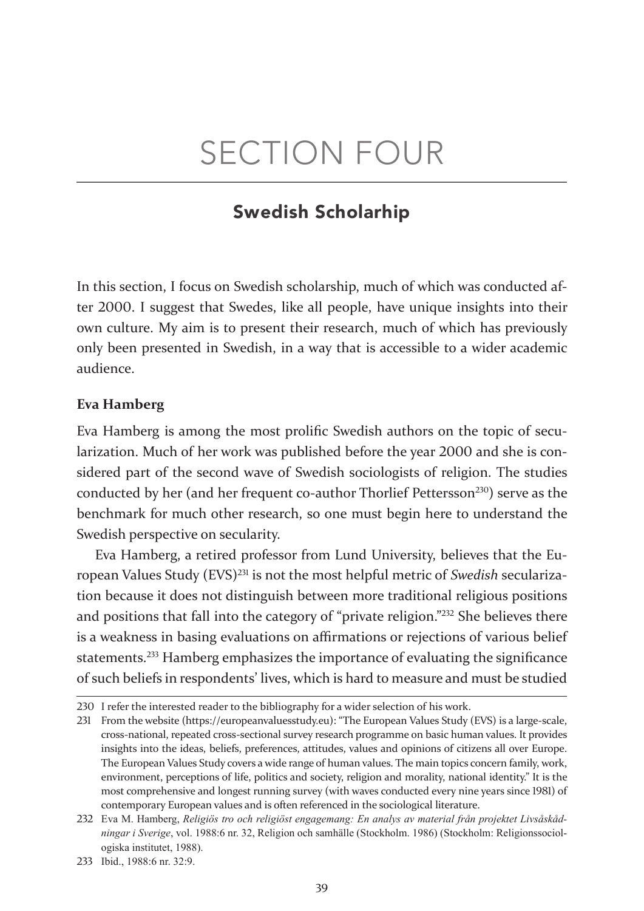# SECTION FOUR

## Swedish Scholarhip

In this section, I focus on Swedish scholarship, much of which was conducted after 2000. I suggest that Swedes, like all people, have unique insights into their own culture. My aim is to present their research, much of which has previously only been presented in Swedish, in a way that is accessible to a wider academic audience.

### Eva Hamberg

Eva Hamberg is among the most prolific Swedish authors on the topic of secularization. Much of her work was published before the year 2000 and she is considered part of the second wave of Swedish sociologists of religion. The studies conducted by her (and her frequent co-author Thorlief Pettersson[230]) serve as the benchmark for much other research, so one must begin here to understand the Swedish perspective on secularity.

Eva Hamberg, a retired professor from Lund University, believes that the European Values Study (EVS)[231] is not the most helpful metric of *Swedish* secularization because it does not distinguish between more traditional religious positions and positions that fall into the category of "private religion."[232] She believes there is a weakness in basing evaluations on affirmations or rejections of various belief statements.[233] Hamberg emphasizes the importance of evaluating the significance of such beliefs in respondents' lives, which is hard to measure and must be studied

---

230 I refer the interested reader to the bibliography for a wider selection of his work.

231 From the website (https://europeanvaluesstudy.eu): "The European Values Study (EVS) is a large-scale, cross-national, repeated cross-sectional survey research programme on basic human values. It provides insights into the ideas, beliefs, preferences, attitudes, values and opinions of citizens all over Europe. The European Values Study covers a wide range of human values. The main topics concern family, work, environment, perceptions of life, politics and society, religion and morality, national identity." It is the most comprehensive and longest running survey (with waves conducted every nine years since 1981) of contemporary European values and is often referenced in the sociological literature.

232 Eva M. Hamberg, *Religiös tro och religiöst engagemang: En analys av material från projektet Livsåskådningar i Sverige*, vol. 1988:6 nr. 32, Religion och samhälle (Stockholm. 1986) (Stockholm: Religionssociologiska institutet, 1988).

233 Ibid., 1988:6 nr. 32:9.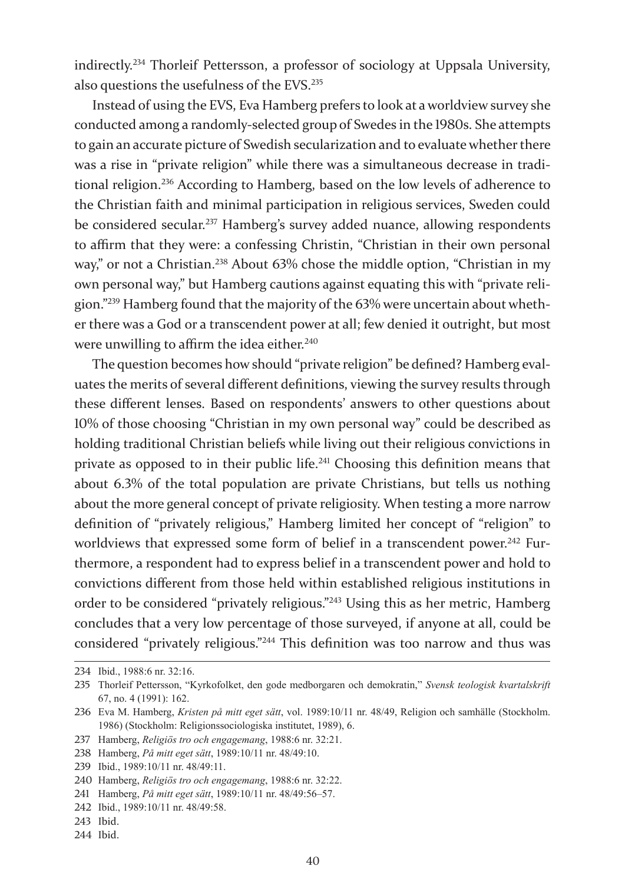indirectly.[234] Thorleif Pettersson, a professor of sociology at Uppsala University, also questions the usefulness of the EVS.[235]

Instead of using the EVS, Eva Hamberg prefers to look at a worldview survey she conducted among a randomly-selected group of Swedes in the 1980s. She attempts to gain an accurate picture of Swedish secularization and to evaluate whether there was a rise in "private religion" while there was a simultaneous decrease in traditional religion.[236] According to Hamberg, based on the low levels of adherence to the Christian faith and minimal participation in religious services, Sweden could be considered secular.[237] Hamberg's survey added nuance, allowing respondents to affirm that they were: a confessing Christin, "Christian in their own personal way," or not a Christian.[238] About 63% chose the middle option, "Christian in my own personal way," but Hamberg cautions against equating this with "private religion."[239] Hamberg found that the majority of the 63% were uncertain about whether there was a God or a transcendent power at all; few denied it outright, but most were unwilling to affirm the idea either.[240]

The question becomes how should "private religion" be defined? Hamberg evaluates the merits of several different definitions, viewing the survey results through these different lenses. Based on respondents' answers to other questions about 10% of those choosing "Christian in my own personal way" could be described as holding traditional Christian beliefs while living out their religious convictions in private as opposed to in their public life.[241] Choosing this definition means that about 6.3% of the total population are private Christians, but tells us nothing about the more general concept of private religiosity. When testing a more narrow definition of "privately religious," Hamberg limited her concept of "religion" to worldviews that expressed some form of belief in a transcendent power.[242] Furthermore, a respondent had to express belief in a transcendent power and hold to convictions different from those held within established religious institutions in order to be considered "privately religious."[243] Using this as her metric, Hamberg concludes that a very low percentage of those surveyed, if anyone at all, could be considered "privately religious."[244] This definition was too narrow and thus was

---

234 Ibid., 1988:6 nr. 32:16.

235 Thorleif Pettersson, "Kyrkofolket, den gode medborgaren och demokratin," *Svensk teologisk kvartalskrift* 67, no. 4 (1991): 162.

236 Eva M. Hamberg, *Kristen på mitt eget sätt*, vol. 1989:10/11 nr. 48/49, Religion och samhälle (Stockholm. 1986) (Stockholm: Religionssociologiska institutet, 1989), 6.

237 Hamberg, *Religiös tro och engagemang*, 1988:6 nr. 32:21.

238 Hamberg, *På mitt eget sätt*, 1989:10/11 nr. 48/49:10.

239 Ibid., 1989:10/11 nr. 48/49:11.

240 Hamberg, *Religiös tro och engagemang*, 1988:6 nr. 32:22.

241 Hamberg, *På mitt eget sätt*, 1989:10/11 nr. 48/49:56–57.

242 Ibid., 1989:10/11 nr. 48/49:58.

243 Ibid.

244 Ibid.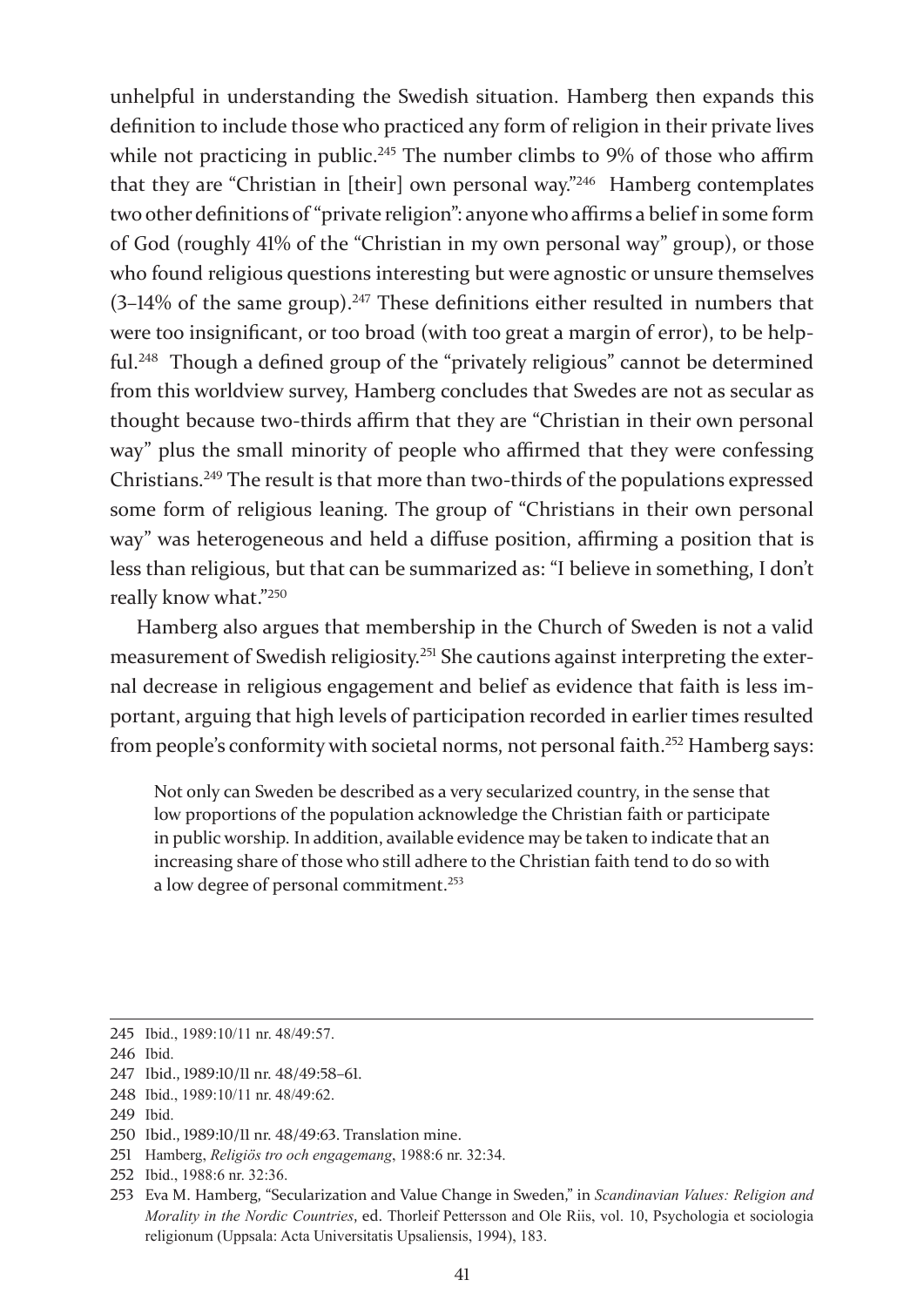unhelpful in understanding the Swedish situation. Hamberg then expands this definition to include those who practiced any form of religion in their private lives while not practicing in public.[245] The number climbs to 9% of those who affirm that they are "Christian in [their] own personal way."[246] Hamberg contemplates two other definitions of "private religion": anyone who affirms a belief in some form of God (roughly 41% of the "Christian in my own personal way" group), or those who found religious questions interesting but were agnostic or unsure themselves (3–14% of the same group).[247] These definitions either resulted in numbers that were too insignificant, or too broad (with too great a margin of error), to be helpful.[248] Though a defined group of the "privately religious" cannot be determined from this worldview survey, Hamberg concludes that Swedes are not as secular as thought because two-thirds affirm that they are "Christian in their own personal way" plus the small minority of people who affirmed that they were confessing Christians.[249] The result is that more than two-thirds of the populations expressed some form of religious leaning. The group of "Christians in their own personal way" was heterogeneous and held a diffuse position, affirming a position that is less than religious, but that can be summarized as: "I believe in something, I don't really know what."[250]

Hamberg also argues that membership in the Church of Sweden is not a valid measurement of Swedish religiosity.[251] She cautions against interpreting the external decrease in religious engagement and belief as evidence that faith is less important, arguing that high levels of participation recorded in earlier times resulted from people's conformity with societal norms, not personal faith.[252] Hamberg says:

> Not only can Sweden be described as a very secularized country, in the sense that low proportions of the population acknowledge the Christian faith or participate in public worship. In addition, available evidence may be taken to indicate that an increasing share of those who still adhere to the Christian faith tend to do so with a low degree of personal commitment.[253]

---

245 Ibid., 1989:10/11 nr. 48/49:57.

246 Ibid.

247 Ibid., 1989:10/11 nr. 48/49:58–61.

248 Ibid., 1989:10/11 nr. 48/49:62.

249 Ibid.

250 Ibid., 1989:10/11 nr. 48/49:63. Translation mine.

251 Hamberg, *Religiös tro och engagemang*, 1988:6 nr. 32:34.

252 Ibid., 1988:6 nr. 32:36.

253 Eva M. Hamberg, "Secularization and Value Change in Sweden," in *Scandinavian Values: Religion and Morality in the Nordic Countries*, ed. Thorleif Pettersson and Ole Riis, vol. 10, Psychologia et sociologia religionum (Uppsala: Acta Universitatis Upsaliensis, 1994), 183.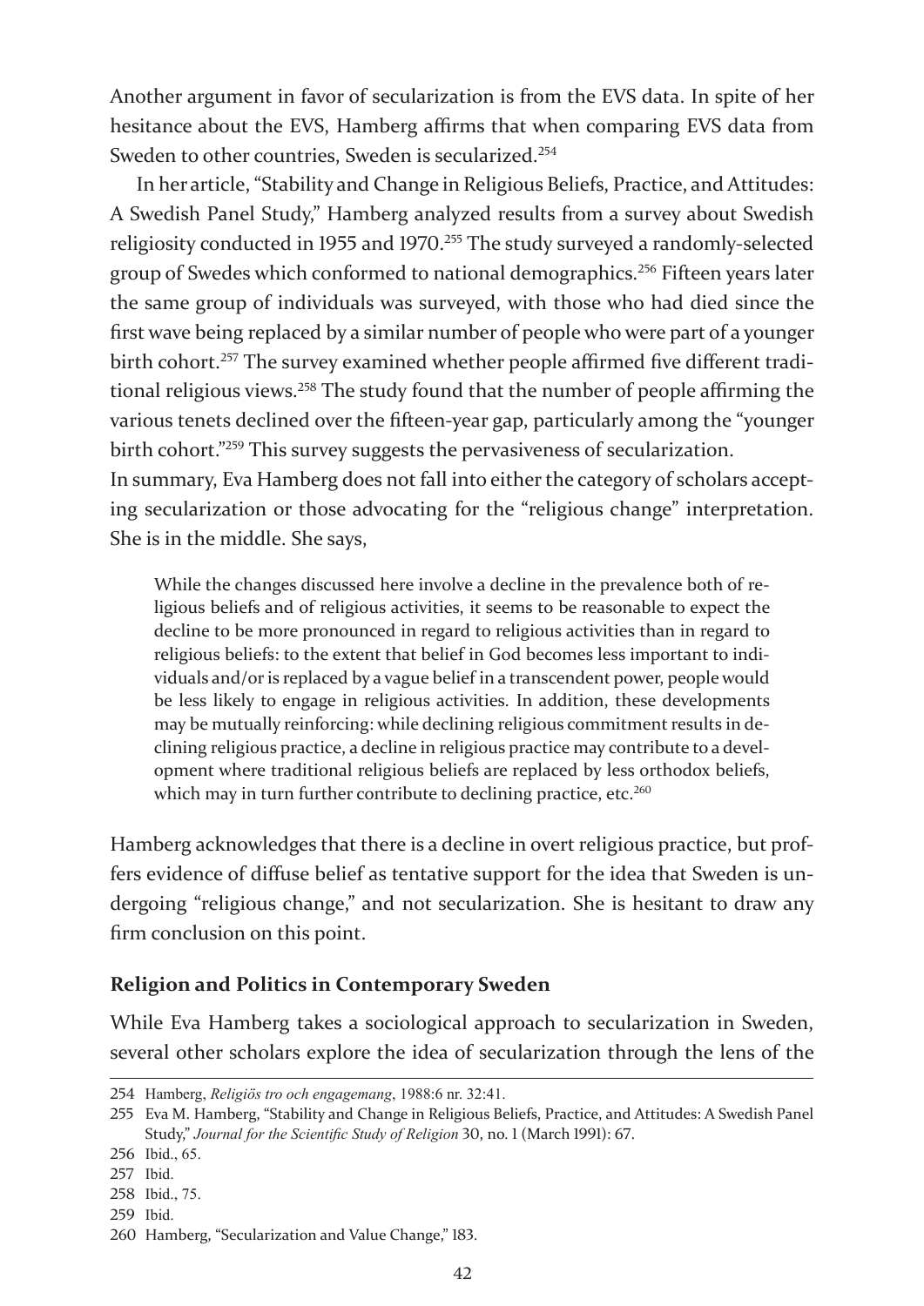Another argument in favor of secularization is from the EVS data. In spite of her hesitance about the EVS, Hamberg affirms that when comparing EVS data from Sweden to other countries, Sweden is secularized.[254]

In her article, "Stability and Change in Religious Beliefs, Practice, and Attitudes: A Swedish Panel Study," Hamberg analyzed results from a survey about Swedish religiosity conducted in 1955 and 1970.[255] The study surveyed a randomly-selected group of Swedes which conformed to national demographics.[256] Fifteen years later the same group of individuals was surveyed, with those who had died since the first wave being replaced by a similar number of people who were part of a younger birth cohort.[257] The survey examined whether people affirmed five different traditional religious views.[258] The study found that the number of people affirming the various tenets declined over the fifteen-year gap, particularly among the "younger birth cohort."[259] This survey suggests the pervasiveness of secularization.

In summary, Eva Hamberg does not fall into either the category of scholars accepting secularization or those advocating for the "religious change" interpretation. She is in the middle. She says,

> While the changes discussed here involve a decline in the prevalence both of religious beliefs and of religious activities, it seems to be reasonable to expect the decline to be more pronounced in regard to religious activities than in regard to religious beliefs: to the extent that belief in God becomes less important to individuals and/or is replaced by a vague belief in a transcendent power, people would be less likely to engage in religious activities. In addition, these developments may be mutually reinforcing: while declining religious commitment results in declining religious practice, a decline in religious practice may contribute to a development where traditional religious beliefs are replaced by less orthodox beliefs, which may in turn further contribute to declining practice, etc.[260]

Hamberg acknowledges that there is a decline in overt religious practice, but proffers evidence of diffuse belief as tentative support for the idea that Sweden is undergoing "religious change," and not secularization. She is hesitant to draw any firm conclusion on this point.

### Religion and Politics in Contemporary Sweden

While Eva Hamberg takes a sociological approach to secularization in Sweden, several other scholars explore the idea of secularization through the lens of the

---

254 Hamberg, *Religiös tro och engagemang*, 1988:6 nr. 32:41.

255 Eva M. Hamberg, "Stability and Change in Religious Beliefs, Practice, and Attitudes: A Swedish Panel Study," *Journal for the Scientific Study of Religion* 30, no. 1 (March 1991): 67.

256 Ibid., 65.

257 Ibid.

258 Ibid., 75.

259 Ibid.

260 Hamberg, "Secularization and Value Change," 183.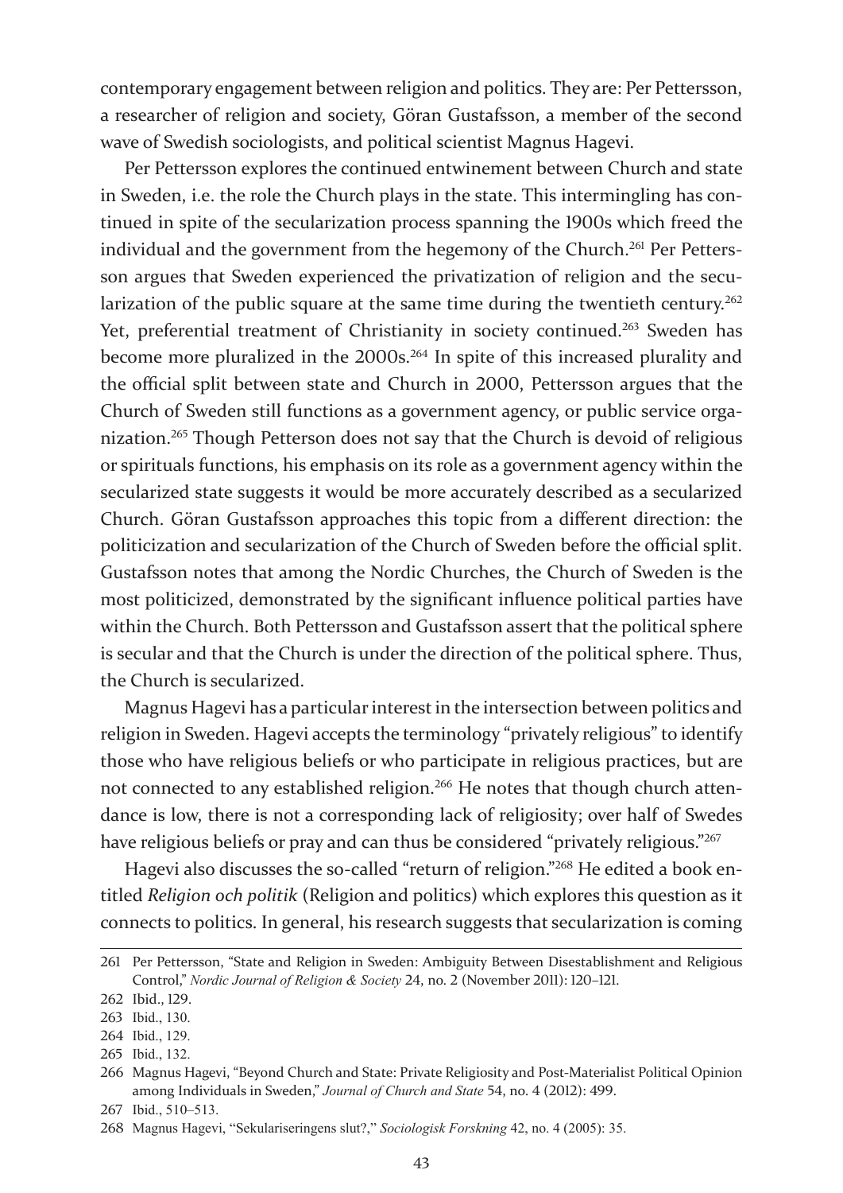contemporary engagement between religion and politics. They are: Per Pettersson, a researcher of religion and society, Göran Gustafsson, a member of the second wave of Swedish sociologists, and political scientist Magnus Hagevi.

Per Pettersson explores the continued entwinement between Church and state in Sweden, i.e. the role the Church plays in the state. This intermingling has continued in spite of the secularization process spanning the 1900s which freed the individual and the government from the hegemony of the Church.[261] Per Pettersson argues that Sweden experienced the privatization of religion and the secularization of the public square at the same time during the twentieth century.[262] Yet, preferential treatment of Christianity in society continued.[263] Sweden has become more pluralized in the 2000s.[264] In spite of this increased plurality and the official split between state and Church in 2000, Pettersson argues that the Church of Sweden still functions as a government agency, or public service organization.[265] Though Petterson does not say that the Church is devoid of religious or spirituals functions, his emphasis on its role as a government agency within the secularized state suggests it would be more accurately described as a secularized Church. Göran Gustafsson approaches this topic from a different direction: the politicization and secularization of the Church of Sweden before the official split. Gustafsson notes that among the Nordic Churches, the Church of Sweden is the most politicized, demonstrated by the significant influence political parties have within the Church. Both Pettersson and Gustafsson assert that the political sphere is secular and that the Church is under the direction of the political sphere. Thus, the Church is secularized.

Magnus Hagevi has a particular interest in the intersection between politics and religion in Sweden. Hagevi accepts the terminology "privately religious" to identify those who have religious beliefs or who participate in religious practices, but are not connected to any established religion.[266] He notes that though church attendance is low, there is not a corresponding lack of religiosity; over half of Swedes have religious beliefs or pray and can thus be considered "privately religious."[267]

Hagevi also discusses the so-called "return of religion."[268] He edited a book entitled *Religion och politik* (Religion and politics) which explores this question as it connects to politics. In general, his research suggests that secularization is coming

---

261 Per Pettersson, "State and Religion in Sweden: Ambiguity Between Disestablishment and Religious Control," *Nordic Journal of Religion & Society* 24, no. 2 (November 2011): 120–121.

262 Ibid., 129.

263 Ibid., 130.

264 Ibid., 129.

265 Ibid., 132.

266 Magnus Hagevi, "Beyond Church and State: Private Religiosity and Post-Materialist Political Opinion among Individuals in Sweden," *Journal of Church and State* 54, no. 4 (2012): 499.

267 Ibid., 510–513.

268 Magnus Hagevi, "Sekulariseringens slut?," *Sociologisk Forskning* 42, no. 4 (2005): 35.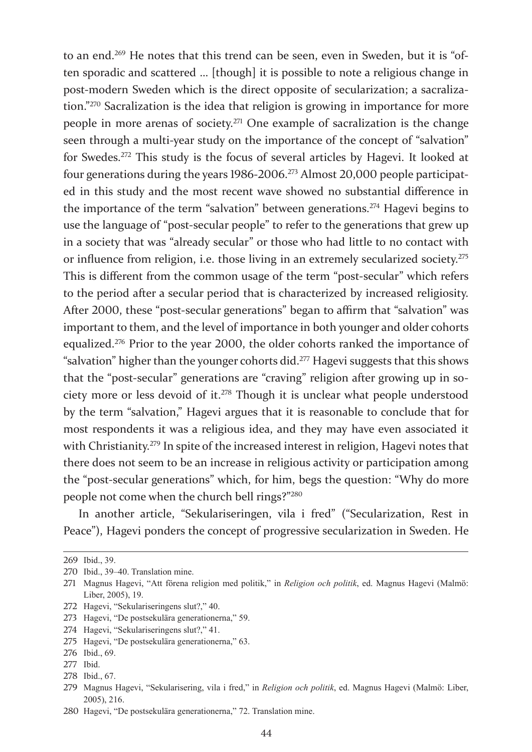to an end.[269] He notes that this trend can be seen, even in Sweden, but it is "often sporadic and scattered … [though] it is possible to note a religious change in post-modern Sweden which is the direct opposite of secularization; a sacralization."[270] Sacralization is the idea that religion is growing in importance for more people in more arenas of society.[271] One example of sacralization is the change seen through a multi-year study on the importance of the concept of "salvation" for Swedes.[272] This study is the focus of several articles by Hagevi. It looked at four generations during the years 1986-2006.[273] Almost 20,000 people participated in this study and the most recent wave showed no substantial difference in the importance of the term "salvation" between generations.[274] Hagevi begins to use the language of "post-secular people" to refer to the generations that grew up in a society that was "already secular" or those who had little to no contact with or influence from religion, i.e. those living in an extremely secularized society.[275] This is different from the common usage of the term "post-secular" which refers to the period after a secular period that is characterized by increased religiosity. After 2000, these "post-secular generations" began to affirm that "salvation" was important to them, and the level of importance in both younger and older cohorts equalized.[276] Prior to the year 2000, the older cohorts ranked the importance of "salvation" higher than the younger cohorts did.[277] Hagevi suggests that this shows that the "post-secular" generations are "craving" religion after growing up in society more or less devoid of it.[278] Though it is unclear what people understood by the term "salvation," Hagevi argues that it is reasonable to conclude that for most respondents it was a religious idea, and they may have even associated it with Christianity.[279] In spite of the increased interest in religion, Hagevi notes that there does not seem to be an increase in religious activity or participation among the "post-secular generations" which, for him, begs the question: "Why do more people not come when the church bell rings?"[280]

In another article, "Sekulariseringen, vila i fred" ("Secularization, Rest in Peace"), Hagevi ponders the concept of progressive secularization in Sweden. He

---

269 Ibid., 39.

270 Ibid., 39–40. Translation mine.

271 Magnus Hagevi, "Att förena religion med politik," in *Religion och politik*, ed. Magnus Hagevi (Malmö: Liber, 2005), 19.

272 Hagevi, "Sekulariseringens slut?," 40.

273 Hagevi, "De postsekulära generationerna," 59.

274 Hagevi, "Sekulariseringens slut?," 41.

275 Hagevi, "De postsekulära generationerna," 63.

276 Ibid., 69.

277 Ibid.

278 Ibid., 67.

279 Magnus Hagevi, "Sekularisering, vila i fred," in *Religion och politik*, ed. Magnus Hagevi (Malmö: Liber, 2005), 216.

280 Hagevi, "De postsekulära generationerna," 72. Translation mine.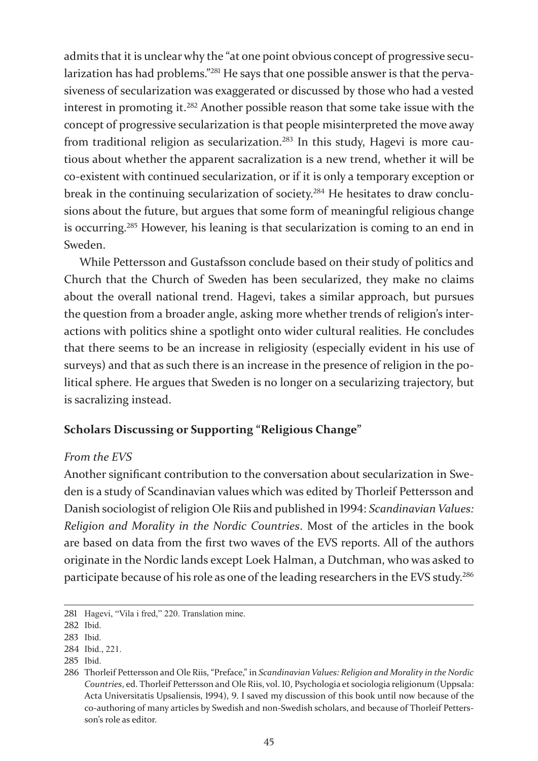admits that it is unclear why the "at one point obvious concept of progressive secularization has had problems."[281] He says that one possible answer is that the pervasiveness of secularization was exaggerated or discussed by those who had a vested interest in promoting it.[282] Another possible reason that some take issue with the concept of progressive secularization is that people misinterpreted the move away from traditional religion as secularization.[283] In this study, Hagevi is more cautious about whether the apparent sacralization is a new trend, whether it will be co-existent with continued secularization, or if it is only a temporary exception or break in the continuing secularization of society.[284] He hesitates to draw conclusions about the future, but argues that some form of meaningful religious change is occurring.[285] However, his leaning is that secularization is coming to an end in Sweden.

While Pettersson and Gustafsson conclude based on their study of politics and Church that the Church of Sweden has been secularized, they make no claims about the overall national trend. Hagevi, takes a similar approach, but pursues the question from a broader angle, asking more whether trends of religion's interactions with politics shine a spotlight onto wider cultural realities. He concludes that there seems to be an increase in religiosity (especially evident in his use of surveys) and that as such there is an increase in the presence of religion in the political sphere. He argues that Sweden is no longer on a secularizing trajectory, but is sacralizing instead.

### Scholars Discussing or Supporting "Religious Change"

*From the EVS*

Another significant contribution to the conversation about secularization in Sweden is a study of Scandinavian values which was edited by Thorleif Pettersson and Danish sociologist of religion Ole Riis and published in 1994: *Scandinavian Values: Religion and Morality in the Nordic Countries*. Most of the articles in the book are based on data from the first two waves of the EVS reports. All of the authors originate in the Nordic lands except Loek Halman, a Dutchman, who was asked to participate because of his role as one of the leading researchers in the EVS study.[286]

---

281 Hagevi, "Vila i fred," 220. Translation mine.

282 Ibid.

283 Ibid.

284 Ibid., 221.

285 Ibid.

286 Thorleif Pettersson and Ole Riis, "Preface," in *Scandinavian Values: Religion and Morality in the Nordic Countries*, ed. Thorleif Pettersson and Ole Riis, vol. 10, Psychologia et sociologia religionum (Uppsala: Acta Universitatis Upsaliensis, 1994), 9. I saved my discussion of this book until now because of the co-authoring of many articles by Swedish and non-Swedish scholars, and because of Thorleif Pettersson's role as editor.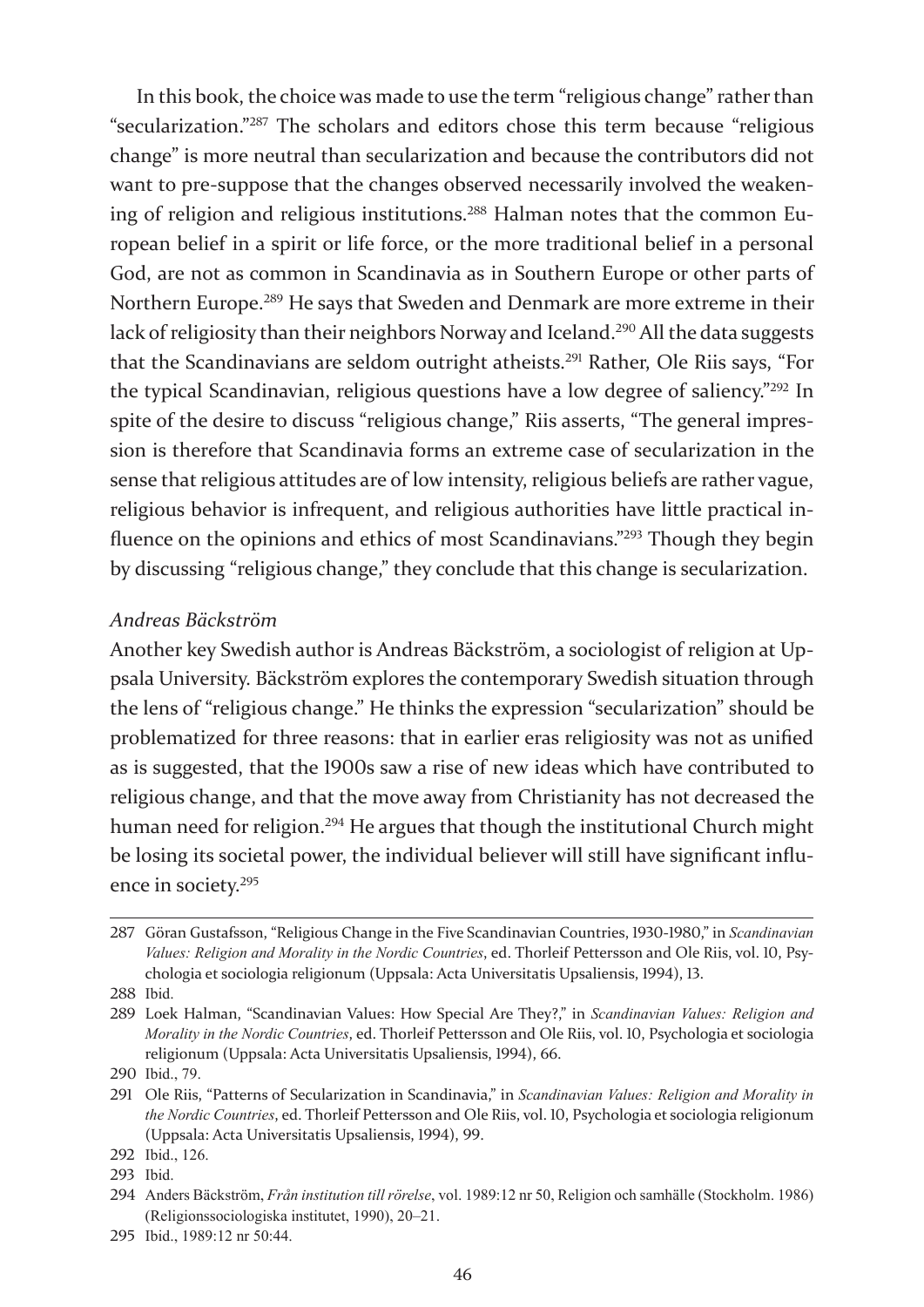In this book, the choice was made to use the term "religious change" rather than "secularization."[287] The scholars and editors chose this term because "religious change" is more neutral than secularization and because the contributors did not want to pre-suppose that the changes observed necessarily involved the weakening of religion and religious institutions.[288] Halman notes that the common European belief in a spirit or life force, or the more traditional belief in a personal God, are not as common in Scandinavia as in Southern Europe or other parts of Northern Europe.[289] He says that Sweden and Denmark are more extreme in their lack of religiosity than their neighbors Norway and Iceland.[290] All the data suggests that the Scandinavians are seldom outright atheists.[291] Rather, Ole Riis says, "For the typical Scandinavian, religious questions have a low degree of saliency."[292] In spite of the desire to discuss "religious change," Riis asserts, "The general impression is therefore that Scandinavia forms an extreme case of secularization in the sense that religious attitudes are of low intensity, religious beliefs are rather vague, religious behavior is infrequent, and religious authorities have little practical influence on the opinions and ethics of most Scandinavians."[293] Though they begin by discussing "religious change," they conclude that this change is secularization.

*Andreas Bäckström*

Another key Swedish author is Andreas Bäckström, a sociologist of religion at Uppsala University. Bäckström explores the contemporary Swedish situation through the lens of "religious change." He thinks the expression "secularization" should be problematized for three reasons: that in earlier eras religiosity was not as unified as is suggested, that the 1900s saw a rise of new ideas which have contributed to religious change, and that the move away from Christianity has not decreased the human need for religion.[294] He argues that though the institutional Church might be losing its societal power, the individual believer will still have significant influence in society.[295]

---

287 Göran Gustafsson, "Religious Change in the Five Scandinavian Countries, 1930-1980," in *Scandinavian Values: Religion and Morality in the Nordic Countries*, ed. Thorleif Pettersson and Ole Riis, vol. 10, Psychologia et sociologia religionum (Uppsala: Acta Universitatis Upsaliensis, 1994), 13.

288 Ibid.

289 Loek Halman, "Scandinavian Values: How Special Are They?," in *Scandinavian Values: Religion and Morality in the Nordic Countries*, ed. Thorleif Pettersson and Ole Riis, vol. 10, Psychologia et sociologia religionum (Uppsala: Acta Universitatis Upsaliensis, 1994), 66.

290 Ibid., 79.

291 Ole Riis, "Patterns of Secularization in Scandinavia," in *Scandinavian Values: Religion and Morality in the Nordic Countries*, ed. Thorleif Pettersson and Ole Riis, vol. 10, Psychologia et sociologia religionum (Uppsala: Acta Universitatis Upsaliensis, 1994), 99.

292 Ibid., 126.

293 Ibid.

294 Anders Bäckström, *Från institution till rörelse*, vol. 1989:12 nr 50, Religion och samhälle (Stockholm. 1986) (Religionssociologiska institutet, 1990), 20–21.

295 Ibid., 1989:12 nr 50:44.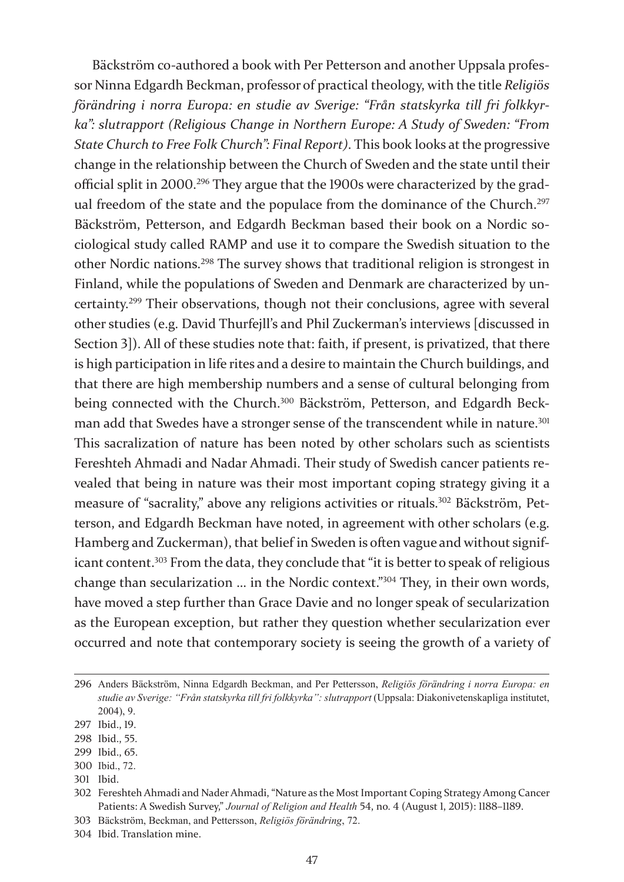Bäckström co-authored a book with Per Petterson and another Uppsala professor Ninna Edgardh Beckman, professor of practical theology, with the title *Religiös förändring i norra Europa: en studie av Sverige: "Från statskyrka till fri folkkyrka": slutrapport (Religious Change in Northern Europe: A Study of Sweden: "From State Church to Free Folk Church": Final Report)*. This book looks at the progressive change in the relationship between the Church of Sweden and the state until their official split in 2000.[296] They argue that the 1900s were characterized by the gradual freedom of the state and the populace from the dominance of the Church.[297] Bäckström, Petterson, and Edgardh Beckman based their book on a Nordic sociological study called RAMP and use it to compare the Swedish situation to the other Nordic nations.[298] The survey shows that traditional religion is strongest in Finland, while the populations of Sweden and Denmark are characterized by uncertainty.[299] Their observations, though not their conclusions, agree with several other studies (e.g. David Thurfejll's and Phil Zuckerman's interviews [discussed in Section 3]). All of these studies note that: faith, if present, is privatized, that there is high participation in life rites and a desire to maintain the Church buildings, and that there are high membership numbers and a sense of cultural belonging from being connected with the Church.[300] Bäckström, Petterson, and Edgardh Beckman add that Swedes have a stronger sense of the transcendent while in nature.[301] This sacralization of nature has been noted by other scholars such as scientists Fereshteh Ahmadi and Nadar Ahmadi. Their study of Swedish cancer patients revealed that being in nature was their most important coping strategy giving it a measure of "sacrality," above any religions activities or rituals.[302] Bäckström, Petterson, and Edgardh Beckman have noted, in agreement with other scholars (e.g. Hamberg and Zuckerman), that belief in Sweden is often vague and without significant content.[303] From the data, they conclude that "it is better to speak of religious change than secularization ... in the Nordic context."[304] They, in their own words, have moved a step further than Grace Davie and no longer speak of secularization as the European exception, but rather they question whether secularization ever occurred and note that contemporary society is seeing the growth of a variety of

---

296 Anders Bäckström, Ninna Edgardh Beckman, and Per Pettersson, *Religiös förändring i norra Europa: en studie av Sverige: "Från statskyrka till fri folkkyrka": slutrapport* (Uppsala: Diakonivetenskapliga institutet, 2004), 9.

297 Ibid., 19.

298 Ibid., 55.

299 Ibid., 65.

300 Ibid., 72.

301 Ibid.

302 Fereshteh Ahmadi and Nader Ahmadi, "Nature as the Most Important Coping Strategy Among Cancer Patients: A Swedish Survey," *Journal of Religion and Health* 54, no. 4 (August 1, 2015): 1188–1189.

303 Bäckström, Beckman, and Pettersson, *Religiös förändring*, 72.

304 Ibid. Translation mine.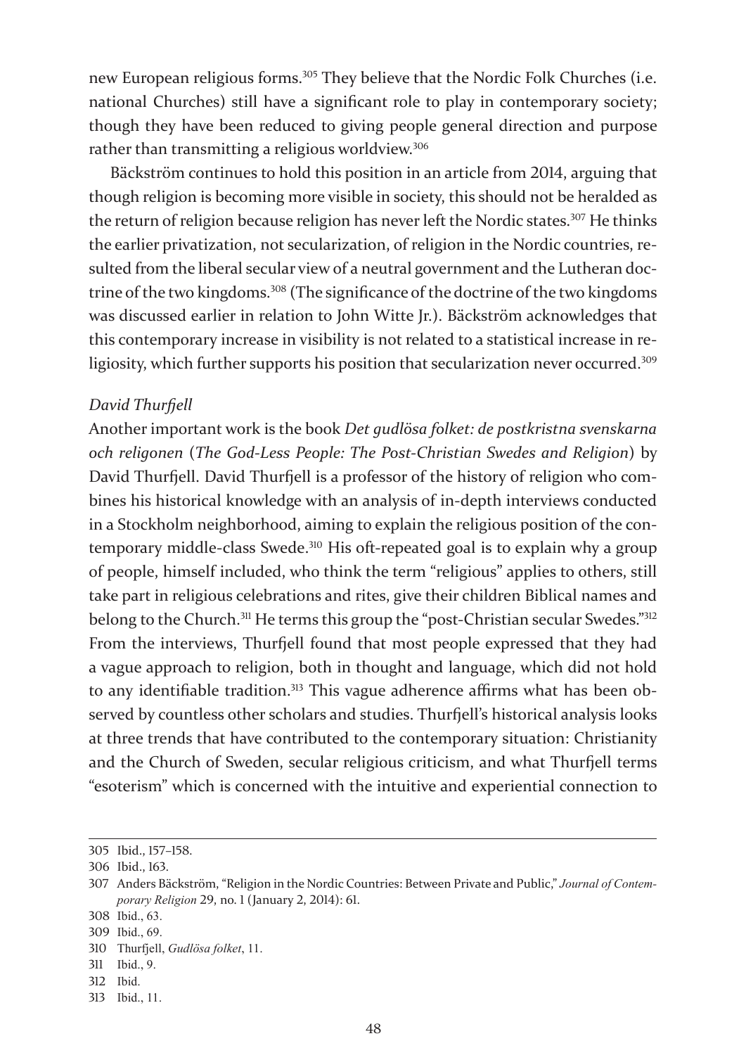new European religious forms.[305] They believe that the Nordic Folk Churches (i.e. national Churches) still have a significant role to play in contemporary society; though they have been reduced to giving people general direction and purpose rather than transmitting a religious worldview.[306]

Bäckström continues to hold this position in an article from 2014, arguing that though religion is becoming more visible in society, this should not be heralded as the return of religion because religion has never left the Nordic states.[307] He thinks the earlier privatization, not secularization, of religion in the Nordic countries, resulted from the liberal secular view of a neutral government and the Lutheran doctrine of the two kingdoms.[308] (The significance of the doctrine of the two kingdoms was discussed earlier in relation to John Witte Jr.). Bäckström acknowledges that this contemporary increase in visibility is not related to a statistical increase in religiosity, which further supports his position that secularization never occurred.[309]

*David Thurfjell*

Another important work is the book *Det gudlösa folket: de postkristna svenskarna och religonen* (*The God-Less People: The Post-Christian Swedes and Religion*) by David Thurfjell. David Thurfjell is a professor of the history of religion who combines his historical knowledge with an analysis of in-depth interviews conducted in a Stockholm neighborhood, aiming to explain the religious position of the contemporary middle-class Swede.[310] His oft-repeated goal is to explain why a group of people, himself included, who think the term "religious" applies to others, still take part in religious celebrations and rites, give their children Biblical names and belong to the Church.[311] He terms this group the "post-Christian secular Swedes."[312] From the interviews, Thurfjell found that most people expressed that they had a vague approach to religion, both in thought and language, which did not hold to any identifiable tradition.[313] This vague adherence affirms what has been observed by countless other scholars and studies. Thurfjell's historical analysis looks at three trends that have contributed to the contemporary situation: Christianity and the Church of Sweden, secular religious criticism, and what Thurfjell terms "esoterism" which is concerned with the intuitive and experiential connection to

305 Ibid., 157–158.

306 Ibid., 163.

307 Anders Bäckström, "Religion in the Nordic Countries: Between Private and Public," *Journal of Contemporary Religion* 29, no. 1 (January 2, 2014): 61.

308 Ibid., 63.

309 Ibid., 69.

310 Thurfjell, *Gudlösa folket*, 11.

311 Ibid., 9.

312 Ibid.

313 Ibid., 11.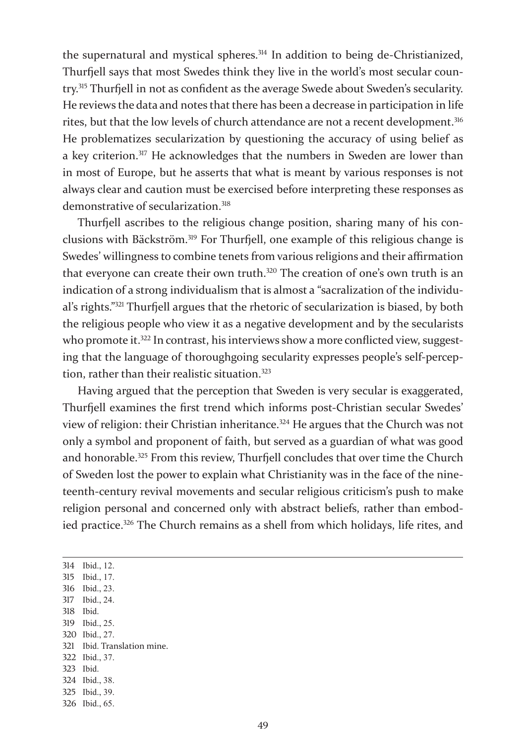the supernatural and mystical spheres.[314] In addition to being de-Christianized, Thurfjell says that most Swedes think they live in the world's most secular country.[315] Thurfjell in not as confident as the average Swede about Sweden's secularity. He reviews the data and notes that there has been a decrease in participation in life rites, but that the low levels of church attendance are not a recent development.[316] He problematizes secularization by questioning the accuracy of using belief as a key criterion.[317] He acknowledges that the numbers in Sweden are lower than in most of Europe, but he asserts that what is meant by various responses is not always clear and caution must be exercised before interpreting these responses as demonstrative of secularization.[318]

Thurfjell ascribes to the religious change position, sharing many of his conclusions with Bäckström.[319] For Thurfjell, one example of this religious change is Swedes' willingness to combine tenets from various religions and their affirmation that everyone can create their own truth.[320] The creation of one's own truth is an indication of a strong individualism that is almost a "sacralization of the individual's rights."[321] Thurfjell argues that the rhetoric of secularization is biased, by both the religious people who view it as a negative development and by the secularists who promote it.[322] In contrast, his interviews show a more conflicted view, suggesting that the language of thoroughgoing secularity expresses people's self-perception, rather than their realistic situation.[323]

Having argued that the perception that Sweden is very secular is exaggerated, Thurfjell examines the first trend which informs post-Christian secular Swedes' view of religion: their Christian inheritance.[324] He argues that the Church was not only a symbol and proponent of faith, but served as a guardian of what was good and honorable.[325] From this review, Thurfjell concludes that over time the Church of Sweden lost the power to explain what Christianity was in the face of the nineteenth-century revival movements and secular religious criticism's push to make religion personal and concerned only with abstract beliefs, rather than embodied practice.[326] The Church remains as a shell from which holidays, life rites, and

---

314 Ibid., 12.
315 Ibid., 17.
316 Ibid., 23.
317 Ibid., 24.
318 Ibid.
319 Ibid., 25.
320 Ibid., 27.
321 Ibid. Translation mine.
322 Ibid., 37.
323 Ibid.
324 Ibid., 38.
325 Ibid., 39.
326 Ibid., 65.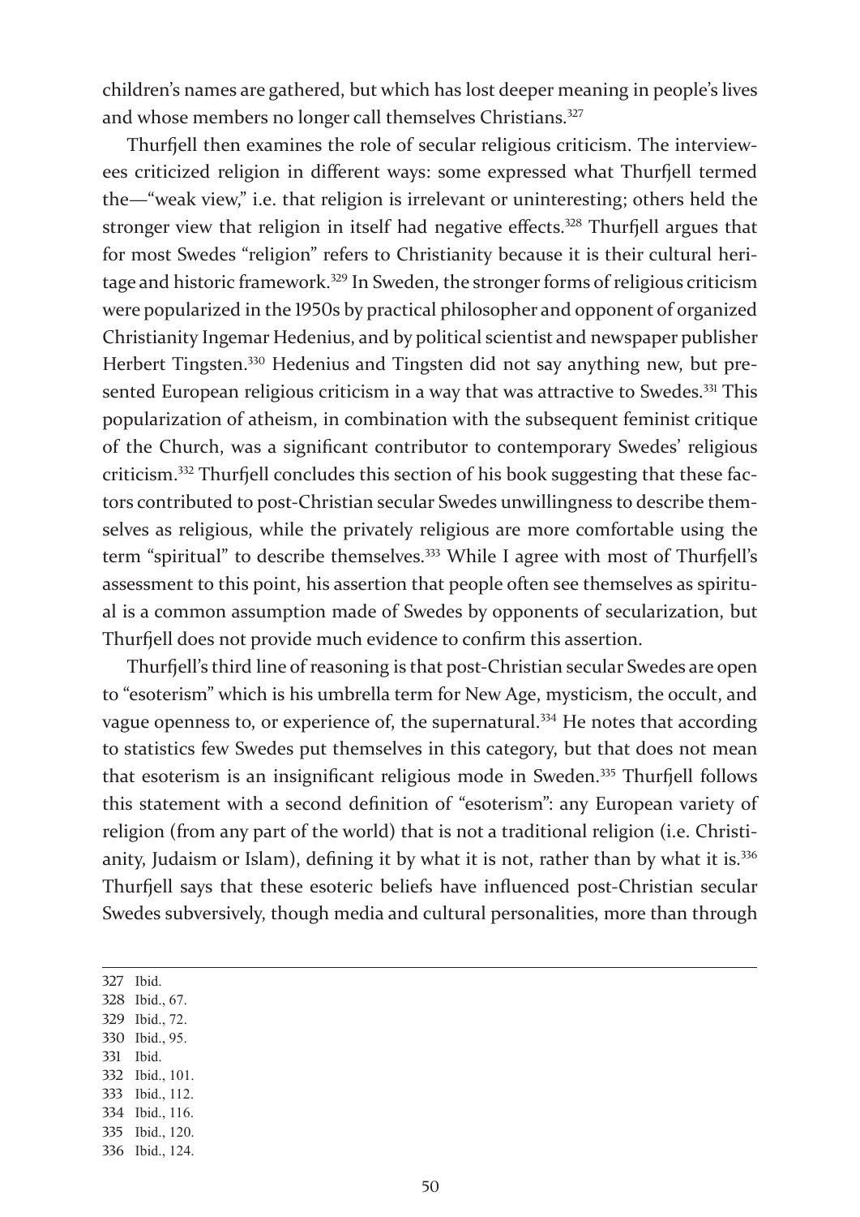children's names are gathered, but which has lost deeper meaning in people's lives and whose members no longer call themselves Christians.[327]

Thurfjell then examines the role of secular religious criticism. The interviewees criticized religion in different ways: some expressed what Thurfjell termed the—"weak view," i.e. that religion is irrelevant or uninteresting; others held the stronger view that religion in itself had negative effects.[328] Thurfjell argues that for most Swedes "religion" refers to Christianity because it is their cultural heritage and historic framework.[329] In Sweden, the stronger forms of religious criticism were popularized in the 1950s by practical philosopher and opponent of organized Christianity Ingemar Hedenius, and by political scientist and newspaper publisher Herbert Tingsten.[330] Hedenius and Tingsten did not say anything new, but presented European religious criticism in a way that was attractive to Swedes.[331] This popularization of atheism, in combination with the subsequent feminist critique of the Church, was a significant contributor to contemporary Swedes' religious criticism.[332] Thurfjell concludes this section of his book suggesting that these factors contributed to post-Christian secular Swedes unwillingness to describe themselves as religious, while the privately religious are more comfortable using the term "spiritual" to describe themselves.[333] While I agree with most of Thurfjell's assessment to this point, his assertion that people often see themselves as spiritual is a common assumption made of Swedes by opponents of secularization, but Thurfjell does not provide much evidence to confirm this assertion.

Thurfjell's third line of reasoning is that post-Christian secular Swedes are open to "esoterism" which is his umbrella term for New Age, mysticism, the occult, and vague openness to, or experience of, the supernatural.[334] He notes that according to statistics few Swedes put themselves in this category, but that does not mean that esoterism is an insignificant religious mode in Sweden.[335] Thurfjell follows this statement with a second definition of "esoterism": any European variety of religion (from any part of the world) that is not a traditional religion (i.e. Christianity, Judaism or Islam), defining it by what it is not, rather than by what it is.[336] Thurfjell says that these esoteric beliefs have influenced post-Christian secular Swedes subversively, though media and cultural personalities, more than through

---

327 Ibid.
328 Ibid., 67.
329 Ibid., 72.
330 Ibid., 95.
331 Ibid.
332 Ibid., 101.
333 Ibid., 112.
334 Ibid., 116.
335 Ibid., 120.
336 Ibid., 124.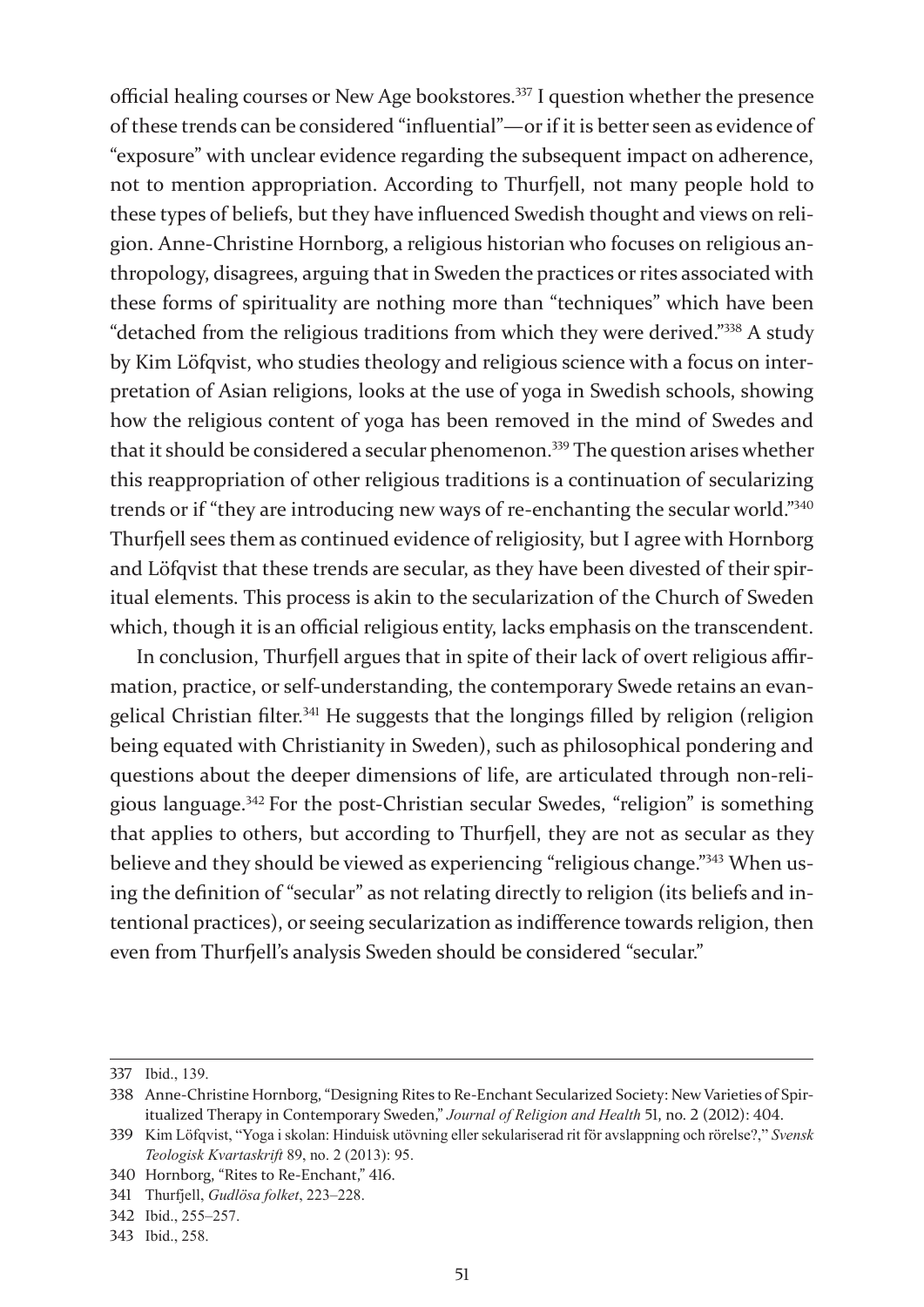official healing courses or New Age bookstores.[337] I question whether the presence of these trends can be considered "influential"—or if it is better seen as evidence of "exposure" with unclear evidence regarding the subsequent impact on adherence, not to mention appropriation. According to Thurfjell, not many people hold to these types of beliefs, but they have influenced Swedish thought and views on religion. Anne-Christine Hornborg, a religious historian who focuses on religious anthropology, disagrees, arguing that in Sweden the practices or rites associated with these forms of spirituality are nothing more than "techniques" which have been "detached from the religious traditions from which they were derived."[338] A study by Kim Löfqvist, who studies theology and religious science with a focus on interpretation of Asian religions, looks at the use of yoga in Swedish schools, showing how the religious content of yoga has been removed in the mind of Swedes and that it should be considered a secular phenomenon.[339] The question arises whether this reappropriation of other religious traditions is a continuation of secularizing trends or if "they are introducing new ways of re-enchanting the secular world."[340] Thurfjell sees them as continued evidence of religiosity, but I agree with Hornborg and Löfqvist that these trends are secular, as they have been divested of their spiritual elements. This process is akin to the secularization of the Church of Sweden which, though it is an official religious entity, lacks emphasis on the transcendent.

In conclusion, Thurfjell argues that in spite of their lack of overt religious affirmation, practice, or self-understanding, the contemporary Swede retains an evangelical Christian filter.[341] He suggests that the longings filled by religion (religion being equated with Christianity in Sweden), such as philosophical pondering and questions about the deeper dimensions of life, are articulated through non-religious language.[342] For the post-Christian secular Swedes, "religion" is something that applies to others, but according to Thurfjell, they are not as secular as they believe and they should be viewed as experiencing "religious change."[343] When using the definition of "secular" as not relating directly to religion (its beliefs and intentional practices), or seeing secularization as indifference towards religion, then even from Thurfjell's analysis Sweden should be considered "secular."

---

337 Ibid., 139.

338 Anne-Christine Hornborg, "Designing Rites to Re-Enchant Secularized Society: New Varieties of Spiritualized Therapy in Contemporary Sweden," *Journal of Religion and Health* 51, no. 2 (2012): 404.

339 Kim Löfqvist, "Yoga i skolan: Hinduisk utövning eller sekulariserad rit för avslappning och rörelse?," *Svensk Teologisk Kvartaskrift* 89, no. 2 (2013): 95.

340 Hornborg, "Rites to Re-Enchant," 416.

341 Thurfjell, *Gudlösa folket*, 223–228.

342 Ibid., 255–257.

343 Ibid., 258.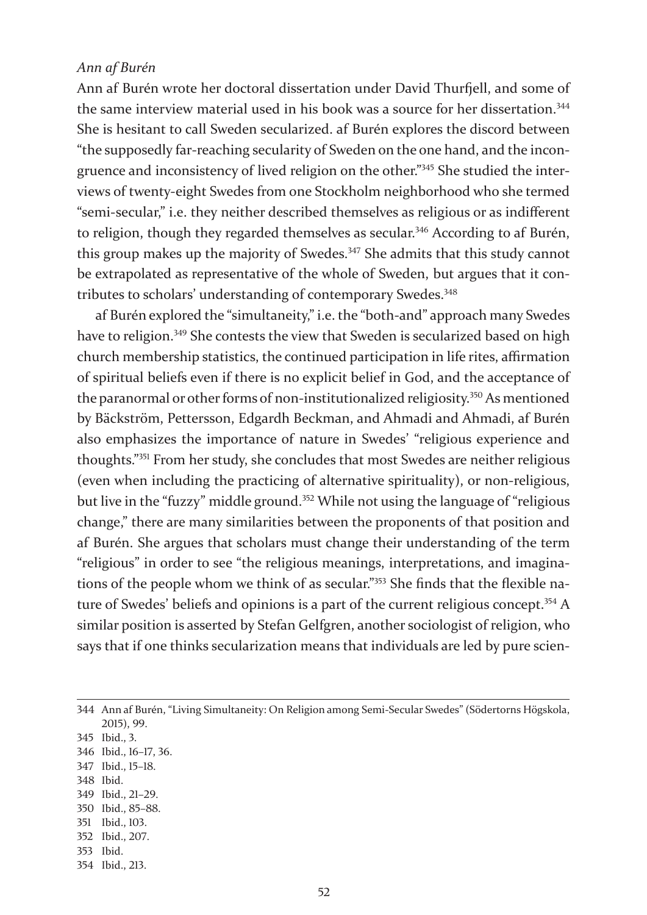*Ann af Burén*

Ann af Burén wrote her doctoral dissertation under David Thurfjell, and some of the same interview material used in his book was a source for her dissertation.[344] She is hesitant to call Sweden secularized. af Burén explores the discord between "the supposedly far-reaching secularity of Sweden on the one hand, and the incongruence and inconsistency of lived religion on the other."[345] She studied the interviews of twenty-eight Swedes from one Stockholm neighborhood who she termed "semi-secular," i.e. they neither described themselves as religious or as indifferent to religion, though they regarded themselves as secular.[346] According to af Burén, this group makes up the majority of Swedes.[347] She admits that this study cannot be extrapolated as representative of the whole of Sweden, but argues that it contributes to scholars' understanding of contemporary Swedes.[348]

af Burén explored the "simultaneity," i.e. the "both-and" approach many Swedes have to religion.[349] She contests the view that Sweden is secularized based on high church membership statistics, the continued participation in life rites, affirmation of spiritual beliefs even if there is no explicit belief in God, and the acceptance of the paranormal or other forms of non-institutionalized religiosity.[350] As mentioned by Bäckström, Pettersson, Edgardh Beckman, and Ahmadi and Ahmadi, af Burén also emphasizes the importance of nature in Swedes' "religious experience and thoughts."[351] From her study, she concludes that most Swedes are neither religious (even when including the practicing of alternative spirituality), or non-religious, but live in the "fuzzy" middle ground.[352] While not using the language of "religious change," there are many similarities between the proponents of that position and af Burén. She argues that scholars must change their understanding of the term "religious" in order to see "the religious meanings, interpretations, and imaginations of the people whom we think of as secular."[353] She finds that the flexible nature of Swedes' beliefs and opinions is a part of the current religious concept.[354] A similar position is asserted by Stefan Gelfgren, another sociologist of religion, who says that if one thinks secularization means that individuals are led by pure scien-

---

344 Ann af Burén, "Living Simultaneity: On Religion among Semi-Secular Swedes" (Södertorns Högskola, 2015), 99.
345 Ibid., 3.
346 Ibid., 16–17, 36.
347 Ibid., 15–18.
348 Ibid.
349 Ibid., 21–29.
350 Ibid., 85–88.
351 Ibid., 103.
352 Ibid., 207.
353 Ibid.
354 Ibid., 213.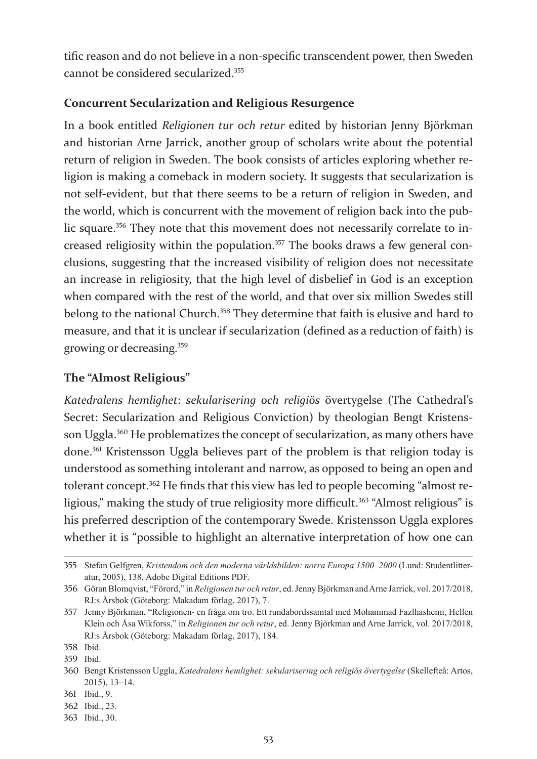tific reason and do not believe in a non-specific transcendent power, then Sweden cannot be considered secularized.[355]

### Concurrent Secularization and Religious Resurgence

In a book entitled *Religionen tur och retur* edited by historian Jenny Björkman and historian Arne Jarrick, another group of scholars write about the potential return of religion in Sweden. The book consists of articles exploring whether religion is making a comeback in modern society. It suggests that secularization is not self-evident, but that there seems to be a return of religion in Sweden, and the world, which is concurrent with the movement of religion back into the public square.[356] They note that this movement does not necessarily correlate to increased religiosity within the population.[357] The books draws a few general conclusions, suggesting that the increased visibility of religion does not necessitate an increase in religiosity, that the high level of disbelief in God is an exception when compared with the rest of the world, and that over six million Swedes still belong to the national Church.[358] They determine that faith is elusive and hard to measure, and that it is unclear if secularization (defined as a reduction of faith) is growing or decreasing.[359]

### The "Almost Religious"

*Katedralens hemlighet*: *sekularisering och religiös* övertygelse (The Cathedral's Secret: Secularization and Religious Conviction) by theologian Bengt Kristensson Uggla.[360] He problematizes the concept of secularization, as many others have done.[361] Kristensson Uggla believes part of the problem is that religion today is understood as something intolerant and narrow, as opposed to being an open and tolerant concept.[362] He finds that this view has led to people becoming "almost religious," making the study of true religiosity more difficult.[363] "Almost religious" is his preferred description of the contemporary Swede. Kristensson Uggla explores whether it is "possible to highlight an alternative interpretation of how one can

---

355 Stefan Gelfgren, *Kristendom och den moderna världsbilden: norra Europa 1500–2000* (Lund: Studentlitteratur, 2005), 138, Adobe Digital Editions PDF.

356 Göran Blomqvist, "Förord," in *Religionen tur och retur*, ed. Jenny Björkman and Arne Jarrick, vol. 2017/2018, RJ:s Årsbok (Göteborg: Makadam förlag, 2017), 7.

357 Jenny Björkman, "Religionen- en fråga om tro. Ett rundabordssamtal med Mohammad Fazlhashemi, Hellen Klein och Åsa Wikforss," in *Religionen tur och retur*, ed. Jenny Björkman and Arne Jarrick, vol. 2017/2018, RJ:s Årsbok (Göteborg: Makadam förlag, 2017), 184.

358 Ibid.

359 Ibid.

360 Bengt Kristensson Uggla, *Katedralens hemlighet: sekularisering och religiös övertygelse* (Skellefteå: Artos, 2015), 13–14.

361 Ibid., 9.

362 Ibid., 23.

363 Ibid., 30.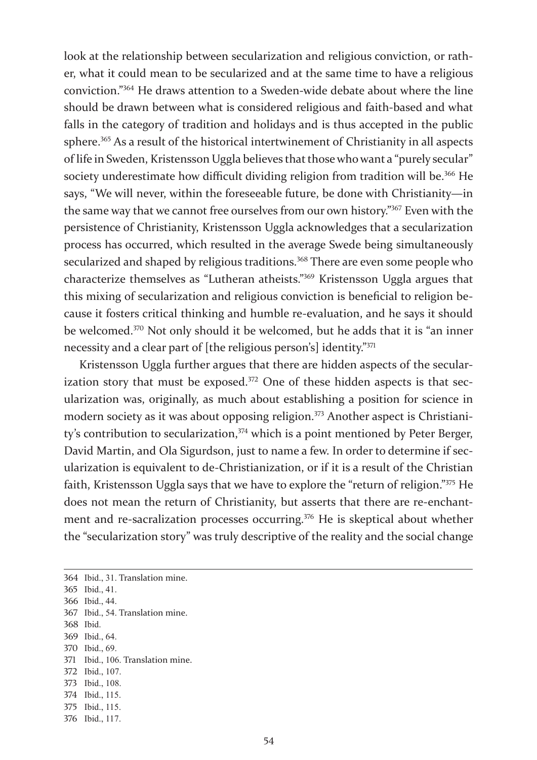look at the relationship between secularization and religious conviction, or rather, what it could mean to be secularized and at the same time to have a religious conviction."[364] He draws attention to a Sweden-wide debate about where the line should be drawn between what is considered religious and faith-based and what falls in the category of tradition and holidays and is thus accepted in the public sphere.[365] As a result of the historical intertwinement of Christianity in all aspects of life in Sweden, Kristensson Uggla believes that those who want a "purely secular" society underestimate how difficult dividing religion from tradition will be.[366] He says, "We will never, within the foreseeable future, be done with Christianity—in the same way that we cannot free ourselves from our own history."[367] Even with the persistence of Christianity, Kristensson Uggla acknowledges that a secularization process has occurred, which resulted in the average Swede being simultaneously secularized and shaped by religious traditions.[368] There are even some people who characterize themselves as "Lutheran atheists."[369] Kristensson Uggla argues that this mixing of secularization and religious conviction is beneficial to religion because it fosters critical thinking and humble re-evaluation, and he says it should be welcomed.[370] Not only should it be welcomed, but he adds that it is "an inner necessity and a clear part of [the religious person's] identity."[371]

Kristensson Uggla further argues that there are hidden aspects of the secularization story that must be exposed.[372] One of these hidden aspects is that secularization was, originally, as much about establishing a position for science in modern society as it was about opposing religion.[373] Another aspect is Christianity's contribution to secularization,[374] which is a point mentioned by Peter Berger, David Martin, and Ola Sigurdson, just to name a few. In order to determine if secularization is equivalent to de-Christianization, or if it is a result of the Christian faith, Kristensson Uggla says that we have to explore the "return of religion."[375] He does not mean the return of Christianity, but asserts that there are re-enchantment and re-sacralization processes occurring.[376] He is skeptical about whether the "secularization story" was truly descriptive of the reality and the social change

---

364 Ibid., 31. Translation mine.
365 Ibid., 41.
366 Ibid., 44.
367 Ibid., 54. Translation mine.
368 Ibid.
369 Ibid., 64.
370 Ibid., 69.
371 Ibid., 106. Translation mine.
372 Ibid., 107.
373 Ibid., 108.
374 Ibid., 115.
375 Ibid., 115.
376 Ibid., 117.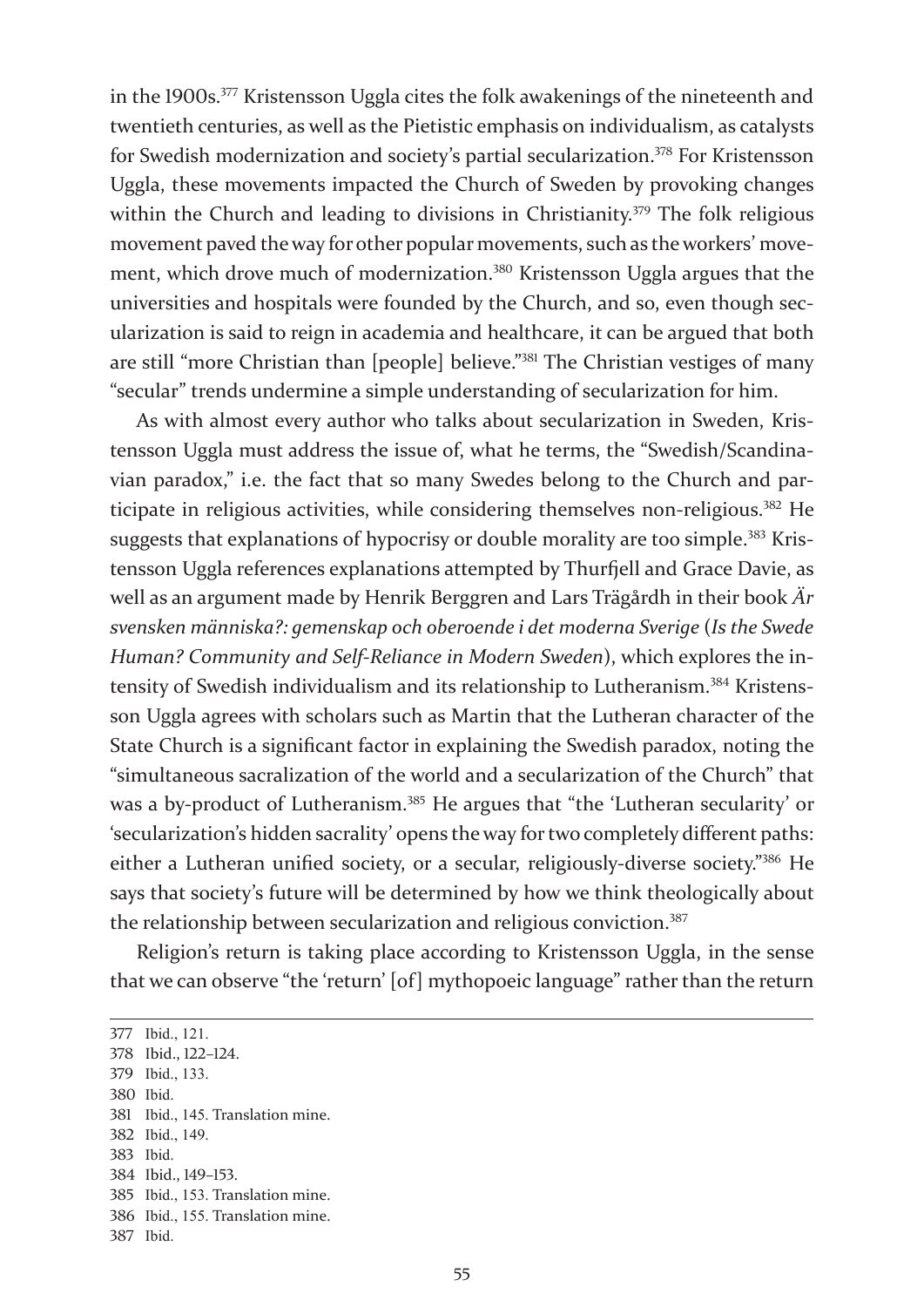in the 1900s.[377] Kristensson Uggla cites the folk awakenings of the nineteenth and twentieth centuries, as well as the Pietistic emphasis on individualism, as catalysts for Swedish modernization and society's partial secularization.[378] For Kristensson Uggla, these movements impacted the Church of Sweden by provoking changes within the Church and leading to divisions in Christianity.[379] The folk religious movement paved the way for other popular movements, such as the workers' movement, which drove much of modernization.[380] Kristensson Uggla argues that the universities and hospitals were founded by the Church, and so, even though secularization is said to reign in academia and healthcare, it can be argued that both are still "more Christian than [people] believe."[381] The Christian vestiges of many "secular" trends undermine a simple understanding of secularization for him.

As with almost every author who talks about secularization in Sweden, Kristensson Uggla must address the issue of, what he terms, the "Swedish/Scandinavian paradox," i.e. the fact that so many Swedes belong to the Church and participate in religious activities, while considering themselves non-religious.[382] He suggests that explanations of hypocrisy or double morality are too simple.[383] Kristensson Uggla references explanations attempted by Thurfjell and Grace Davie, as well as an argument made by Henrik Berggren and Lars Trägårdh in their book *Är svensken människa?: gemenskap och oberoende i det moderna Sverige* (*Is the Swede Human? Community and Self-Reliance in Modern Sweden*), which explores the intensity of Swedish individualism and its relationship to Lutheranism.[384] Kristensson Uggla agrees with scholars such as Martin that the Lutheran character of the State Church is a significant factor in explaining the Swedish paradox, noting the "simultaneous sacralization of the world and a secularization of the Church" that was a by-product of Lutheranism.[385] He argues that "the 'Lutheran secularity' or 'secularization's hidden sacrality' opens the way for two completely different paths: either a Lutheran unified society, or a secular, religiously-diverse society."[386] He says that society's future will be determined by how we think theologically about the relationship between secularization and religious conviction.[387]

Religion's return is taking place according to Kristensson Uggla, in the sense that we can observe "the 'return' [of] mythopoeic language" rather than the return

377 Ibid., 121.
378 Ibid., 122–124.
379 Ibid., 133.
380 Ibid.
381 Ibid., 145. Translation mine.
382 Ibid., 149.
383 Ibid.
384 Ibid., 149–153.
385 Ibid., 153. Translation mine.
386 Ibid., 155. Translation mine.
387 Ibid.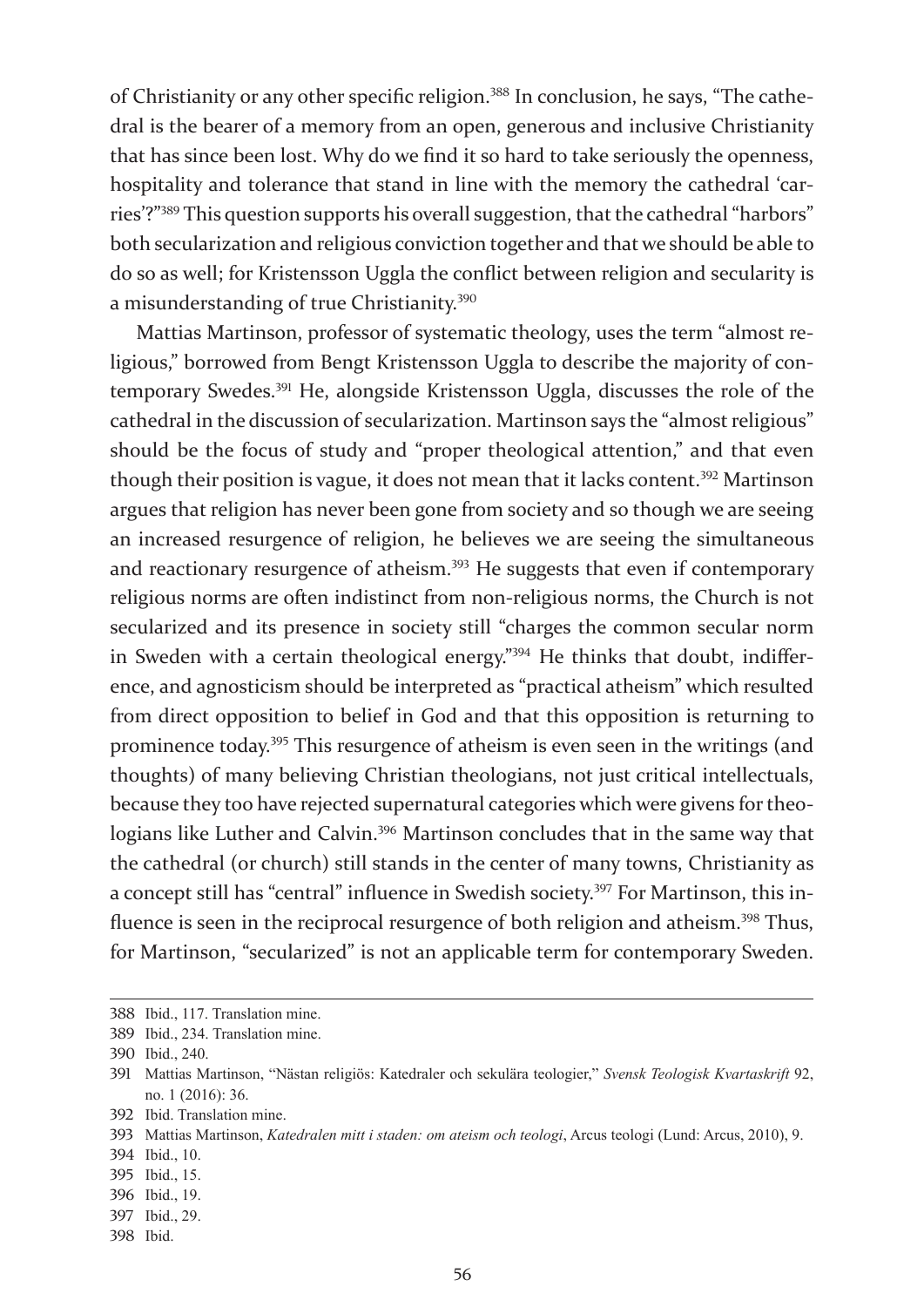of Christianity or any other specific religion.[388] In conclusion, he says, "The cathedral is the bearer of a memory from an open, generous and inclusive Christianity that has since been lost. Why do we find it so hard to take seriously the openness, hospitality and tolerance that stand in line with the memory the cathedral 'carries'?"[389] This question supports his overall suggestion, that the cathedral "harbors" both secularization and religious conviction together and that we should be able to do so as well; for Kristensson Uggla the conflict between religion and secularity is a misunderstanding of true Christianity.[390]

Mattias Martinson, professor of systematic theology, uses the term "almost religious," borrowed from Bengt Kristensson Uggla to describe the majority of contemporary Swedes.[391] He, alongside Kristensson Uggla, discusses the role of the cathedral in the discussion of secularization. Martinson says the "almost religious" should be the focus of study and "proper theological attention," and that even though their position is vague, it does not mean that it lacks content.[392] Martinson argues that religion has never been gone from society and so though we are seeing an increased resurgence of religion, he believes we are seeing the simultaneous and reactionary resurgence of atheism.[393] He suggests that even if contemporary religious norms are often indistinct from non-religious norms, the Church is not secularized and its presence in society still "charges the common secular norm in Sweden with a certain theological energy."[394] He thinks that doubt, indifference, and agnosticism should be interpreted as "practical atheism" which resulted from direct opposition to belief in God and that this opposition is returning to prominence today.[395] This resurgence of atheism is even seen in the writings (and thoughts) of many believing Christian theologians, not just critical intellectuals, because they too have rejected supernatural categories which were givens for theologians like Luther and Calvin.[396] Martinson concludes that in the same way that the cathedral (or church) still stands in the center of many towns, Christianity as a concept still has "central" influence in Swedish society.[397] For Martinson, this influence is seen in the reciprocal resurgence of both religion and atheism.[398] Thus, for Martinson, "secularized" is not an applicable term for contemporary Sweden.

---

388 Ibid., 117. Translation mine.

389 Ibid., 234. Translation mine.

390 Ibid., 240.

391 Mattias Martinson, "Nästan religiös: Katedraler och sekulära teologier," *Svensk Teologisk Kvartaskrift* 92, no. 1 (2016): 36.

392 Ibid. Translation mine.

393 Mattias Martinson, *Katedralen mitt i staden: om ateism och teologi*, Arcus teologi (Lund: Arcus, 2010), 9.

394 Ibid., 10.

395 Ibid., 15.

396 Ibid., 19.

397 Ibid., 29.

398 Ibid.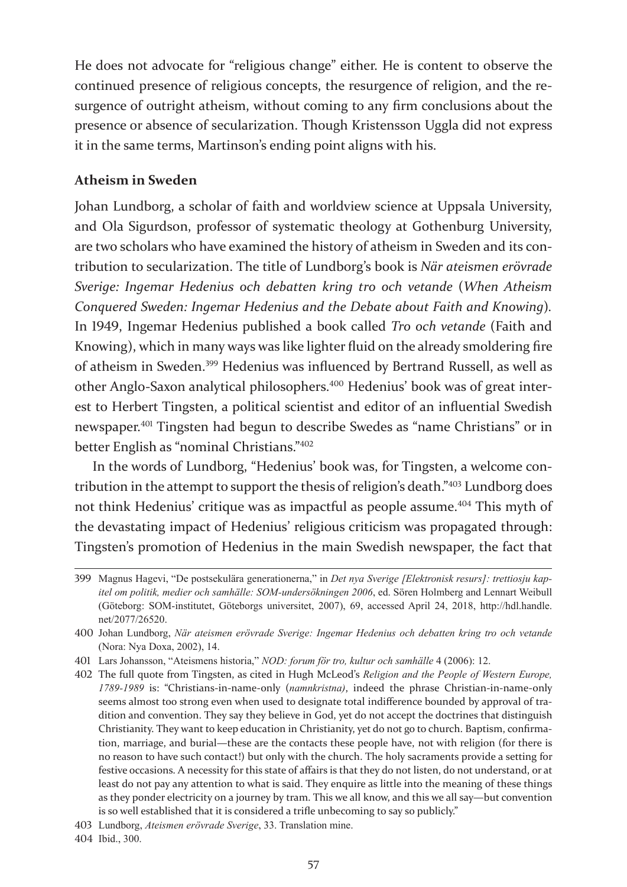He does not advocate for "religious change" either. He is content to observe the continued presence of religious concepts, the resurgence of religion, and the resurgence of outright atheism, without coming to any firm conclusions about the presence or absence of secularization. Though Kristensson Uggla did not express it in the same terms, Martinson's ending point aligns with his.

### Atheism in Sweden

Johan Lundborg, a scholar of faith and worldview science at Uppsala University, and Ola Sigurdson, professor of systematic theology at Gothenburg University, are two scholars who have examined the history of atheism in Sweden and its contribution to secularization. The title of Lundborg's book is *När ateismen erövrade Sverige: Ingemar Hedenius och debatten kring tro och vetande* (*When Atheism Conquered Sweden: Ingemar Hedenius and the Debate about Faith and Knowing*). In 1949, Ingemar Hedenius published a book called *Tro och vetande* (Faith and Knowing), which in many ways was like lighter fluid on the already smoldering fire of atheism in Sweden.[399] Hedenius was influenced by Bertrand Russell, as well as other Anglo-Saxon analytical philosophers.[400] Hedenius' book was of great interest to Herbert Tingsten, a political scientist and editor of an influential Swedish newspaper.[401] Tingsten had begun to describe Swedes as "name Christians" or in better English as "nominal Christians."[402]

In the words of Lundborg, "Hedenius' book was, for Tingsten, a welcome contribution in the attempt to support the thesis of religion's death."[403] Lundborg does not think Hedenius' critique was as impactful as people assume.[404] This myth of the devastating impact of Hedenius' religious criticism was propagated through: Tingsten's promotion of Hedenius in the main Swedish newspaper, the fact that

---

399 Magnus Hagevi, "De postsekulära generationerna," in *Det nya Sverige [Elektronisk resurs]: trettiosju kapitel om politik, medier och samhälle: SOM-undersökningen 2006*, ed. Sören Holmberg and Lennart Weibull (Göteborg: SOM-institutet, Göteborgs universitet, 2007), 69, accessed April 24, 2018, http://hdl.handle.net/2077/26520.

400 Johan Lundborg, *När ateismen erövrade Sverige: Ingemar Hedenius och debatten kring tro och vetande* (Nora: Nya Doxa, 2002), 14.

401 Lars Johansson, "Ateismens historia," *NOD: forum för tro, kultur och samhälle* 4 (2006): 12.

402 The full quote from Tingsten, as cited in Hugh McLeod's *Religion and the People of Western Europe, 1789-1989* is: "Christians-in-name-only (*namnkristna)*, indeed the phrase Christian-in-name-only seems almost too strong even when used to designate total indifference bounded by approval of tradition and convention. They say they believe in God, yet do not accept the doctrines that distinguish Christianity. They want to keep education in Christianity, yet do not go to church. Baptism, confirmation, marriage, and burial—these are the contacts these people have, not with religion (for there is no reason to have such contact!) but only with the church. The holy sacraments provide a setting for festive occasions. A necessity for this state of affairs is that they do not listen, do not understand, or at least do not pay any attention to what is said. They enquire as little into the meaning of these things as they ponder electricity on a journey by tram. This we all know, and this we all say—but convention is so well established that it is considered a trifle unbecoming to say so publicly."

403 Lundborg, *Ateismen erövrade Sverige*, 33. Translation mine.

404 Ibid., 300.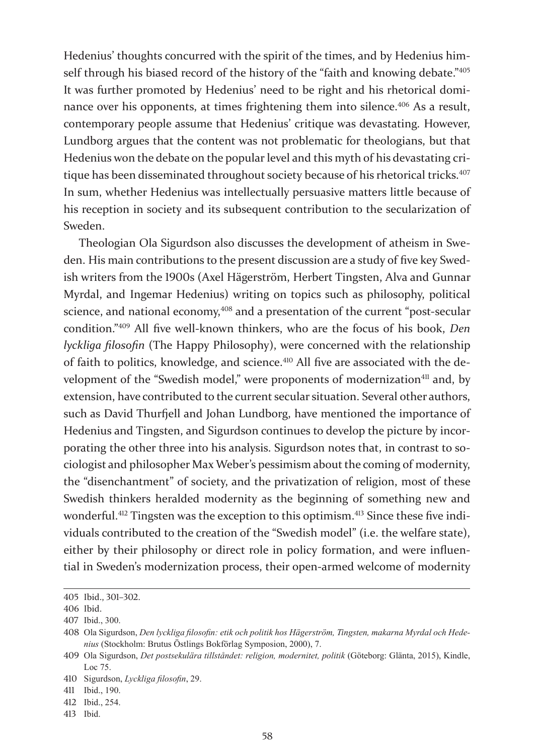Hedenius' thoughts concurred with the spirit of the times, and by Hedenius himself through his biased record of the history of the "faith and knowing debate."[405] It was further promoted by Hedenius' need to be right and his rhetorical dominance over his opponents, at times frightening them into silence.[406] As a result, contemporary people assume that Hedenius' critique was devastating. However, Lundborg argues that the content was not problematic for theologians, but that Hedenius won the debate on the popular level and this myth of his devastating critique has been disseminated throughout society because of his rhetorical tricks.[407] In sum, whether Hedenius was intellectually persuasive matters little because of his reception in society and its subsequent contribution to the secularization of Sweden.

Theologian Ola Sigurdson also discusses the development of atheism in Sweden. His main contributions to the present discussion are a study of five key Swedish writers from the 1900s (Axel Hägerström, Herbert Tingsten, Alva and Gunnar Myrdal, and Ingemar Hedenius) writing on topics such as philosophy, political science, and national economy,[408] and a presentation of the current "post-secular condition."[409] All five well-known thinkers, who are the focus of his book, *Den lyckliga filosofin* (The Happy Philosophy), were concerned with the relationship of faith to politics, knowledge, and science.[410] All five are associated with the development of the "Swedish model," were proponents of modernization[411] and, by extension, have contributed to the current secular situation. Several other authors, such as David Thurfjell and Johan Lundborg, have mentioned the importance of Hedenius and Tingsten, and Sigurdson continues to develop the picture by incorporating the other three into his analysis. Sigurdson notes that, in contrast to sociologist and philosopher Max Weber's pessimism about the coming of modernity, the "disenchantment" of society, and the privatization of religion, most of these Swedish thinkers heralded modernity as the beginning of something new and wonderful.[412] Tingsten was the exception to this optimism.[413] Since these five individuals contributed to the creation of the "Swedish model" (i.e. the welfare state), either by their philosophy or direct role in policy formation, and were influential in Sweden's modernization process, their open-armed welcome of modernity

---

405 Ibid., 301–302.

406 Ibid.

407 Ibid., 300.

408 Ola Sigurdson, *Den lyckliga filosofin: etik och politik hos Hägerström, Tingsten, makarna Myrdal och Hedenius* (Stockholm: Brutus Östlings Bokförlag Symposion, 2000), 7.

409 Ola Sigurdson, *Det postsekulära tillståndet: religion, modernitet, politik* (Göteborg: Glänta, 2015), Kindle, Loc 75.

410 Sigurdson, *Lyckliga filosofin*, 29.

411 Ibid., 190.

412 Ibid., 254.

413 Ibid.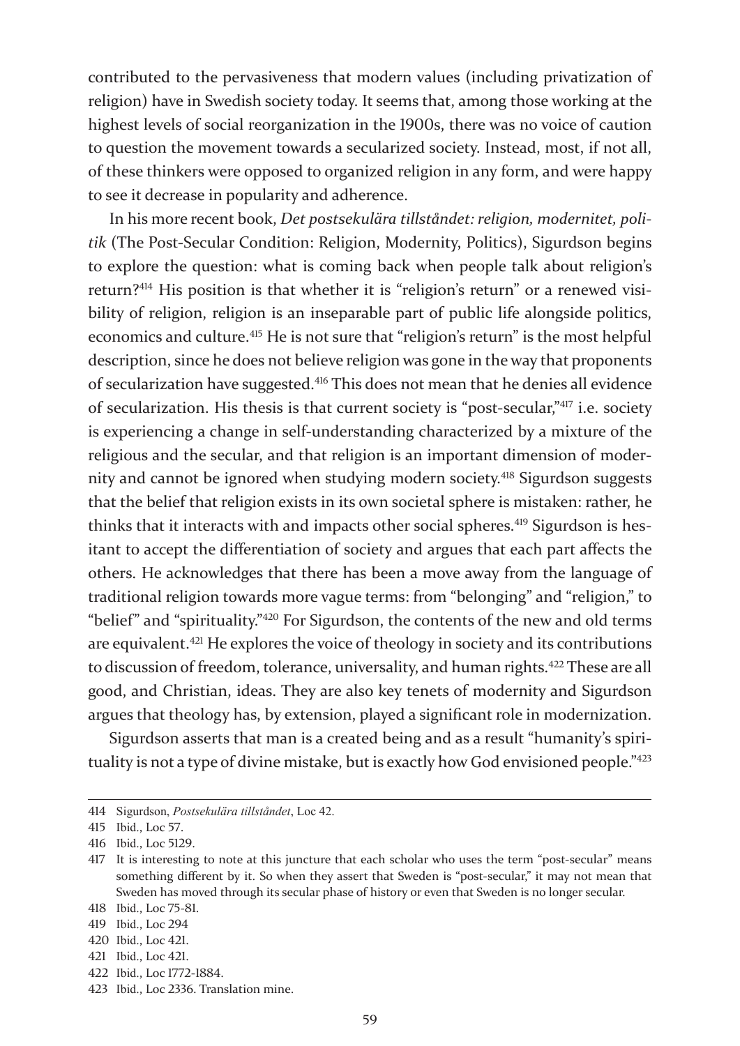contributed to the pervasiveness that modern values (including privatization of religion) have in Swedish society today. It seems that, among those working at the highest levels of social reorganization in the 1900s, there was no voice of caution to question the movement towards a secularized society. Instead, most, if not all, of these thinkers were opposed to organized religion in any form, and were happy to see it decrease in popularity and adherence.

In his more recent book, *Det postsekulära tillståndet: religion, modernitet, politik* (The Post-Secular Condition: Religion, Modernity, Politics), Sigurdson begins to explore the question: what is coming back when people talk about religion's return?[414] His position is that whether it is "religion's return" or a renewed visibility of religion, religion is an inseparable part of public life alongside politics, economics and culture.[415] He is not sure that "religion's return" is the most helpful description, since he does not believe religion was gone in the way that proponents of secularization have suggested.[416] This does not mean that he denies all evidence of secularization. His thesis is that current society is "post-secular,"[417] i.e. society is experiencing a change in self-understanding characterized by a mixture of the religious and the secular, and that religion is an important dimension of modernity and cannot be ignored when studying modern society.[418] Sigurdson suggests that the belief that religion exists in its own societal sphere is mistaken: rather, he thinks that it interacts with and impacts other social spheres.[419] Sigurdson is hesitant to accept the differentiation of society and argues that each part affects the others. He acknowledges that there has been a move away from the language of traditional religion towards more vague terms: from "belonging" and "religion," to "belief" and "spirituality."[420] For Sigurdson, the contents of the new and old terms are equivalent.[421] He explores the voice of theology in society and its contributions to discussion of freedom, tolerance, universality, and human rights.[422] These are all good, and Christian, ideas. They are also key tenets of modernity and Sigurdson argues that theology has, by extension, played a significant role in modernization.

Sigurdson asserts that man is a created being and as a result "humanity's spirituality is not a type of divine mistake, but is exactly how God envisioned people."[423]

---

414 Sigurdson, *Postsekulära tillståndet*, Loc 42.

415 Ibid., Loc 57.

416 Ibid., Loc 5129.

417 It is interesting to note at this juncture that each scholar who uses the term "post-secular" means something different by it. So when they assert that Sweden is "post-secular," it may not mean that Sweden has moved through its secular phase of history or even that Sweden is no longer secular.

418 Ibid., Loc 75-81.

419 Ibid., Loc 294

420 Ibid., Loc 421.

421 Ibid., Loc 421.

422 Ibid., Loc 1772-1884.

423 Ibid., Loc 2336. Translation mine.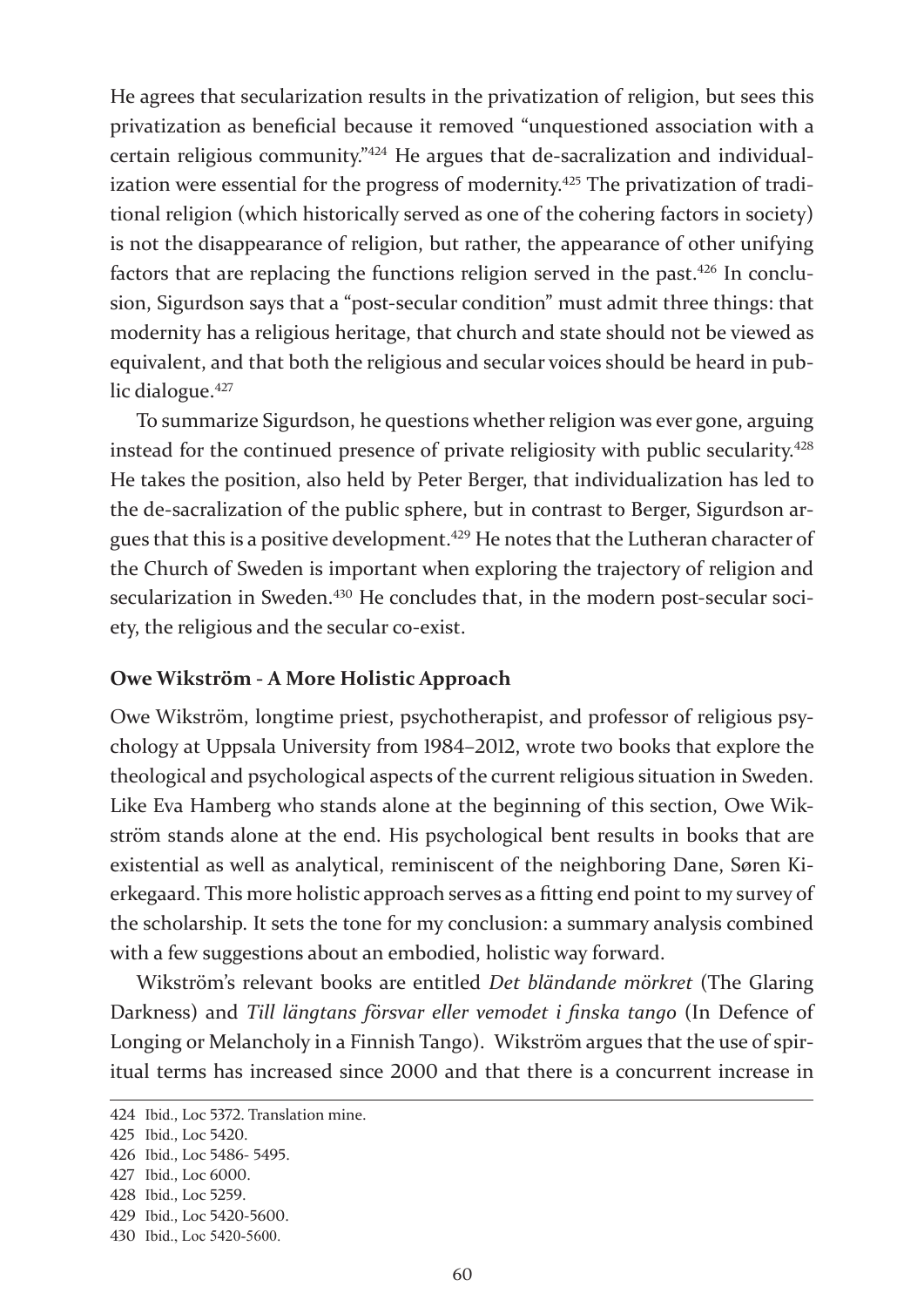He agrees that secularization results in the privatization of religion, but sees this privatization as beneficial because it removed "unquestioned association with a certain religious community."[424] He argues that de-sacralization and individualization were essential for the progress of modernity.[425] The privatization of traditional religion (which historically served as one of the cohering factors in society) is not the disappearance of religion, but rather, the appearance of other unifying factors that are replacing the functions religion served in the past.[426] In conclusion, Sigurdson says that a "post-secular condition" must admit three things: that modernity has a religious heritage, that church and state should not be viewed as equivalent, and that both the religious and secular voices should be heard in public dialogue.[427]

To summarize Sigurdson, he questions whether religion was ever gone, arguing instead for the continued presence of private religiosity with public secularity.[428] He takes the position, also held by Peter Berger, that individualization has led to the de-sacralization of the public sphere, but in contrast to Berger, Sigurdson argues that this is a positive development.[429] He notes that the Lutheran character of the Church of Sweden is important when exploring the trajectory of religion and secularization in Sweden.[430] He concludes that, in the modern post-secular society, the religious and the secular co-exist.

**Owe Wikström - A More Holistic Approach**

Owe Wikström, longtime priest, psychotherapist, and professor of religious psychology at Uppsala University from 1984–2012, wrote two books that explore the theological and psychological aspects of the current religious situation in Sweden. Like Eva Hamberg who stands alone at the beginning of this section, Owe Wikström stands alone at the end. His psychological bent results in books that are existential as well as analytical, reminiscent of the neighboring Dane, Søren Kierkegaard. This more holistic approach serves as a fitting end point to my survey of the scholarship. It sets the tone for my conclusion: a summary analysis combined with a few suggestions about an embodied, holistic way forward.

Wikström's relevant books are entitled *Det bländande mörkret* (The Glaring Darkness) and *Till längtans försvar eller vemodet i finska tango* (In Defence of Longing or Melancholy in a Finnish Tango). Wikström argues that the use of spiritual terms has increased since 2000 and that there is a concurrent increase in

424 Ibid., Loc 5372. Translation mine.

425 Ibid., Loc 5420.

426 Ibid., Loc 5486- 5495.

427 Ibid., Loc 6000.

428 Ibid., Loc 5259.

429 Ibid., Loc 5420-5600.

430 Ibid., Loc 5420-5600.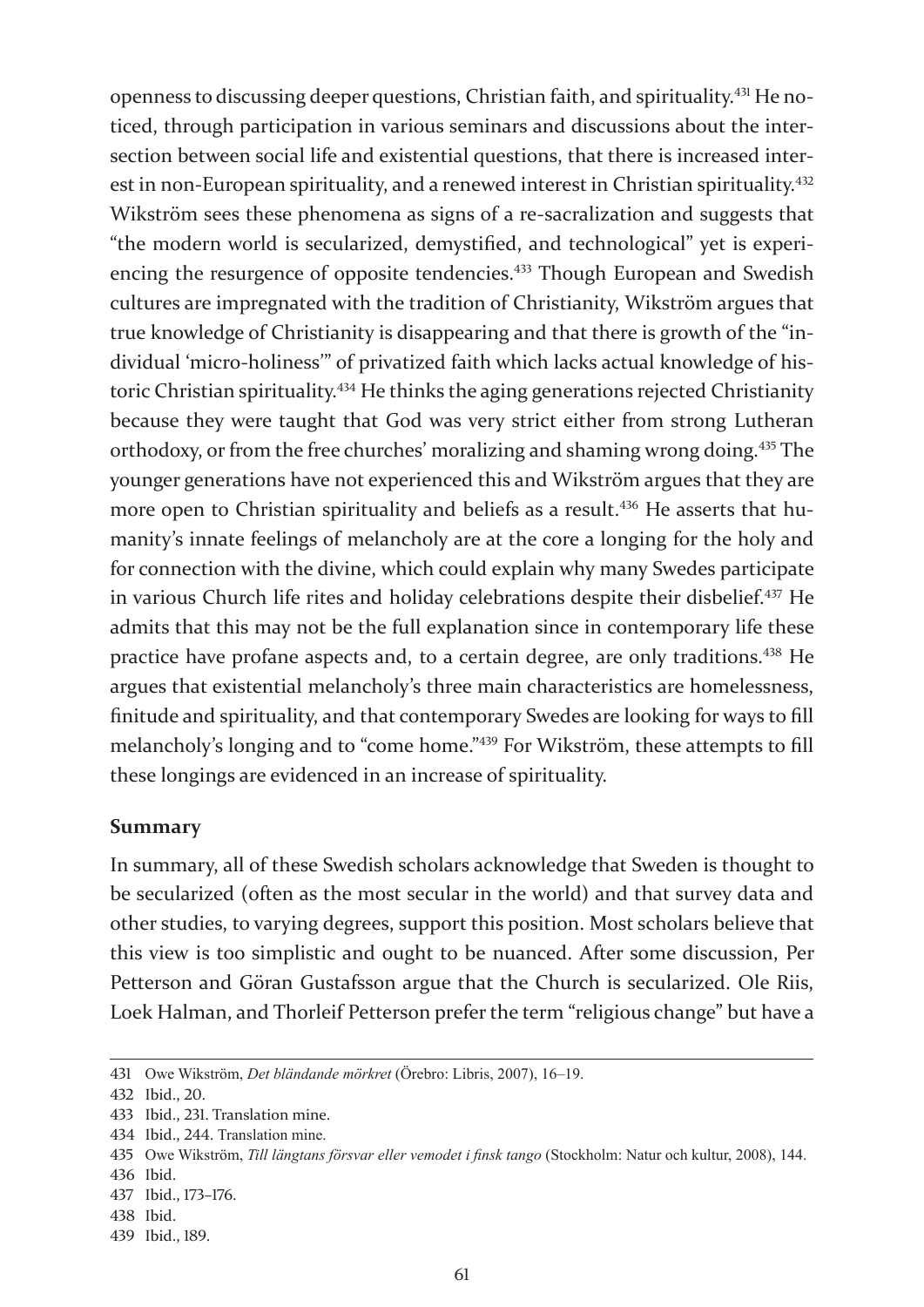openness to discussing deeper questions, Christian faith, and spirituality.[431] He noticed, through participation in various seminars and discussions about the intersection between social life and existential questions, that there is increased interest in non-European spirituality, and a renewed interest in Christian spirituality.[432] Wikström sees these phenomena as signs of a re-sacralization and suggests that "the modern world is secularized, demystified, and technological" yet is experiencing the resurgence of opposite tendencies.[433] Though European and Swedish cultures are impregnated with the tradition of Christianity, Wikström argues that true knowledge of Christianity is disappearing and that there is growth of the "individual 'micro-holiness'" of privatized faith which lacks actual knowledge of historic Christian spirituality.[434] He thinks the aging generations rejected Christianity because they were taught that God was very strict either from strong Lutheran orthodoxy, or from the free churches' moralizing and shaming wrong doing.[435] The younger generations have not experienced this and Wikström argues that they are more open to Christian spirituality and beliefs as a result.[436] He asserts that humanity's innate feelings of melancholy are at the core a longing for the holy and for connection with the divine, which could explain why many Swedes participate in various Church life rites and holiday celebrations despite their disbelief.[437] He admits that this may not be the full explanation since in contemporary life these practice have profane aspects and, to a certain degree, are only traditions.[438] He argues that existential melancholy's three main characteristics are homelessness, finitude and spirituality, and that contemporary Swedes are looking for ways to fill melancholy's longing and to "come home."[439] For Wikström, these attempts to fill these longings are evidenced in an increase of spirituality.

**Summary**

In summary, all of these Swedish scholars acknowledge that Sweden is thought to be secularized (often as the most secular in the world) and that survey data and other studies, to varying degrees, support this position. Most scholars believe that this view is too simplistic and ought to be nuanced. After some discussion, Per Petterson and Göran Gustafsson argue that the Church is secularized. Ole Riis, Loek Halman, and Thorleif Petterson prefer the term "religious change" but have a

---

431 Owe Wikström, *Det bländande mörkret* (Örebro: Libris, 2007), 16–19.

432 Ibid., 20.

433 Ibid., 231. Translation mine.

434 Ibid., 244. Translation mine.

435 Owe Wikström, *Till längtans försvar eller vemodet i finsk tango* (Stockholm: Natur och kultur, 2008), 144.

436 Ibid.

437 Ibid., 173–176.

438 Ibid.

439 Ibid., 189.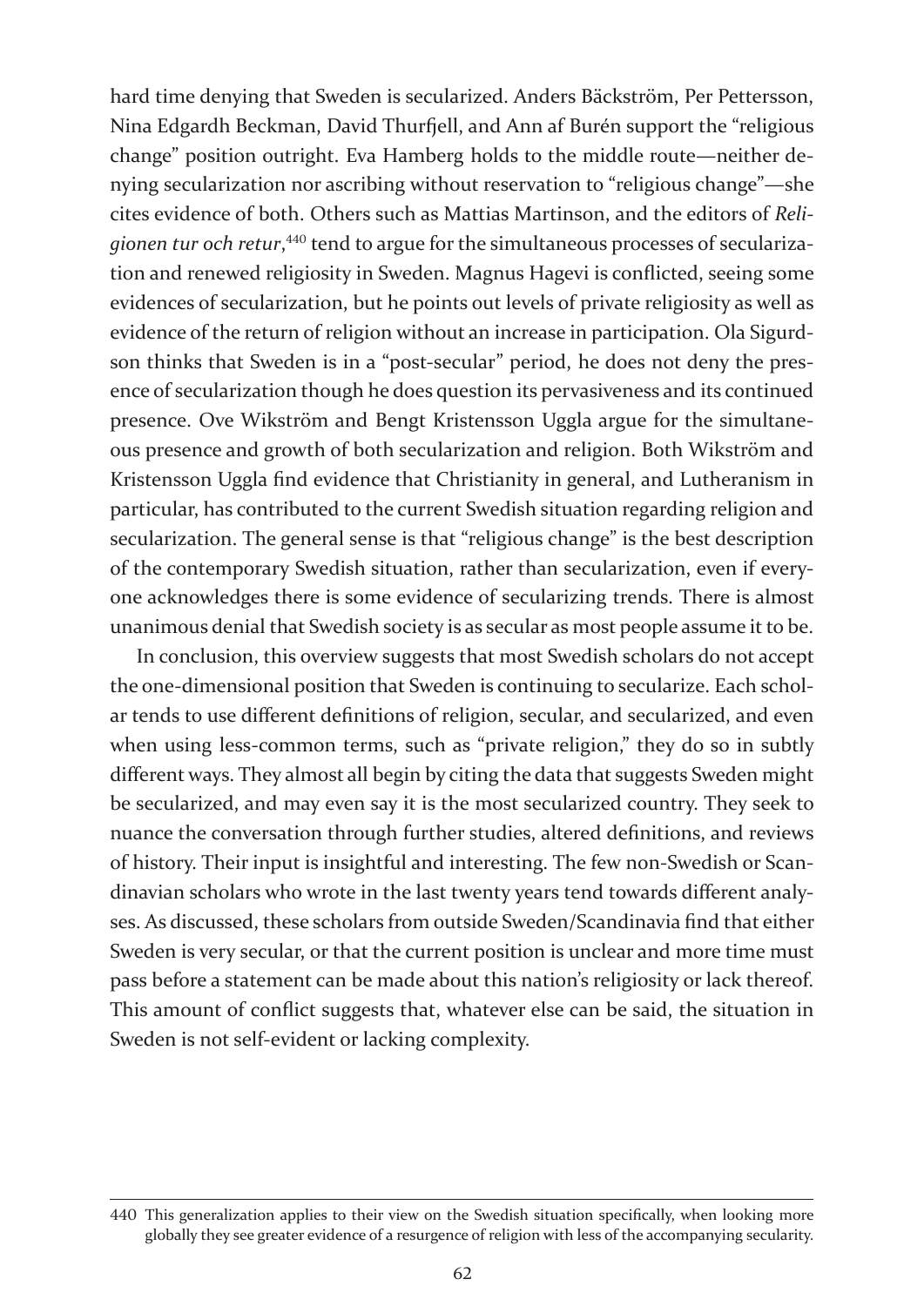hard time denying that Sweden is secularized. Anders Bäckström, Per Pettersson, Nina Edgardh Beckman, David Thurfjell, and Ann af Burén support the "religious change" position outright. Eva Hamberg holds to the middle route—neither denying secularization nor ascribing without reservation to "religious change"—she cites evidence of both. Others such as Mattias Martinson, and the editors of *Religionen tur och retur*,[440] tend to argue for the simultaneous processes of secularization and renewed religiosity in Sweden. Magnus Hagevi is conflicted, seeing some evidences of secularization, but he points out levels of private religiosity as well as evidence of the return of religion without an increase in participation. Ola Sigurdson thinks that Sweden is in a "post-secular" period, he does not deny the presence of secularization though he does question its pervasiveness and its continued presence. Ove Wikström and Bengt Kristensson Uggla argue for the simultaneous presence and growth of both secularization and religion. Both Wikström and Kristensson Uggla find evidence that Christianity in general, and Lutheranism in particular, has contributed to the current Swedish situation regarding religion and secularization. The general sense is that "religious change" is the best description of the contemporary Swedish situation, rather than secularization, even if everyone acknowledges there is some evidence of secularizing trends. There is almost unanimous denial that Swedish society is as secular as most people assume it to be.

In conclusion, this overview suggests that most Swedish scholars do not accept the one-dimensional position that Sweden is continuing to secularize. Each scholar tends to use different definitions of religion, secular, and secularized, and even when using less-common terms, such as "private religion," they do so in subtly different ways. They almost all begin by citing the data that suggests Sweden might be secularized, and may even say it is the most secularized country. They seek to nuance the conversation through further studies, altered definitions, and reviews of history. Their input is insightful and interesting. The few non-Swedish or Scandinavian scholars who wrote in the last twenty years tend towards different analyses. As discussed, these scholars from outside Sweden/Scandinavia find that either Sweden is very secular, or that the current position is unclear and more time must pass before a statement can be made about this nation's religiosity or lack thereof. This amount of conflict suggests that, whatever else can be said, the situation in Sweden is not self-evident or lacking complexity.

---

440 This generalization applies to their view on the Swedish situation specifically, when looking more globally they see greater evidence of a resurgence of religion with less of the accompanying secularity.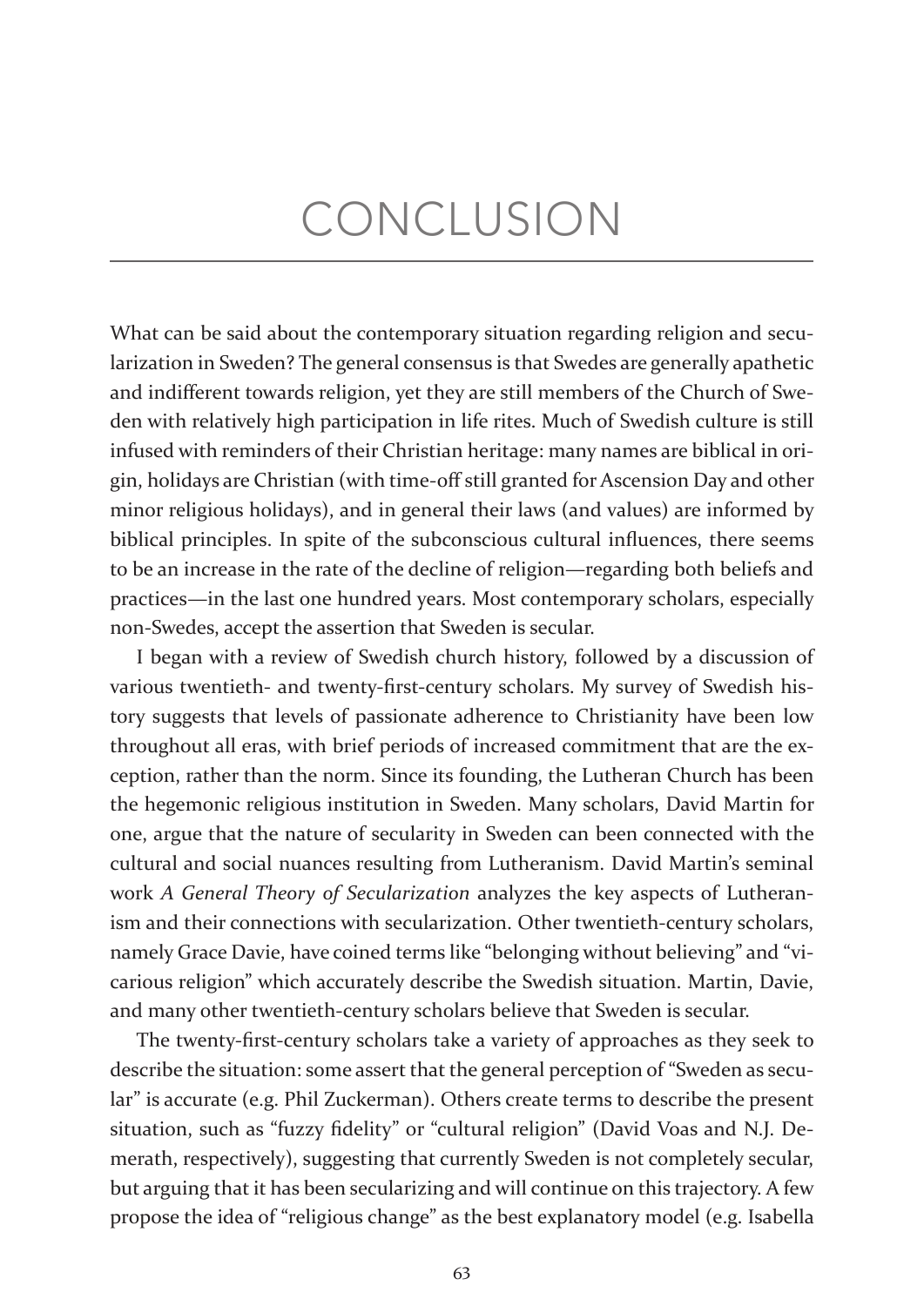# CONCLUSION

What can be said about the contemporary situation regarding religion and secularization in Sweden? The general consensus is that Swedes are generally apathetic and indifferent towards religion, yet they are still members of the Church of Sweden with relatively high participation in life rites. Much of Swedish culture is still infused with reminders of their Christian heritage: many names are biblical in origin, holidays are Christian (with time-off still granted for Ascension Day and other minor religious holidays), and in general their laws (and values) are informed by biblical principles. In spite of the subconscious cultural influences, there seems to be an increase in the rate of the decline of religion—regarding both beliefs and practices—in the last one hundred years. Most contemporary scholars, especially non-Swedes, accept the assertion that Sweden is secular.

I began with a review of Swedish church history, followed by a discussion of various twentieth- and twenty-first-century scholars. My survey of Swedish history suggests that levels of passionate adherence to Christianity have been low throughout all eras, with brief periods of increased commitment that are the exception, rather than the norm. Since its founding, the Lutheran Church has been the hegemonic religious institution in Sweden. Many scholars, David Martin for one, argue that the nature of secularity in Sweden can been connected with the cultural and social nuances resulting from Lutheranism. David Martin's seminal work *A General Theory of Secularization* analyzes the key aspects of Lutheranism and their connections with secularization. Other twentieth-century scholars, namely Grace Davie, have coined terms like "belonging without believing" and "vicarious religion" which accurately describe the Swedish situation. Martin, Davie, and many other twentieth-century scholars believe that Sweden is secular.

The twenty-first-century scholars take a variety of approaches as they seek to describe the situation: some assert that the general perception of "Sweden as secular" is accurate (e.g. Phil Zuckerman). Others create terms to describe the present situation, such as "fuzzy fidelity" or "cultural religion" (David Voas and N.J. Demerath, respectively), suggesting that currently Sweden is not completely secular, but arguing that it has been secularizing and will continue on this trajectory. A few propose the idea of "religious change" as the best explanatory model (e.g. Isabella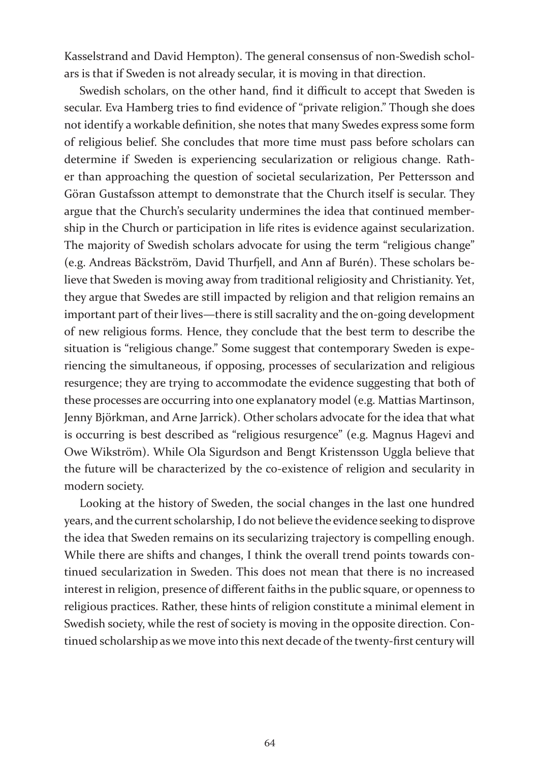Kasselstrand and David Hempton). The general consensus of non-Swedish scholars is that if Sweden is not already secular, it is moving in that direction.

Swedish scholars, on the other hand, find it difficult to accept that Sweden is secular. Eva Hamberg tries to find evidence of "private religion." Though she does not identify a workable definition, she notes that many Swedes express some form of religious belief. She concludes that more time must pass before scholars can determine if Sweden is experiencing secularization or religious change. Rather than approaching the question of societal secularization, Per Pettersson and Göran Gustafsson attempt to demonstrate that the Church itself is secular. They argue that the Church's secularity undermines the idea that continued membership in the Church or participation in life rites is evidence against secularization. The majority of Swedish scholars advocate for using the term "religious change" (e.g. Andreas Bäckström, David Thurfjell, and Ann af Burén). These scholars believe that Sweden is moving away from traditional religiosity and Christianity. Yet, they argue that Swedes are still impacted by religion and that religion remains an important part of their lives—there is still sacrality and the on-going development of new religious forms. Hence, they conclude that the best term to describe the situation is "religious change." Some suggest that contemporary Sweden is experiencing the simultaneous, if opposing, processes of secularization and religious resurgence; they are trying to accommodate the evidence suggesting that both of these processes are occurring into one explanatory model (e.g. Mattias Martinson, Jenny Björkman, and Arne Jarrick). Other scholars advocate for the idea that what is occurring is best described as "religious resurgence" (e.g. Magnus Hagevi and Owe Wikström). While Ola Sigurdson and Bengt Kristensson Uggla believe that the future will be characterized by the co-existence of religion and secularity in modern society.

Looking at the history of Sweden, the social changes in the last one hundred years, and the current scholarship, I do not believe the evidence seeking to disprove the idea that Sweden remains on its secularizing trajectory is compelling enough. While there are shifts and changes, I think the overall trend points towards continued secularization in Sweden. This does not mean that there is no increased interest in religion, presence of different faiths in the public square, or openness to religious practices. Rather, these hints of religion constitute a minimal element in Swedish society, while the rest of society is moving in the opposite direction. Continued scholarship as we move into this next decade of the twenty-first century will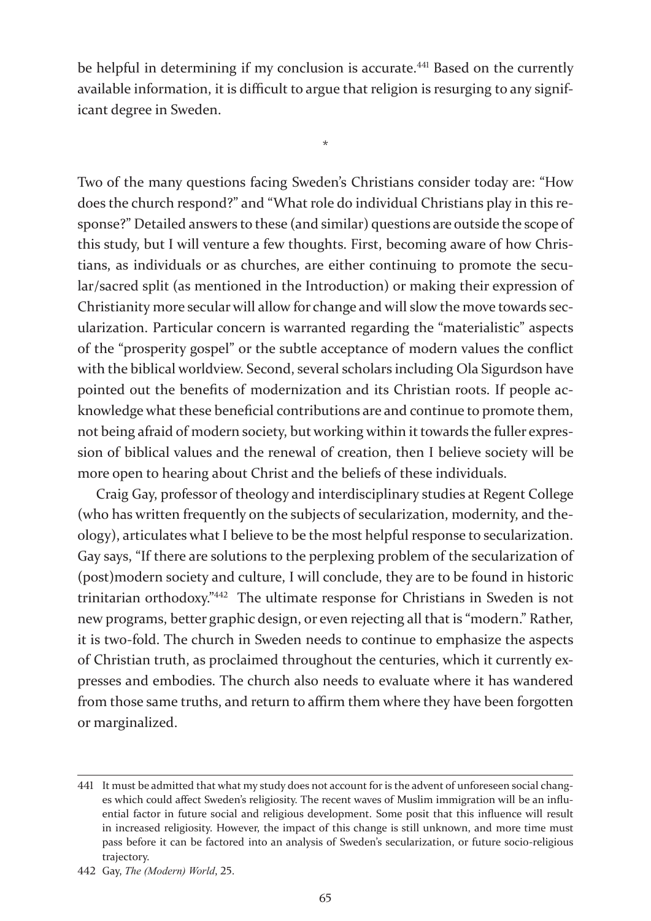be helpful in determining if my conclusion is accurate.[441] Based on the currently available information, it is difficult to argue that religion is resurging to any significant degree in Sweden.

*

Two of the many questions facing Sweden's Christians consider today are: "How does the church respond?" and "What role do individual Christians play in this response?" Detailed answers to these (and similar) questions are outside the scope of this study, but I will venture a few thoughts. First, becoming aware of how Christians, as individuals or as churches, are either continuing to promote the secular/sacred split (as mentioned in the Introduction) or making their expression of Christianity more secular will allow for change and will slow the move towards secularization. Particular concern is warranted regarding the "materialistic" aspects of the "prosperity gospel" or the subtle acceptance of modern values the conflict with the biblical worldview. Second, several scholars including Ola Sigurdson have pointed out the benefits of modernization and its Christian roots. If people acknowledge what these beneficial contributions are and continue to promote them, not being afraid of modern society, but working within it towards the fuller expression of biblical values and the renewal of creation, then I believe society will be more open to hearing about Christ and the beliefs of these individuals.

Craig Gay, professor of theology and interdisciplinary studies at Regent College (who has written frequently on the subjects of secularization, modernity, and theology), articulates what I believe to be the most helpful response to secularization. Gay says, "If there are solutions to the perplexing problem of the secularization of (post)modern society and culture, I will conclude, they are to be found in historic trinitarian orthodoxy."[442] The ultimate response for Christians in Sweden is not new programs, better graphic design, or even rejecting all that is "modern." Rather, it is two-fold. The church in Sweden needs to continue to emphasize the aspects of Christian truth, as proclaimed throughout the centuries, which it currently expresses and embodies. The church also needs to evaluate where it has wandered from those same truths, and return to affirm them where they have been forgotten or marginalized.

---

441 It must be admitted that what my study does not account for is the advent of unforeseen social changes which could affect Sweden's religiosity. The recent waves of Muslim immigration will be an influential factor in future social and religious development. Some posit that this influence will result in increased religiosity. However, the impact of this change is still unknown, and more time must pass before it can be factored into an analysis of Sweden's secularization, or future socio-religious trajectory.

442 Gay, *The (Modern) World*, 25.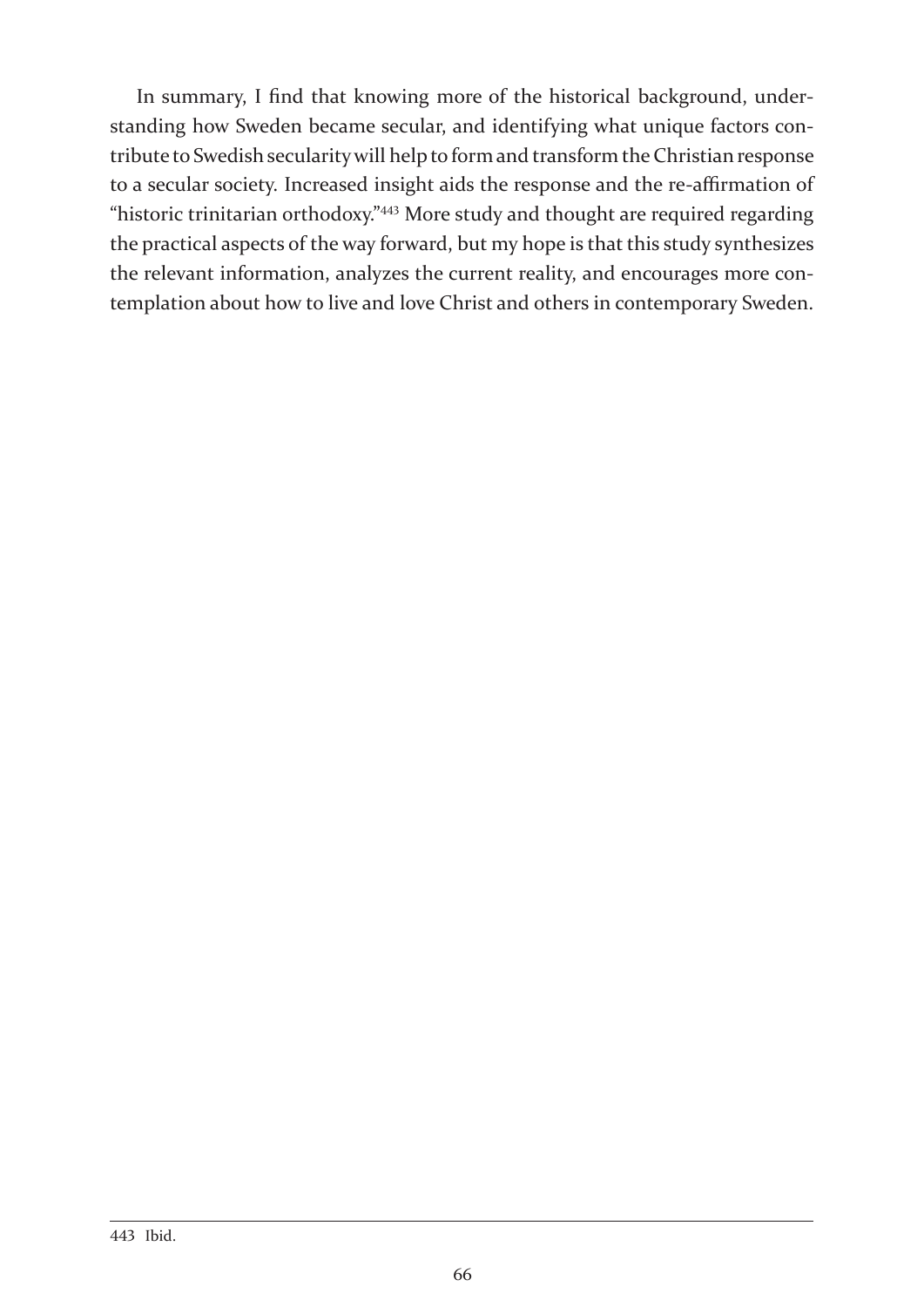In summary, I find that knowing more of the historical background, understanding how Sweden became secular, and identifying what unique factors contribute to Swedish secularity will help to form and transform the Christian response to a secular society. Increased insight aids the response and the re-affirmation of "historic trinitarian orthodoxy."[443] More study and thought are required regarding the practical aspects of the way forward, but my hope is that this study synthesizes the relevant information, analyzes the current reality, and encourages more contemplation about how to live and love Christ and others in contemporary Sweden.

---

443 Ibid.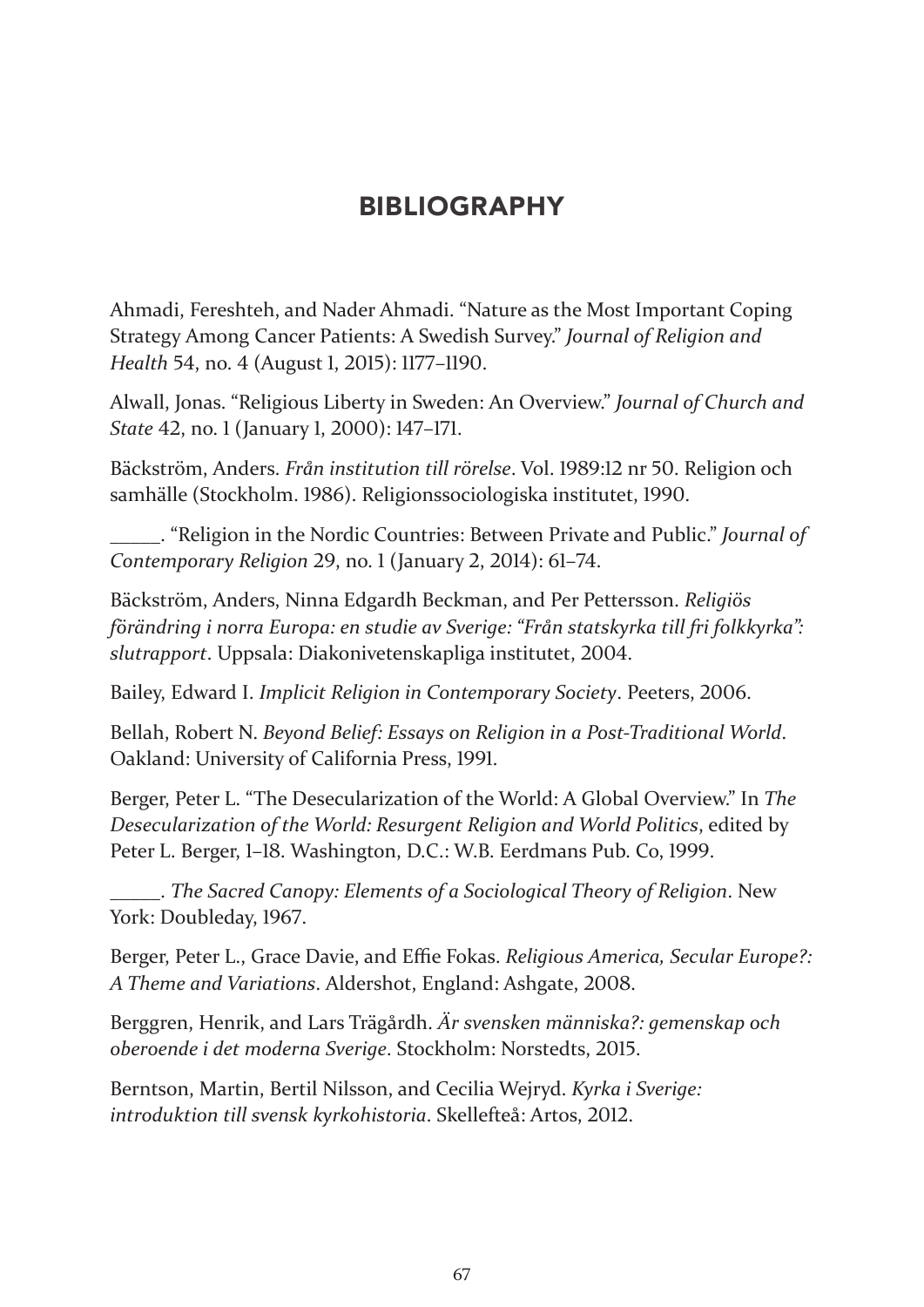# BIBLIOGRAPHY

Ahmadi, Fereshteh, and Nader Ahmadi. "Nature as the Most Important Coping Strategy Among Cancer Patients: A Swedish Survey." *Journal of Religion and Health* 54, no. 4 (August 1, 2015): 1177–1190.

Alwall, Jonas. "Religious Liberty in Sweden: An Overview." *Journal of Church and State* 42, no. 1 (January 1, 2000): 147–171.

Bäckström, Anders. *Från institution till rörelse*. Vol. 1989:12 nr 50. Religion och samhälle (Stockholm. 1986). Religionssociologiska institutet, 1990.

_____. "Religion in the Nordic Countries: Between Private and Public." *Journal of Contemporary Religion* 29, no. 1 (January 2, 2014): 61–74.

Bäckström, Anders, Ninna Edgardh Beckman, and Per Pettersson. *Religiös förändring i norra Europa: en studie av Sverige: "Från statskyrka till fri folkkyrka": slutrapport*. Uppsala: Diakonivetenskapliga institutet, 2004.

Bailey, Edward I. *Implicit Religion in Contemporary Society*. Peeters, 2006.

Bellah, Robert N. *Beyond Belief: Essays on Religion in a Post-Traditional World*. Oakland: University of California Press, 1991.

Berger, Peter L. "The Desecularization of the World: A Global Overview." In *The Desecularization of the World: Resurgent Religion and World Politics*, edited by Peter L. Berger, 1–18. Washington, D.C.: W.B. Eerdmans Pub. Co, 1999.

_____. *The Sacred Canopy: Elements of a Sociological Theory of Religion*. New York: Doubleday, 1967.

Berger, Peter L., Grace Davie, and Effie Fokas. *Religious America, Secular Europe?: A Theme and Variations*. Aldershot, England: Ashgate, 2008.

Berggren, Henrik, and Lars Trägårdh. *Är svensken människa?: gemenskap och oberoende i det moderna Sverige*. Stockholm: Norstedts, 2015.

Berntson, Martin, Bertil Nilsson, and Cecilia Wejryd. *Kyrka i Sverige: introduktion till svensk kyrkohistoria*. Skellefteå: Artos, 2012.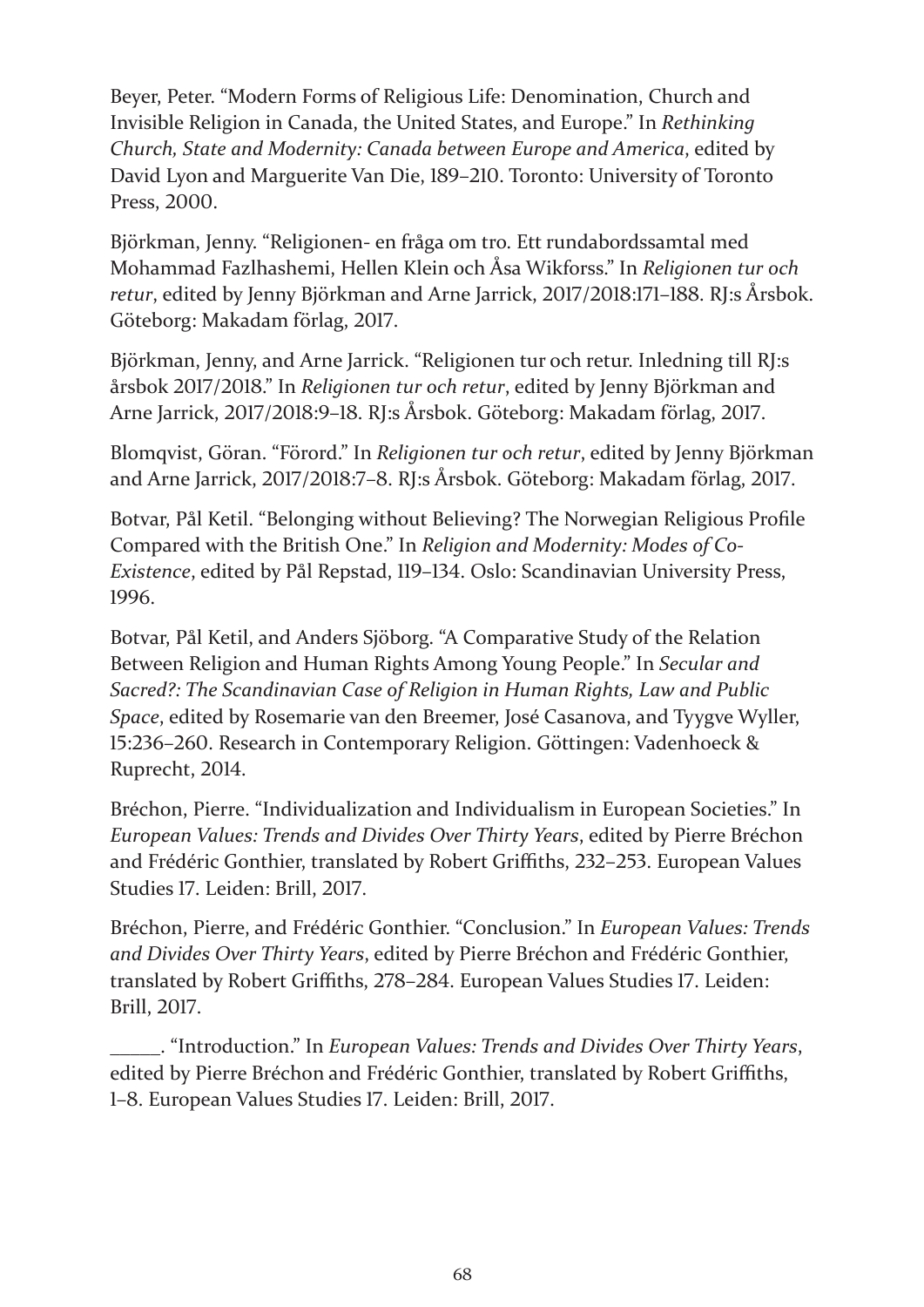Beyer, Peter. “Modern Forms of Religious Life: Denomination, Church and Invisible Religion in Canada, the United States, and Europe.” In *Rethinking Church, State and Modernity: Canada between Europe and America*, edited by David Lyon and Marguerite Van Die, 189–210. Toronto: University of Toronto Press, 2000.

Björkman, Jenny. “Religionen- en fråga om tro. Ett rundabordssamtal med Mohammad Fazlhashemi, Hellen Klein och Åsa Wikforss.” In *Religionen tur och retur*, edited by Jenny Björkman and Arne Jarrick, 2017/2018:171–188. RJ:s Årsbok. Göteborg: Makadam förlag, 2017.

Björkman, Jenny, and Arne Jarrick. “Religionen tur och retur. Inledning till RJ:s årsbok 2017/2018.” In *Religionen tur och retur*, edited by Jenny Björkman and Arne Jarrick, 2017/2018:9–18. RJ:s Årsbok. Göteborg: Makadam förlag, 2017.

Blomqvist, Göran. “Förord.” In *Religionen tur och retur*, edited by Jenny Björkman and Arne Jarrick, 2017/2018:7–8. RJ:s Årsbok. Göteborg: Makadam förlag, 2017.

Botvar, Pål Ketil. “Belonging without Believing? The Norwegian Religious Profile Compared with the British One.” In *Religion and Modernity: Modes of Co-Existence*, edited by Pål Repstad, 119–134. Oslo: Scandinavian University Press, 1996.

Botvar, Pål Ketil, and Anders Sjöborg. “A Comparative Study of the Relation Between Religion and Human Rights Among Young People.” In *Secular and Sacred?: The Scandinavian Case of Religion in Human Rights, Law and Public Space*, edited by Rosemarie van den Breemer, José Casanova, and Tyygve Wyller, 15:236–260. Research in Contemporary Religion. Göttingen: Vadenhoeck & Ruprecht, 2014.

Bréchon, Pierre. “Individualization and Individualism in European Societies.” In *European Values: Trends and Divides Over Thirty Years*, edited by Pierre Bréchon and Frédéric Gonthier, translated by Robert Griffiths, 232–253. European Values Studies 17. Leiden: Brill, 2017.

Bréchon, Pierre, and Frédéric Gonthier. “Conclusion.” In *European Values: Trends and Divides Over Thirty Years*, edited by Pierre Bréchon and Frédéric Gonthier, translated by Robert Griffiths, 278–284. European Values Studies 17. Leiden: Brill, 2017.

\_\_\_\_\_. “Introduction.” In *European Values: Trends and Divides Over Thirty Years*, edited by Pierre Bréchon and Frédéric Gonthier, translated by Robert Griffiths, 1–8. European Values Studies 17. Leiden: Brill, 2017.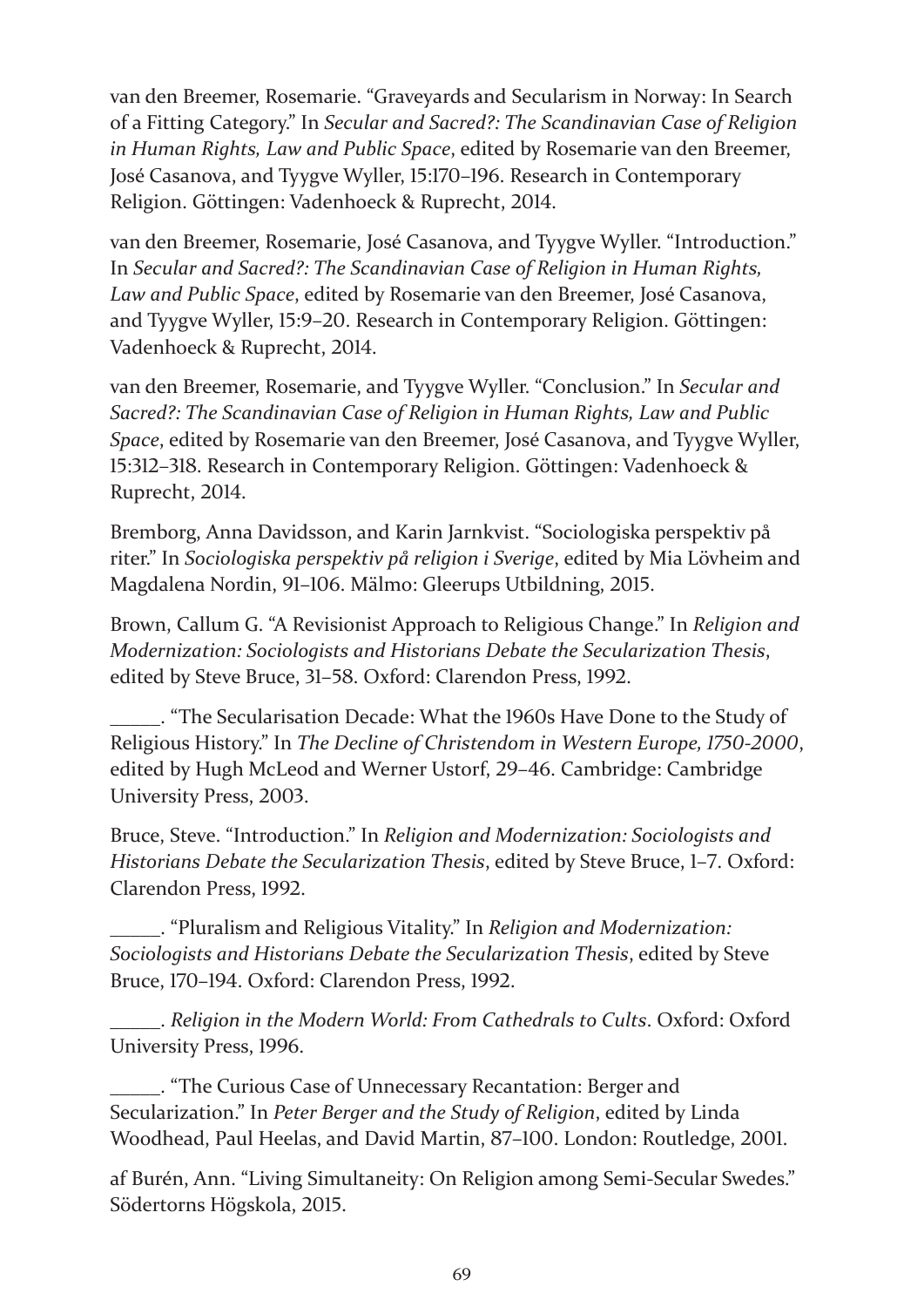van den Breemer, Rosemarie. “Graveyards and Secularism in Norway: In Search of a Fitting Category.” In *Secular and Sacred?: The Scandinavian Case of Religion in Human Rights, Law and Public Space*, edited by Rosemarie van den Breemer, José Casanova, and Tyygve Wyller, 15:170–196. Research in Contemporary Religion. Göttingen: Vadenhoeck & Ruprecht, 2014.

van den Breemer, Rosemarie, José Casanova, and Tyygve Wyller. “Introduction.” In *Secular and Sacred?: The Scandinavian Case of Religion in Human Rights, Law and Public Space*, edited by Rosemarie van den Breemer, José Casanova, and Tyygve Wyller, 15:9–20. Research in Contemporary Religion. Göttingen: Vadenhoeck & Ruprecht, 2014.

van den Breemer, Rosemarie, and Tyygve Wyller. “Conclusion.” In *Secular and Sacred?: The Scandinavian Case of Religion in Human Rights, Law and Public Space*, edited by Rosemarie van den Breemer, José Casanova, and Tyygve Wyller, 15:312–318. Research in Contemporary Religion. Göttingen: Vadenhoeck & Ruprecht, 2014.

Bremborg, Anna Davidsson, and Karin Jarnkvist. “Sociologiska perspektiv på riter.” In *Sociologiska perspektiv på religion i Sverige*, edited by Mia Lövheim and Magdalena Nordin, 91–106. Mälmo: Gleerups Utbildning, 2015.

Brown, Callum G. “A Revisionist Approach to Religious Change.” In *Religion and Modernization: Sociologists and Historians Debate the Secularization Thesis*, edited by Steve Bruce, 31–58. Oxford: Clarendon Press, 1992.

_____. “The Secularisation Decade: What the 1960s Have Done to the Study of Religious History.” In *The Decline of Christendom in Western Europe, 1750-2000*, edited by Hugh McLeod and Werner Ustorf, 29–46. Cambridge: Cambridge University Press, 2003.

Bruce, Steve. “Introduction.” In *Religion and Modernization: Sociologists and Historians Debate the Secularization Thesis*, edited by Steve Bruce, 1–7. Oxford: Clarendon Press, 1992.

_____. “Pluralism and Religious Vitality.” In *Religion and Modernization: Sociologists and Historians Debate the Secularization Thesis*, edited by Steve Bruce, 170–194. Oxford: Clarendon Press, 1992.

_____. *Religion in the Modern World: From Cathedrals to Cults*. Oxford: Oxford University Press, 1996.

_____. “The Curious Case of Unnecessary Recantation: Berger and Secularization.” In *Peter Berger and the Study of Religion*, edited by Linda Woodhead, Paul Heelas, and David Martin, 87–100. London: Routledge, 2001.

af Burén, Ann. “Living Simultaneity: On Religion among Semi-Secular Swedes.” Södertorns Högskola, 2015.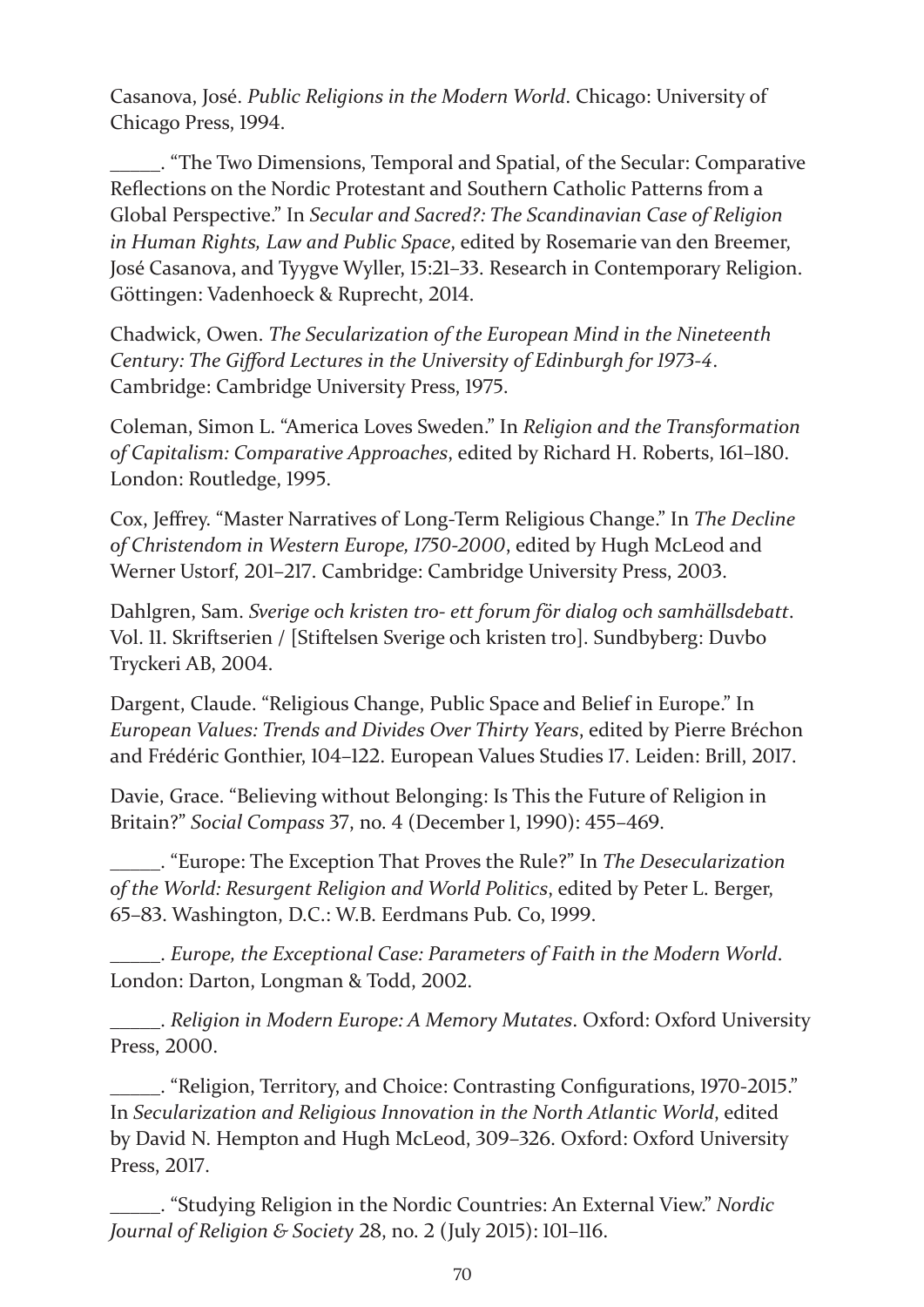Casanova, José. *Public Religions in the Modern World*. Chicago: University of Chicago Press, 1994.

_____. "The Two Dimensions, Temporal and Spatial, of the Secular: Comparative Reflections on the Nordic Protestant and Southern Catholic Patterns from a Global Perspective." In *Secular and Sacred?: The Scandinavian Case of Religion in Human Rights, Law and Public Space*, edited by Rosemarie van den Breemer, José Casanova, and Tyygve Wyller, 15:21–33. Research in Contemporary Religion. Göttingen: Vadenhoeck & Ruprecht, 2014.

Chadwick, Owen. *The Secularization of the European Mind in the Nineteenth Century: The Gifford Lectures in the University of Edinburgh for 1973-4*. Cambridge: Cambridge University Press, 1975.

Coleman, Simon L. "America Loves Sweden." In *Religion and the Transformation of Capitalism: Comparative Approaches*, edited by Richard H. Roberts, 161–180. London: Routledge, 1995.

Cox, Jeffrey. "Master Narratives of Long-Term Religious Change." In *The Decline of Christendom in Western Europe, 1750-2000*, edited by Hugh McLeod and Werner Ustorf, 201–217. Cambridge: Cambridge University Press, 2003.

Dahlgren, Sam. *Sverige och kristen tro- ett forum för dialog och samhällsdebatt*. Vol. 11. Skriftserien / [Stiftelsen Sverige och kristen tro]. Sundbyberg: Duvbo Tryckeri AB, 2004.

Dargent, Claude. "Religious Change, Public Space and Belief in Europe." In *European Values: Trends and Divides Over Thirty Years*, edited by Pierre Bréchon and Frédéric Gonthier, 104–122. European Values Studies 17. Leiden: Brill, 2017.

Davie, Grace. "Believing without Belonging: Is This the Future of Religion in Britain?" *Social Compass* 37, no. 4 (December 1, 1990): 455–469.

_____. "Europe: The Exception That Proves the Rule?" In *The Desecularization of the World: Resurgent Religion and World Politics*, edited by Peter L. Berger, 65–83. Washington, D.C.: W.B. Eerdmans Pub. Co, 1999.

_____. *Europe, the Exceptional Case: Parameters of Faith in the Modern World*. London: Darton, Longman & Todd, 2002.

_____. *Religion in Modern Europe: A Memory Mutates*. Oxford: Oxford University Press, 2000.

_____. "Religion, Territory, and Choice: Contrasting Configurations, 1970-2015." In *Secularization and Religious Innovation in the North Atlantic World,* edited by David N. Hempton and Hugh McLeod, 309–326. Oxford: Oxford University Press, 2017.

_____. "Studying Religion in the Nordic Countries: An External View." *Nordic Journal of Religion & Society* 28, no. 2 (July 2015): 101–116.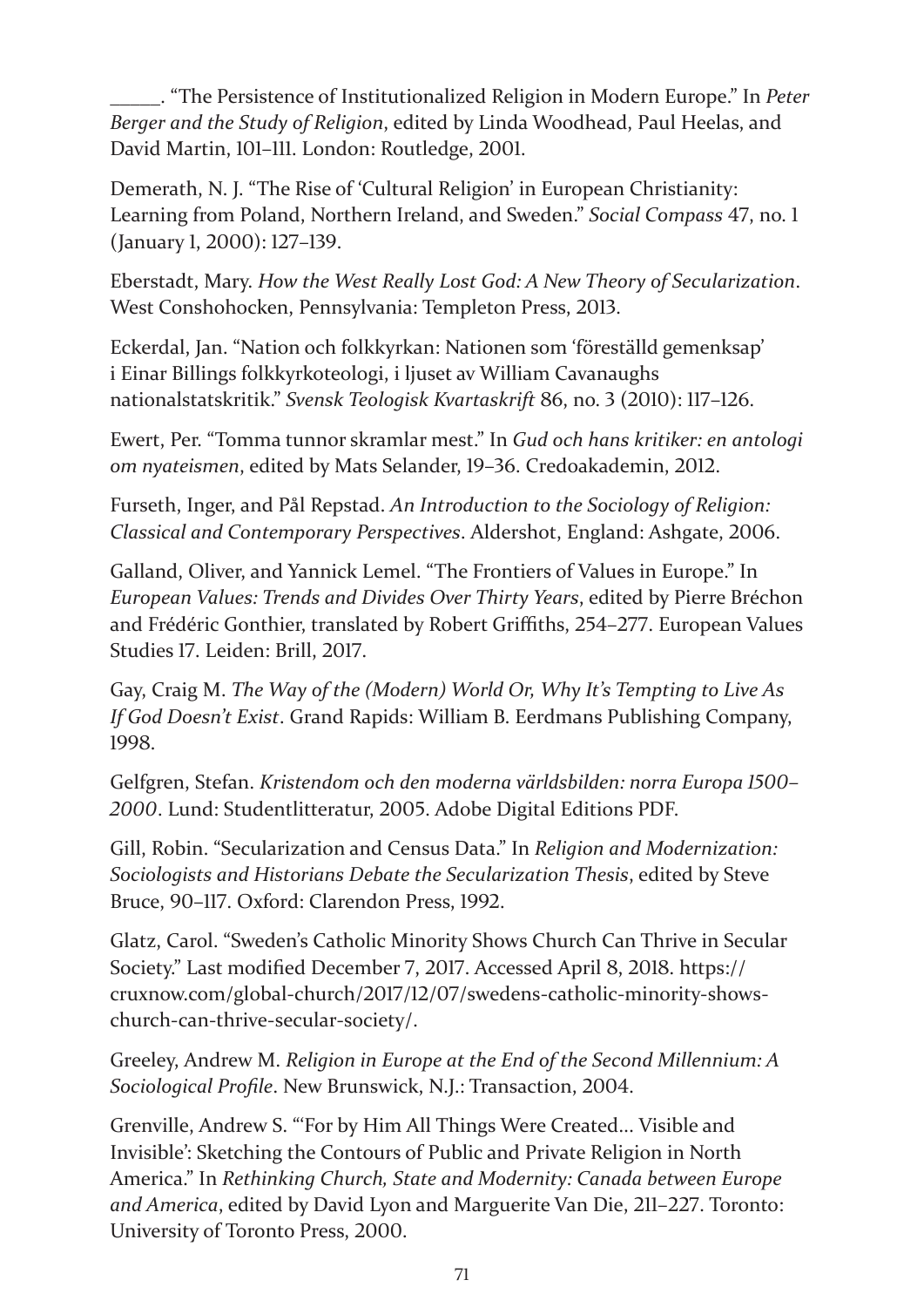\_\_\_\_\_. "The Persistence of Institutionalized Religion in Modern Europe." In *Peter Berger and the Study of Religion*, edited by Linda Woodhead, Paul Heelas, and David Martin, 101–111. London: Routledge, 2001.

Demerath, N. J. "The Rise of 'Cultural Religion' in European Christianity: Learning from Poland, Northern Ireland, and Sweden." *Social Compass* 47, no. 1 (January 1, 2000): 127–139.

Eberstadt, Mary. *How the West Really Lost God: A New Theory of Secularization*. West Conshohocken, Pennsylvania: Templeton Press, 2013.

Eckerdal, Jan. "Nation och folkkyrkan: Nationen som 'föreställd gemenksap' i Einar Billings folkkyrkoteologi, i ljuset av William Cavanaughs nationalstatskritik." *Svensk Teologisk Kvartaskrift* 86, no. 3 (2010): 117–126.

Ewert, Per. "Tomma tunnor skramlar mest." In *Gud och hans kritiker: en antologi om nyateismen*, edited by Mats Selander, 19–36. Credoakademin, 2012.

Furseth, Inger, and Pål Repstad. *An Introduction to the Sociology of Religion: Classical and Contemporary Perspectives*. Aldershot, England: Ashgate, 2006.

Galland, Oliver, and Yannick Lemel. "The Frontiers of Values in Europe." In *European Values: Trends and Divides Over Thirty Years*, edited by Pierre Bréchon and Frédéric Gonthier, translated by Robert Griffiths, 254–277. European Values Studies 17. Leiden: Brill, 2017.

Gay, Craig M. *The Way of the (Modern) World Or, Why It's Tempting to Live As If God Doesn't Exist*. Grand Rapids: William B. Eerdmans Publishing Company, 1998.

Gelfgren, Stefan. *Kristendom och den moderna världsbilden: norra Europa 1500–2000*. Lund: Studentlitteratur, 2005. Adobe Digital Editions PDF.

Gill, Robin. "Secularization and Census Data." In *Religion and Modernization: Sociologists and Historians Debate the Secularization Thesis*, edited by Steve Bruce, 90–117. Oxford: Clarendon Press, 1992.

Glatz, Carol. "Sweden's Catholic Minority Shows Church Can Thrive in Secular Society." Last modified December 7, 2017. Accessed April 8, 2018. https://cruxnow.com/global-church/2017/12/07/swedens-catholic-minority-shows-church-can-thrive-secular-society/.

Greeley, Andrew M. *Religion in Europe at the End of the Second Millennium: A Sociological Profile*. New Brunswick, N.J.: Transaction, 2004.

Grenville, Andrew S. "'For by Him All Things Were Created... Visible and Invisible': Sketching the Contours of Public and Private Religion in North America." In *Rethinking Church, State and Modernity: Canada between Europe and America*, edited by David Lyon and Marguerite Van Die, 211–227. Toronto: University of Toronto Press, 2000.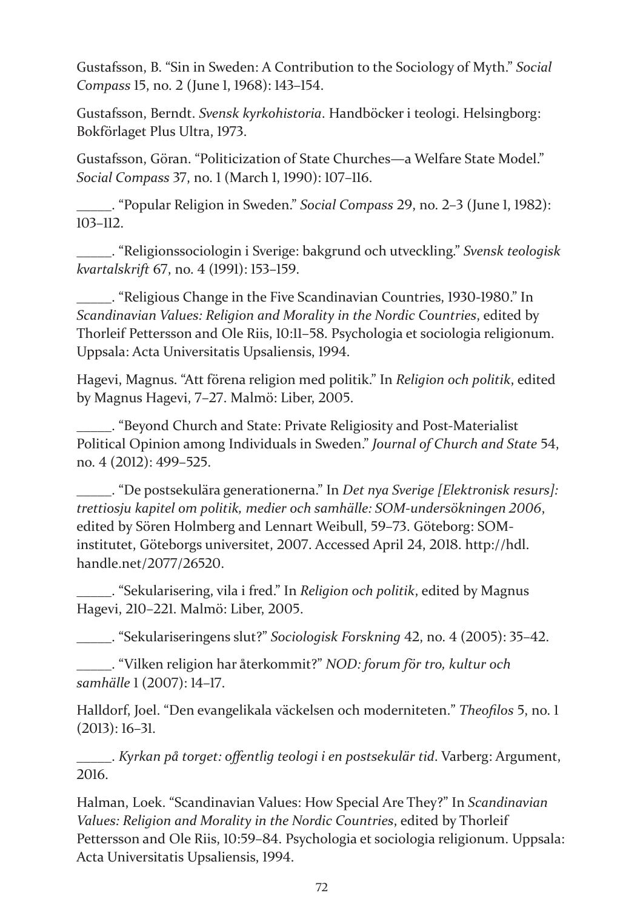Gustafsson, B. "Sin in Sweden: A Contribution to the Sociology of Myth." *Social Compass* 15, no. 2 (June 1, 1968): 143–154.

Gustafsson, Berndt. *Svensk kyrkohistoria*. Handböcker i teologi. Helsingborg: Bokförlaget Plus Ultra, 1973.

Gustafsson, Göran. "Politicization of State Churches—a Welfare State Model." *Social Compass* 37, no. 1 (March 1, 1990): 107–116.

_____. "Popular Religion in Sweden." *Social Compass* 29, no. 2–3 (June 1, 1982): 103–112.

_____. "Religionssociologin i Sverige: bakgrund och utveckling." *Svensk teologisk kvartalskrift* 67, no. 4 (1991): 153–159.

_____. "Religious Change in the Five Scandinavian Countries, 1930-1980." In *Scandinavian Values: Religion and Morality in the Nordic Countries*, edited by Thorleif Pettersson and Ole Riis, 10:11–58. Psychologia et sociologia religionum. Uppsala: Acta Universitatis Upsaliensis, 1994.

Hagevi, Magnus. "Att förena religion med politik." In *Religion och politik*, edited by Magnus Hagevi, 7–27. Malmö: Liber, 2005.

_____. "Beyond Church and State: Private Religiosity and Post-Materialist Political Opinion among Individuals in Sweden." *Journal of Church and State* 54, no. 4 (2012): 499–525.

_____. "De postsekulära generationerna." In *Det nya Sverige [Elektronisk resurs]: trettiosju kapitel om politik, medier och samhälle: SOM-undersökningen 2006*, edited by Sören Holmberg and Lennart Weibull, 59–73. Göteborg: SOM-institutet, Göteborgs universitet, 2007. Accessed April 24, 2018. http://hdl.handle.net/2077/26520.

_____. "Sekularisering, vila i fred." In *Religion och politik*, edited by Magnus Hagevi, 210–221. Malmö: Liber, 2005.

_____. "Sekulariseringens slut?" *Sociologisk Forskning* 42, no. 4 (2005): 35–42.

_____. "Vilken religion har återkommit?" *NOD: forum för tro, kultur och samhälle* 1 (2007): 14–17.

Halldorf, Joel. "Den evangelikala väckelsen och moderniteten." *Theofilos* 5, no. 1 (2013): 16–31.

_____. *Kyrkan på torget: offentlig teologi i en postsekulär tid*. Varberg: Argument, 2016.

Halman, Loek. "Scandinavian Values: How Special Are They?" In *Scandinavian Values: Religion and Morality in the Nordic Countries*, edited by Thorleif Pettersson and Ole Riis, 10:59–84. Psychologia et sociologia religionum. Uppsala: Acta Universitatis Upsaliensis, 1994.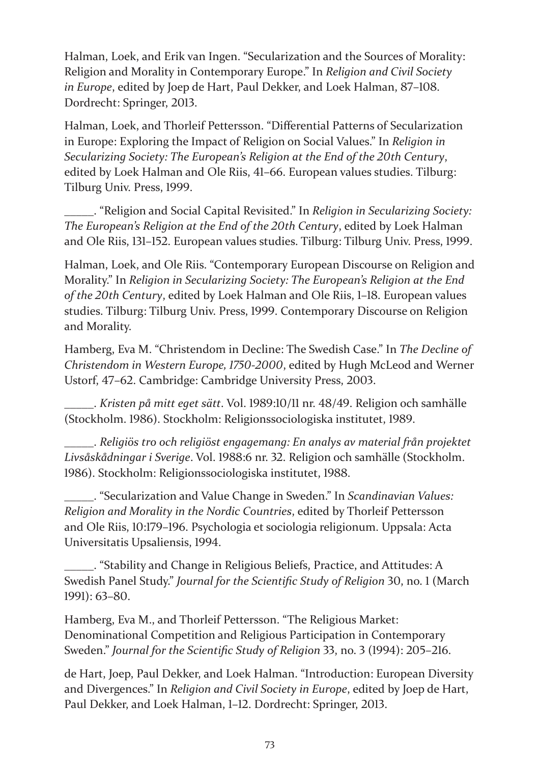Halman, Loek, and Erik van Ingen. “Secularization and the Sources of Morality: Religion and Morality in Contemporary Europe.” In *Religion and Civil Society in Europe*, edited by Joep de Hart, Paul Dekker, and Loek Halman, 87–108. Dordrecht: Springer, 2013.

Halman, Loek, and Thorleif Pettersson. “Differential Patterns of Secularization in Europe: Exploring the Impact of Religion on Social Values.” In *Religion in Secularizing Society: The European’s Religion at the End of the 20th Century*, edited by Loek Halman and Ole Riis, 41–66. European values studies. Tilburg: Tilburg Univ. Press, 1999.

\_\_\_\_\_. “Religion and Social Capital Revisited.” In *Religion in Secularizing Society: The European’s Religion at the End of the 20th Century*, edited by Loek Halman and Ole Riis, 131–152. European values studies. Tilburg: Tilburg Univ. Press, 1999.

Halman, Loek, and Ole Riis. “Contemporary European Discourse on Religion and Morality.” In *Religion in Secularizing Society: The European’s Religion at the End of the 20th Century*, edited by Loek Halman and Ole Riis, 1–18. European values studies. Tilburg: Tilburg Univ. Press, 1999. Contemporary Discourse on Religion and Morality.

Hamberg, Eva M. “Christendom in Decline: The Swedish Case.” In *The Decline of Christendom in Western Europe, 1750-2000*, edited by Hugh McLeod and Werner Ustorf, 47–62. Cambridge: Cambridge University Press, 2003.

\_\_\_\_\_. *Kristen på mitt eget sätt*. Vol. 1989:10/11 nr. 48/49. Religion och samhälle (Stockholm. 1986). Stockholm: Religionssociologiska institutet, 1989.

\_\_\_\_\_. *Religiös tro och religiöst engagemang: En analys av material från projektet Livsåskådningar i Sverige*. Vol. 1988:6 nr. 32. Religion och samhälle (Stockholm. 1986). Stockholm: Religionssociologiska institutet, 1988.

\_\_\_\_\_. “Secularization and Value Change in Sweden.” In *Scandinavian Values: Religion and Morality in the Nordic Countries*, edited by Thorleif Pettersson and Ole Riis, 10:179–196. Psychologia et sociologia religionum. Uppsala: Acta Universitatis Upsaliensis, 1994.

\_\_\_\_\_. “Stability and Change in Religious Beliefs, Practice, and Attitudes: A Swedish Panel Study.” *Journal for the Scientific Study of Religion* 30, no. 1 (March 1991): 63–80.

Hamberg, Eva M., and Thorleif Pettersson. “The Religious Market: Denominational Competition and Religious Participation in Contemporary Sweden.” *Journal for the Scientific Study of Religion* 33, no. 3 (1994): 205–216.

de Hart, Joep, Paul Dekker, and Loek Halman. “Introduction: European Diversity and Divergences.” In *Religion and Civil Society in Europe*, edited by Joep de Hart, Paul Dekker, and Loek Halman, 1–12. Dordrecht: Springer, 2013.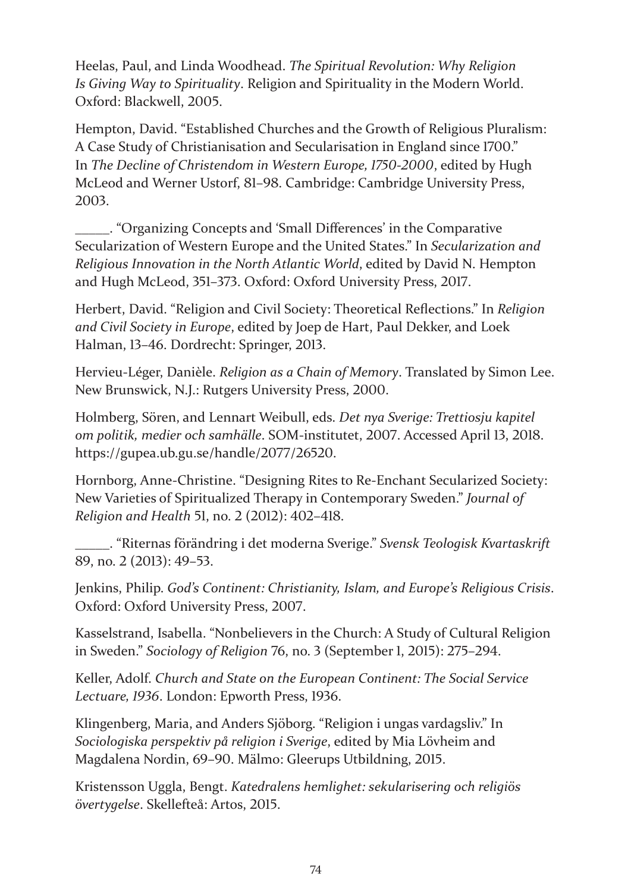Heelas, Paul, and Linda Woodhead. *The Spiritual Revolution: Why Religion Is Giving Way to Spirituality*. Religion and Spirituality in the Modern World. Oxford: Blackwell, 2005.

Hempton, David. "Established Churches and the Growth of Religious Pluralism: A Case Study of Christianisation and Secularisation in England since 1700." In *The Decline of Christendom in Western Europe, 1750-2000*, edited by Hugh McLeod and Werner Ustorf, 81–98. Cambridge: Cambridge University Press, 2003.

_____. "Organizing Concepts and 'Small Differences' in the Comparative Secularization of Western Europe and the United States." In *Secularization and Religious Innovation in the North Atlantic World*, edited by David N. Hempton and Hugh McLeod, 351–373. Oxford: Oxford University Press, 2017.

Herbert, David. "Religion and Civil Society: Theoretical Reflections." In *Religion and Civil Society in Europe*, edited by Joep de Hart, Paul Dekker, and Loek Halman, 13–46. Dordrecht: Springer, 2013.

Hervieu-Léger, Danièle. *Religion as a Chain of Memory*. Translated by Simon Lee. New Brunswick, N.J.: Rutgers University Press, 2000.

Holmberg, Sören, and Lennart Weibull, eds. *Det nya Sverige: Trettiosju kapitel om politik, medier och samhälle*. SOM-institutet, 2007. Accessed April 13, 2018. https://gupea.ub.gu.se/handle/2077/26520.

Hornborg, Anne-Christine. "Designing Rites to Re-Enchant Secularized Society: New Varieties of Spiritualized Therapy in Contemporary Sweden." *Journal of Religion and Health* 51, no. 2 (2012): 402–418.

_____. "Riternas förändring i det moderna Sverige." *Svensk Teologisk Kvartaskrift* 89, no. 2 (2013): 49–53.

Jenkins, Philip. *God's Continent: Christianity, Islam, and Europe's Religious Crisis*. Oxford: Oxford University Press, 2007.

Kasselstrand, Isabella. "Nonbelievers in the Church: A Study of Cultural Religion in Sweden." *Sociology of Religion* 76, no. 3 (September 1, 2015): 275–294.

Keller, Adolf. *Church and State on the European Continent: The Social Service Lectuare, 1936*. London: Epworth Press, 1936.

Klingenberg, Maria, and Anders Sjöborg. "Religion i ungas vardagsliv." In *Sociologiska perspektiv på religion i Sverige*, edited by Mia Lövheim and Magdalena Nordin, 69–90. Mälmo: Gleerups Utbildning, 2015.

Kristensson Uggla, Bengt. *Katedralens hemlighet: sekularisering och religiös övertygelse*. Skellefteå: Artos, 2015.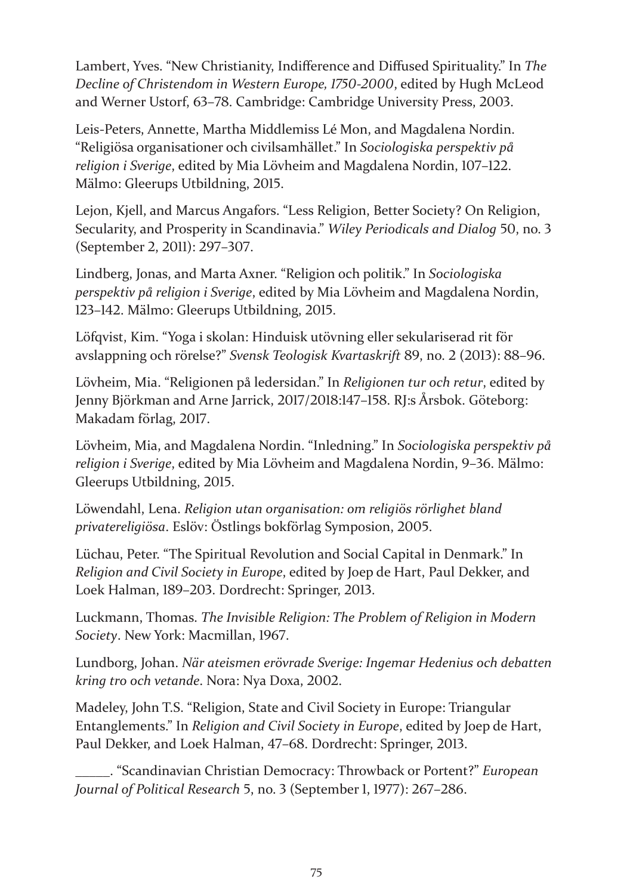Lambert, Yves. "New Christianity, Indifference and Diffused Spirituality." In *The Decline of Christendom in Western Europe, 1750-2000*, edited by Hugh McLeod and Werner Ustorf, 63–78. Cambridge: Cambridge University Press, 2003.

Leis-Peters, Annette, Martha Middlemiss Lé Mon, and Magdalena Nordin. "Religiösa organisationer och civilsamhället." In *Sociologiska perspektiv på religion i Sverige*, edited by Mia Lövheim and Magdalena Nordin, 107–122. Mälmo: Gleerups Utbildning, 2015.

Lejon, Kjell, and Marcus Angafors. "Less Religion, Better Society? On Religion, Secularity, and Prosperity in Scandinavia." *Wiley Periodicals and Dialog* 50, no. 3 (September 2, 2011): 297–307.

Lindberg, Jonas, and Marta Axner. "Religion och politik." In *Sociologiska perspektiv på religion i Sverige*, edited by Mia Lövheim and Magdalena Nordin, 123–142. Mälmo: Gleerups Utbildning, 2015.

Löfqvist, Kim. "Yoga i skolan: Hinduisk utövning eller sekulariserad rit för avslappning och rörelse?" *Svensk Teologisk Kvartaskrift* 89, no. 2 (2013): 88–96.

Lövheim, Mia. "Religionen på ledersidan." In *Religionen tur och retur*, edited by Jenny Björkman and Arne Jarrick, 2017/2018:147–158. RJ:s Årsbok. Göteborg: Makadam förlag, 2017.

Lövheim, Mia, and Magdalena Nordin. "Inledning." In *Sociologiska perspektiv på religion i Sverige*, edited by Mia Lövheim and Magdalena Nordin, 9–36. Mälmo: Gleerups Utbildning, 2015.

Löwendahl, Lena. *Religion utan organisation: om religiös rörlighet bland privatereligiösa*. Eslöv: Östlings bokförlag Symposion, 2005.

Lüchau, Peter. "The Spiritual Revolution and Social Capital in Denmark." In *Religion and Civil Society in Europe*, edited by Joep de Hart, Paul Dekker, and Loek Halman, 189–203. Dordrecht: Springer, 2013.

Luckmann, Thomas. *The Invisible Religion: The Problem of Religion in Modern Society*. New York: Macmillan, 1967.

Lundborg, Johan. *När ateismen erövrade Sverige: Ingemar Hedenius och debatten kring tro och vetande*. Nora: Nya Doxa, 2002.

Madeley, John T.S. "Religion, State and Civil Society in Europe: Triangular Entanglements." In *Religion and Civil Society in Europe*, edited by Joep de Hart, Paul Dekker, and Loek Halman, 47–68. Dordrecht: Springer, 2013.

_____. "Scandinavian Christian Democracy: Throwback or Portent?" *European Journal of Political Research* 5, no. 3 (September 1, 1977): 267–286.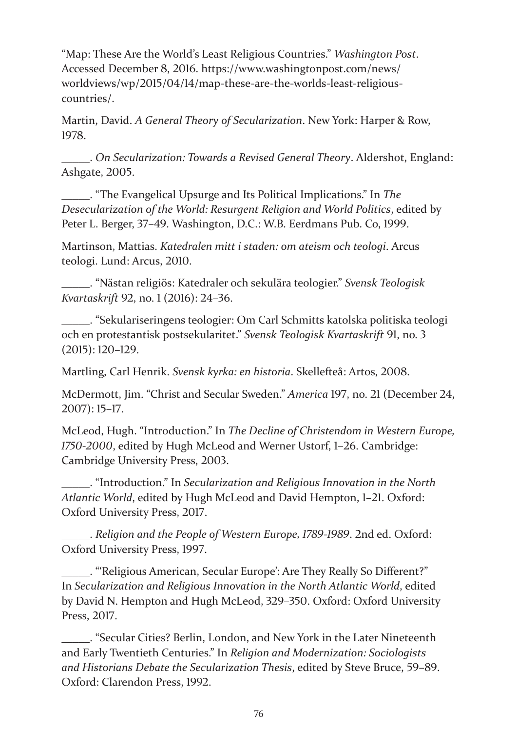"Map: These Are the World's Least Religious Countries." *Washington Post*. Accessed December 8, 2016. https://www.washingtonpost.com/news/worldviews/wp/2015/04/14/map-these-are-the-worlds-least-religious-countries/.

Martin, David. *A General Theory of Secularization*. New York: Harper & Row, 1978.

_____. *On Secularization: Towards a Revised General Theory*. Aldershot, England: Ashgate, 2005.

_____. "The Evangelical Upsurge and Its Political Implications." In *The Desecularization of the World: Resurgent Religion and World Politics*, edited by Peter L. Berger, 37–49. Washington, D.C.: W.B. Eerdmans Pub. Co, 1999.

Martinson, Mattias. *Katedralen mitt i staden: om ateism och teologi*. Arcus teologi. Lund: Arcus, 2010.

_____. "Nästan religiös: Katedraler och sekulära teologier." *Svensk Teologisk Kvartaskrift* 92, no. 1 (2016): 24–36.

_____. "Sekulariseringens teologier: Om Carl Schmitts katolska politiska teologi och en protestantisk postsekularitet." *Svensk Teologisk Kvartaskrift* 91, no. 3 (2015): 120–129.

Martling, Carl Henrik. *Svensk kyrka: en historia*. Skellefteå: Artos, 2008.

McDermott, Jim. "Christ and Secular Sweden." *America* 197, no. 21 (December 24, 2007): 15–17.

McLeod, Hugh. "Introduction." In *The Decline of Christendom in Western Europe, 1750-2000*, edited by Hugh McLeod and Werner Ustorf, 1–26. Cambridge: Cambridge University Press, 2003.

_____. "Introduction." In *Secularization and Religious Innovation in the North Atlantic World*, edited by Hugh McLeod and David Hempton, 1–21. Oxford: Oxford University Press, 2017.

_____. *Religion and the People of Western Europe, 1789-1989*. 2nd ed. Oxford: Oxford University Press, 1997.

_____. "'Religious American, Secular Europe': Are They Really So Different?" In *Secularization and Religious Innovation in the North Atlantic World*, edited by David N. Hempton and Hugh McLeod, 329–350. Oxford: Oxford University Press, 2017.

_____. "Secular Cities? Berlin, London, and New York in the Later Nineteenth and Early Twentieth Centuries." In *Religion and Modernization: Sociologists and Historians Debate the Secularization Thesis*, edited by Steve Bruce, 59–89. Oxford: Clarendon Press, 1992.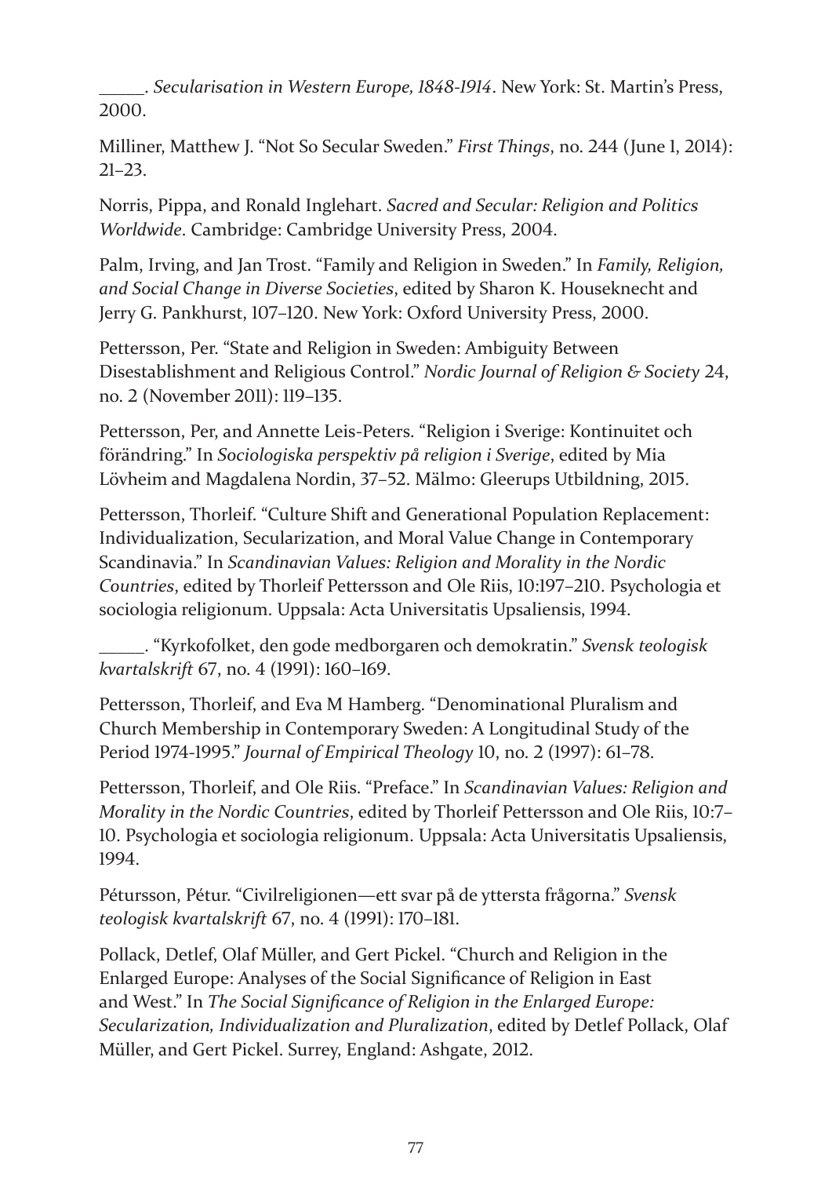_____. *Secularisation in Western Europe, 1848-1914*. New York: St. Martin's Press, 2000.

Milliner, Matthew J. "Not So Secular Sweden." *First Things*, no. 244 (June 1, 2014): 21–23.

Norris, Pippa, and Ronald Inglehart. *Sacred and Secular: Religion and Politics Worldwide*. Cambridge: Cambridge University Press, 2004.

Palm, Irving, and Jan Trost. "Family and Religion in Sweden." In *Family, Religion, and Social Change in Diverse Societies*, edited by Sharon K. Houseknecht and Jerry G. Pankhurst, 107–120. New York: Oxford University Press, 2000.

Pettersson, Per. "State and Religion in Sweden: Ambiguity Between Disestablishment and Religious Control." *Nordic Journal of Religion & Society* 24, no. 2 (November 2011): 119–135.

Pettersson, Per, and Annette Leis-Peters. "Religion i Sverige: Kontinuitet och förändring." In *Sociologiska perspektiv på religion i Sverige*, edited by Mia Lövheim and Magdalena Nordin, 37–52. Mälmo: Gleerups Utbildning, 2015.

Pettersson, Thorleif. "Culture Shift and Generational Population Replacement: Individualization, Secularization, and Moral Value Change in Contemporary Scandinavia." In *Scandinavian Values: Religion and Morality in the Nordic Countries*, edited by Thorleif Pettersson and Ole Riis, 10:197–210. Psychologia et sociologia religionum. Uppsala: Acta Universitatis Upsaliensis, 1994.

_____. "Kyrkofolket, den gode medborgaren och demokratin." *Svensk teologisk kvartalskrift* 67, no. 4 (1991): 160–169.

Pettersson, Thorleif, and Eva M Hamberg. "Denominational Pluralism and Church Membership in Contemporary Sweden: A Longitudinal Study of the Period 1974-1995." *Journal of Empirical Theology* 10, no. 2 (1997): 61–78.

Pettersson, Thorleif, and Ole Riis. "Preface." In *Scandinavian Values: Religion and Morality in the Nordic Countries*, edited by Thorleif Pettersson and Ole Riis, 10:7–10. Psychologia et sociologia religionum. Uppsala: Acta Universitatis Upsaliensis, 1994.

Pétursson, Pétur. "Civilreligionen—ett svar på de yttersta frågorna." *Svensk teologisk kvartalskrift* 67, no. 4 (1991): 170–181.

Pollack, Detlef, Olaf Müller, and Gert Pickel. "Church and Religion in the Enlarged Europe: Analyses of the Social Significance of Religion in East and West." In *The Social Significance of Religion in the Enlarged Europe: Secularization, Individualization and Pluralization*, edited by Detlef Pollack, Olaf Müller, and Gert Pickel. Surrey, England: Ashgate, 2012.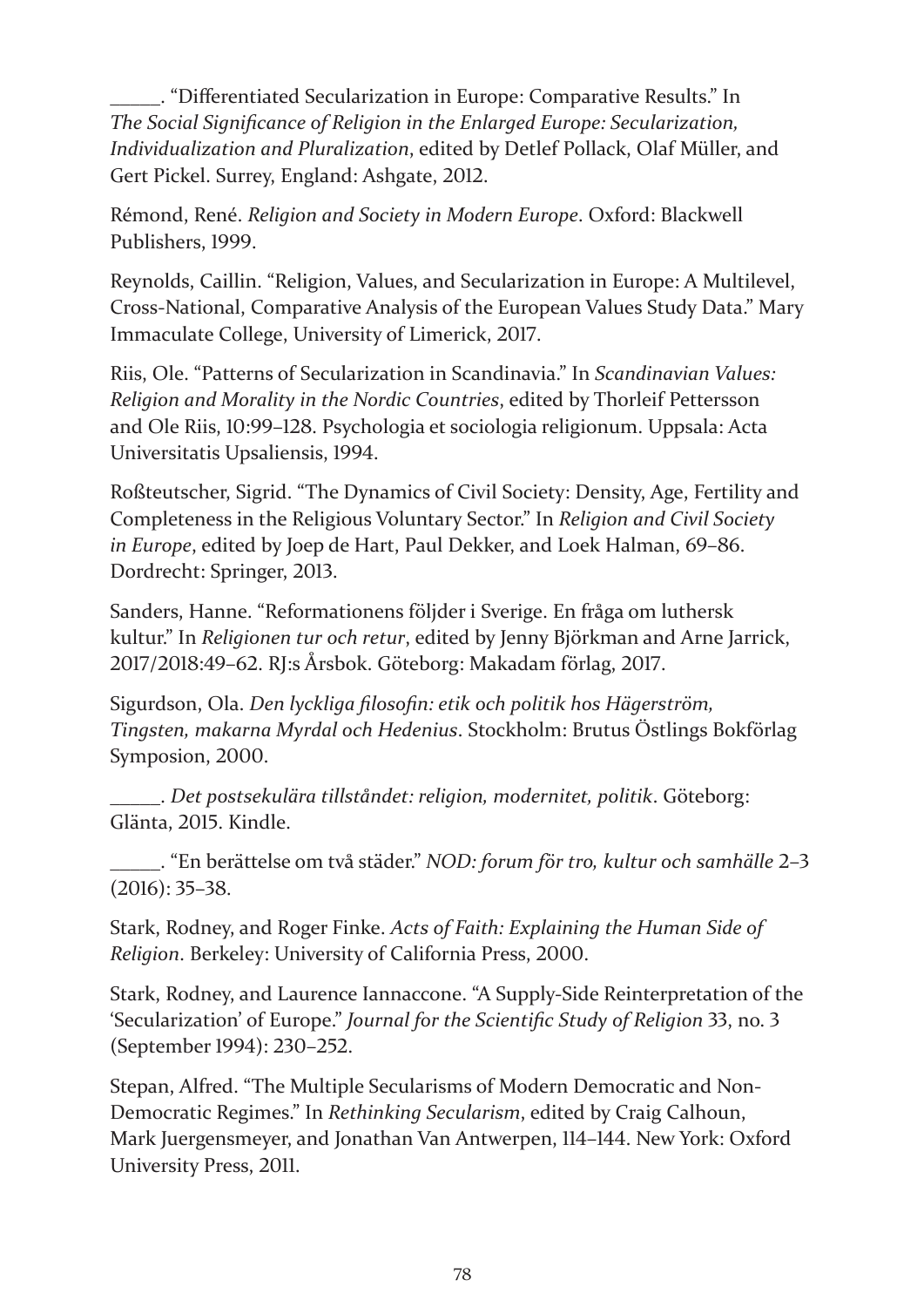\_\_\_\_\_. “Differentiated Secularization in Europe: Comparative Results.” In *The Social Significance of Religion in the Enlarged Europe: Secularization, Individualization and Pluralization*, edited by Detlef Pollack, Olaf Müller, and Gert Pickel. Surrey, England: Ashgate, 2012.

Rémond, René. *Religion and Society in Modern Europe*. Oxford: Blackwell Publishers, 1999.

Reynolds, Caillin. “Religion, Values, and Secularization in Europe: A Multilevel, Cross-National, Comparative Analysis of the European Values Study Data.” Mary Immaculate College, University of Limerick, 2017.

Riis, Ole. “Patterns of Secularization in Scandinavia.” In *Scandinavian Values: Religion and Morality in the Nordic Countries*, edited by Thorleif Pettersson and Ole Riis, 10:99–128. Psychologia et sociologia religionum. Uppsala: Acta Universitatis Upsaliensis, 1994.

Roßteutscher, Sigrid. “The Dynamics of Civil Society: Density, Age, Fertility and Completeness in the Religious Voluntary Sector.” In *Religion and Civil Society in Europe*, edited by Joep de Hart, Paul Dekker, and Loek Halman, 69–86. Dordrecht: Springer, 2013.

Sanders, Hanne. “Reformationens följder i Sverige. En fråga om luthersk kultur.” In *Religionen tur och retur*, edited by Jenny Björkman and Arne Jarrick, 2017/2018:49–62. RJ:s Årsbok. Göteborg: Makadam förlag, 2017.

Sigurdson, Ola. *Den lyckliga filosofin: etik och politik hos Hägerström, Tingsten, makarna Myrdal och Hedenius*. Stockholm: Brutus Östlings Bokförlag Symposion, 2000.

\_\_\_\_\_. *Det postsekulära tillståndet: religion, modernitet, politik*. Göteborg: Glänta, 2015. Kindle.

\_\_\_\_\_. “En berättelse om två städer.” *NOD: forum för tro, kultur och samhälle* 2–3 (2016): 35–38.

Stark, Rodney, and Roger Finke. *Acts of Faith: Explaining the Human Side of Religion*. Berkeley: University of California Press, 2000.

Stark, Rodney, and Laurence Iannaccone. “A Supply-Side Reinterpretation of the ‘Secularization’ of Europe.” *Journal for the Scientific Study of Religion* 33, no. 3 (September 1994): 230–252.

Stepan, Alfred. “The Multiple Secularisms of Modern Democratic and Non-Democratic Regimes.” In *Rethinking Secularism*, edited by Craig Calhoun, Mark Juergensmeyer, and Jonathan Van Antwerpen, 114–144. New York: Oxford University Press, 2011.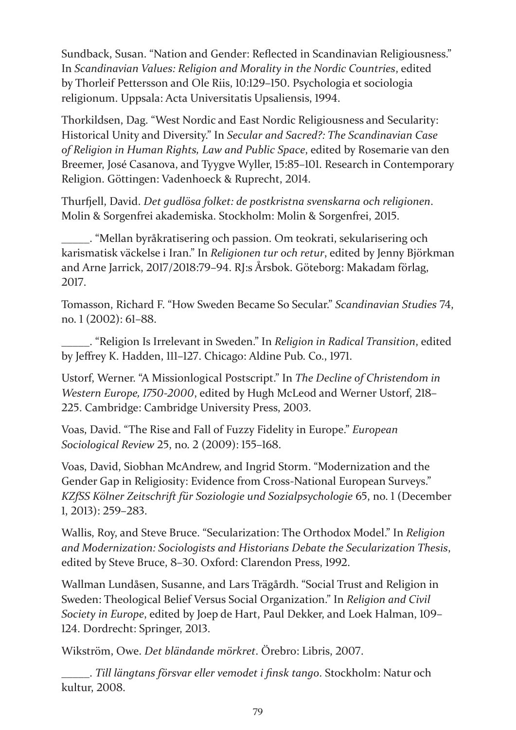Sundback, Susan. "Nation and Gender: Reflected in Scandinavian Religiousness." In *Scandinavian Values: Religion and Morality in the Nordic Countries*, edited by Thorleif Pettersson and Ole Riis, 10:129–150. Psychologia et sociologia religionum. Uppsala: Acta Universitatis Upsaliensis, 1994.

Thorkildsen, Dag. "West Nordic and East Nordic Religiousness and Secularity: Historical Unity and Diversity." In *Secular and Sacred?: The Scandinavian Case of Religion in Human Rights, Law and Public Space*, edited by Rosemarie van den Breemer, José Casanova, and Tyygve Wyller, 15:85–101. Research in Contemporary Religion. Göttingen: Vadenhoeck & Ruprecht, 2014.

Thurfjell, David. *Det gudlösa folket: de postkristna svenskarna och religionen*. Molin & Sorgenfrei akademiska. Stockholm: Molin & Sorgenfrei, 2015.

\_\_\_\_\_. "Mellan byråkratisering och passion. Om teokrati, sekularisering och karismatisk väckelse i Iran." In *Religionen tur och retur*, edited by Jenny Björkman and Arne Jarrick, 2017/2018:79–94. RJ:s Årsbok. Göteborg: Makadam förlag, 2017.

Tomasson, Richard F. "How Sweden Became So Secular." *Scandinavian Studies* 74, no. 1 (2002): 61–88.

\_\_\_\_\_. "Religion Is Irrelevant in Sweden." In *Religion in Radical Transition*, edited by Jeffrey K. Hadden, 111–127. Chicago: Aldine Pub. Co., 1971.

Ustorf, Werner. "A Missionlogical Postscript." In *The Decline of Christendom in Western Europe, 1750-2000*, edited by Hugh McLeod and Werner Ustorf, 218–225. Cambridge: Cambridge University Press, 2003.

Voas, David. "The Rise and Fall of Fuzzy Fidelity in Europe." *European Sociological Review* 25, no. 2 (2009): 155–168.

Voas, David, Siobhan McAndrew, and Ingrid Storm. "Modernization and the Gender Gap in Religiosity: Evidence from Cross-National European Surveys." *KZfSS Kölner Zeitschrift für Soziologie und Sozialpsychologie* 65, no. 1 (December 1, 2013): 259–283.

Wallis, Roy, and Steve Bruce. "Secularization: The Orthodox Model." In *Religion and Modernization: Sociologists and Historians Debate the Secularization Thesis*, edited by Steve Bruce, 8–30. Oxford: Clarendon Press, 1992.

Wallman Lundåsen, Susanne, and Lars Trägårdh. "Social Trust and Religion in Sweden: Theological Belief Versus Social Organization." In *Religion and Civil Society in Europe*, edited by Joep de Hart, Paul Dekker, and Loek Halman, 109–124. Dordrecht: Springer, 2013.

Wikström, Owe. *Det bländande mörkret*. Örebro: Libris, 2007.

\_\_\_\_\_. *Till längtans försvar eller vemodet i finsk tango*. Stockholm: Natur och kultur, 2008.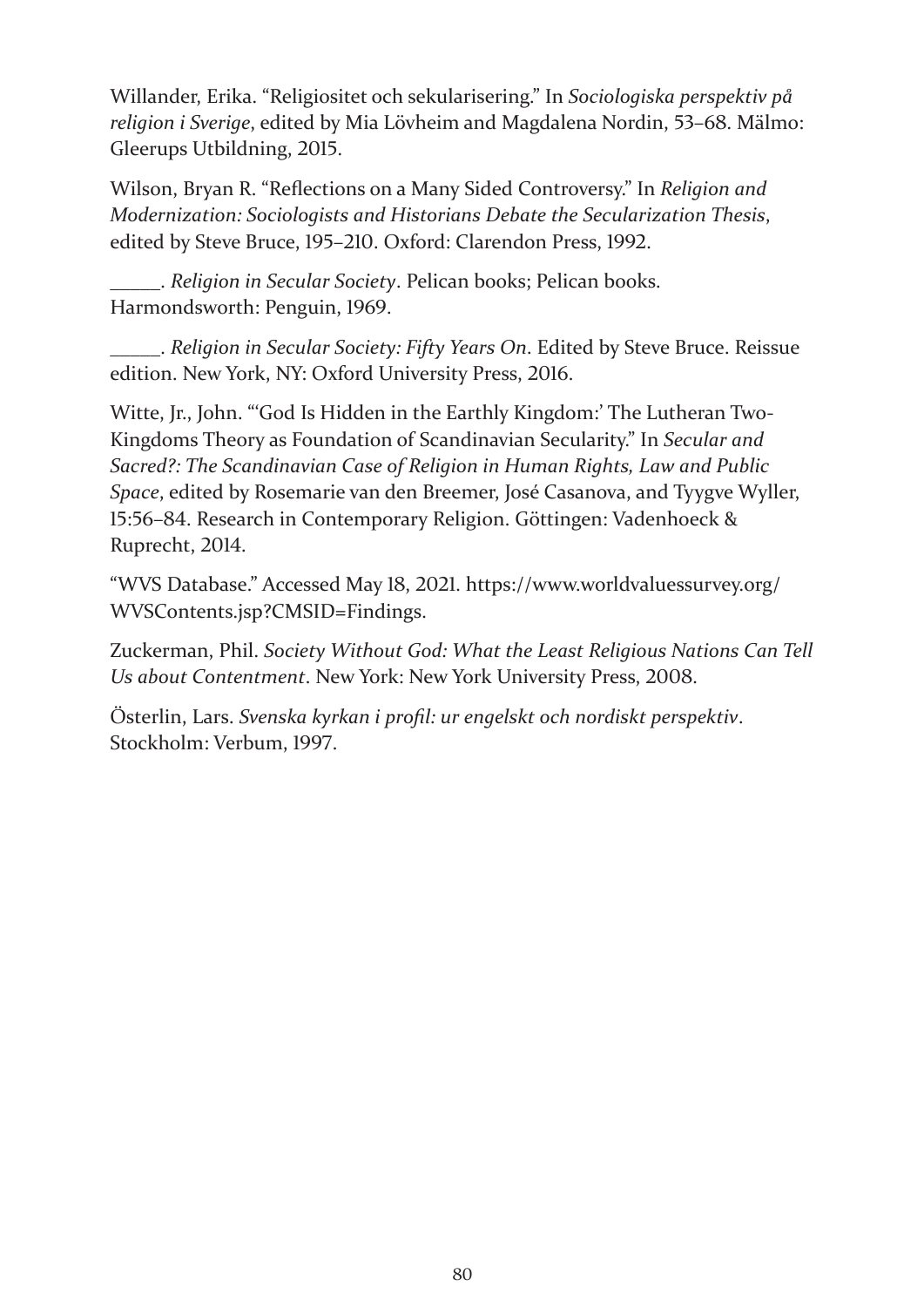Willander, Erika. “Religiositet och sekularisering.” In *Sociologiska perspektiv på religion i Sverige*, edited by Mia Lövheim and Magdalena Nordin, 53–68. Mälmo: Gleerups Utbildning, 2015.

Wilson, Bryan R. “Reflections on a Many Sided Controversy.” In *Religion and Modernization: Sociologists and Historians Debate the Secularization Thesis*, edited by Steve Bruce, 195–210. Oxford: Clarendon Press, 1992.

\_\_\_\_\_. *Religion in Secular Society*. Pelican books; Pelican books. Harmondsworth: Penguin, 1969.

\_\_\_\_\_. *Religion in Secular Society: Fifty Years On*. Edited by Steve Bruce. Reissue edition. New York, NY: Oxford University Press, 2016.

Witte, Jr., John. “‘God Is Hidden in the Earthly Kingdom:’ The Lutheran Two-Kingdoms Theory as Foundation of Scandinavian Secularity.” In *Secular and Sacred?: The Scandinavian Case of Religion in Human Rights, Law and Public Space*, edited by Rosemarie van den Breemer, José Casanova, and Tyygve Wyller, 15:56–84. Research in Contemporary Religion. Göttingen: Vadenhoeck & Ruprecht, 2014.

“WVS Database.” Accessed May 18, 2021. https://www.worldvaluessurvey.org/WVSContents.jsp?CMSID=Findings.

Zuckerman, Phil. *Society Without God: What the Least Religious Nations Can Tell Us about Contentment*. New York: New York University Press, 2008.

Österlin, Lars. *Svenska kyrkan i profil: ur engelskt och nordiskt perspektiv*. Stockholm: Verbum, 1997.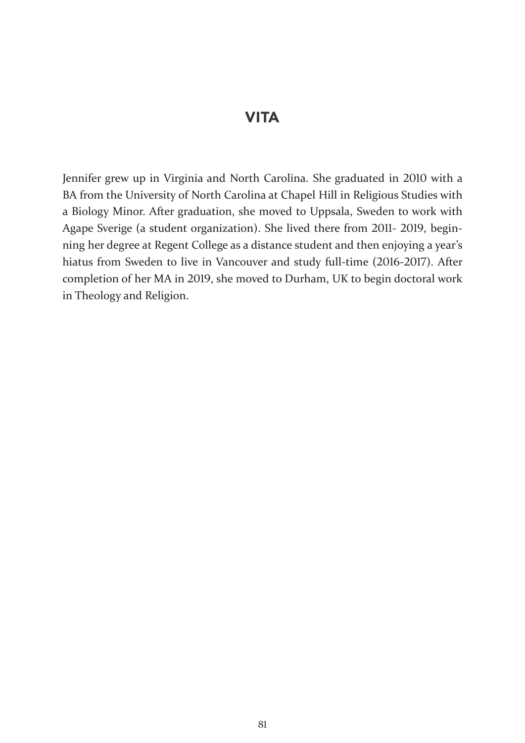## VITA

Jennifer grew up in Virginia and North Carolina. She graduated in 2010 with a BA from the University of North Carolina at Chapel Hill in Religious Studies with a Biology Minor. After graduation, she moved to Uppsala, Sweden to work with Agape Sverige (a student organization). She lived there from 2011- 2019, beginning her degree at Regent College as a distance student and then enjoying a year's hiatus from Sweden to live in Vancouver and study full-time (2016-2017). After completion of her MA in 2019, she moved to Durham, UK to begin doctoral work in Theology and Religion.